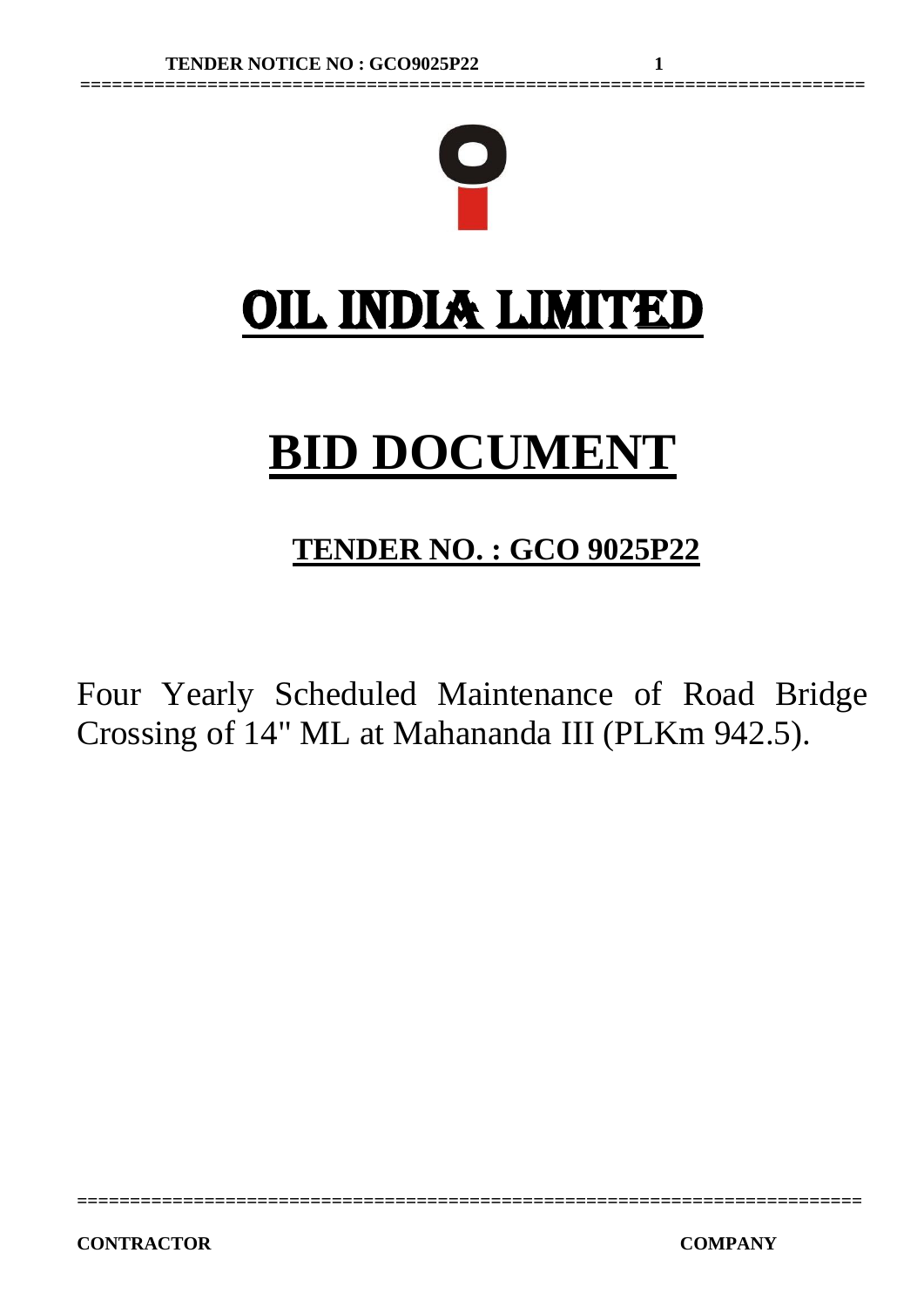# OIL INDIA LIMITED

# BID DOCUMENT

## TENDER NO. : GCO 9025P22

Four Yearly Scheduled Maintenance of Road Bridge Crossing of 14" ML at Mahananda III (PLKm 942.5).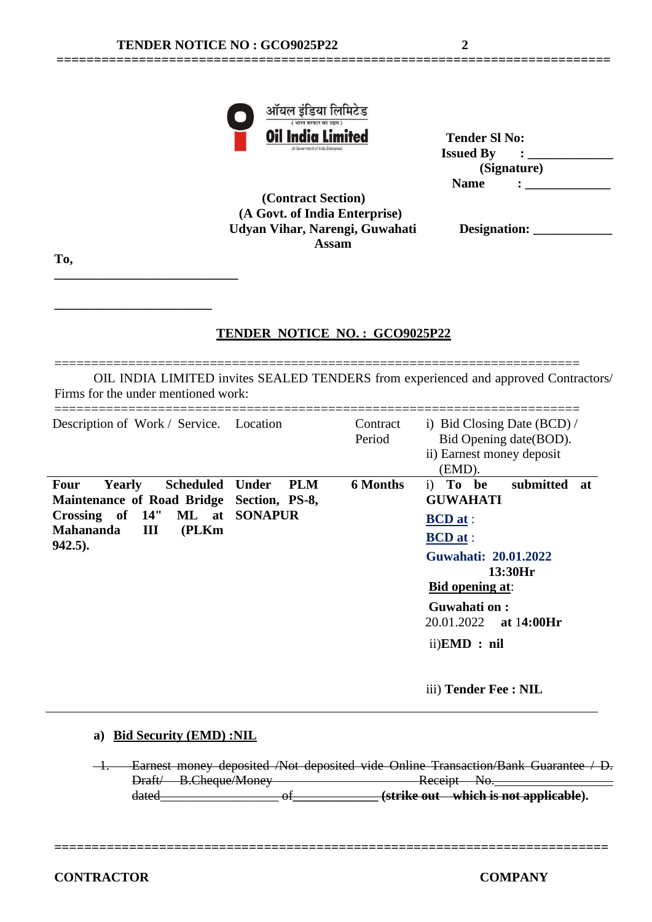ऑयल इंडिया लिमिटेड
( भारत सरकार का उद्यम )
**Oil India Limited**
(A Government of India Enterprise)

**Tender Sl No:**
**Issued By : \_\_\_\_\_\_\_\_\_\_\_\_**
**(Signature)**
**Name : \_\_\_\_\_\_\_\_\_\_\_\_**

**(Contract Section)**
**(A Govt. of India Enterprise)**
**Udyan Vihar, Narengi, Guwahati**
**Assam**

**Designation: \_\_\_\_\_\_\_\_\_\_\_\_**

**To,**

\_\_\_\_\_\_\_\_\_\_\_\_\_\_\_\_\_\_\_\_\_\_\_\_\_\_\_\_

\_\_\_\_\_\_\_\_\_\_\_\_\_\_\_\_\_\_\_\_\_\_\_\_

## TENDER NOTICE NO. : GCO9025P22

OIL INDIA LIMITED invites SEALED TENDERS from experienced and approved Contractors/ Firms for the under mentioned work:

| Description of Work / Service. | Location | Contract Period | i) Bid Closing Date (BCD) / Bid Opening date(BOD). ii) Earnest money deposit (EMD). |
|---|---|---|---|
| **Four Yearly Scheduled Maintenance of Road Bridge Crossing of 14" ML at Mahananda III (PLKm 942.5).** | **Under PLM Section, PS-8, SONAPUR** | **6 Months** | i) **To be submitted at GUWAHATI** <br> **BCD at** : <br> **BCD at** : <br> **Guwahati: 20.01.2022 13:30Hr** <br> **Bid opening at**: <br> **Guwahati on :** 20.01.2022 **at 14:00Hr** <br> ii)**EMD : nil** <br> iii) **Tender Fee : NIL** |

a) **Bid Security (EMD) :NIL**

~~1. Earnest money deposited /Not deposited vide Online Transaction/Bank Guarantee / D. Draft/ B.Cheque/Money Receipt No.\_\_\_\_\_\_\_\_\_\_\_\_\_\_\_\_\_ dated\_\_\_\_\_\_\_\_\_\_\_\_\_\_\_\_\_ of\_\_\_\_\_\_\_\_\_\_\_\_\_ **(strike out which is not applicable)**.~~

**CONTRACTOR** **COMPANY**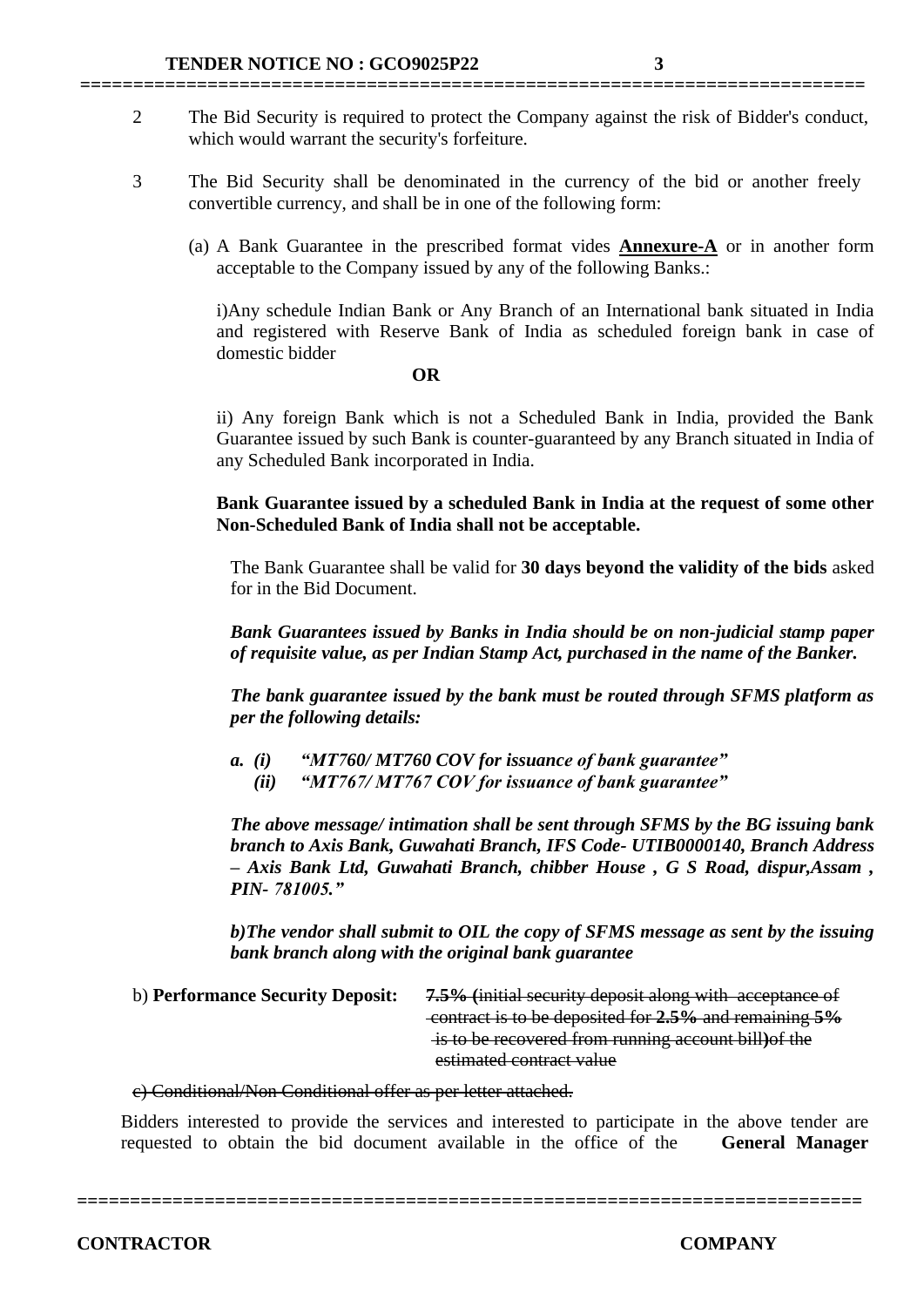2 The Bid Security is required to protect the Company against the risk of Bidder's conduct, which would warrant the security's forfeiture.

3 The Bid Security shall be denominated in the currency of the bid or another freely convertible currency, and shall be in one of the following form:

(a) A Bank Guarantee in the prescribed format vides **Annexure-A** or in another form acceptable to the Company issued by any of the following Banks.:

i)Any schedule Indian Bank or Any Branch of an International bank situated in India and registered with Reserve Bank of India as scheduled foreign bank in case of domestic bidder

**OR**

ii) Any foreign Bank which is not a Scheduled Bank in India, provided the Bank Guarantee issued by such Bank is counter-guaranteed by any Branch situated in India of any Scheduled Bank incorporated in India.

**Bank Guarantee issued by a scheduled Bank in India at the request of some other Non-Scheduled Bank of India shall not be acceptable.**

The Bank Guarantee shall be valid for **30 days beyond the validity of the bids** asked for in the Bid Document.

***Bank Guarantees issued by Banks in India should be on non-judicial stamp paper of requisite value, as per Indian Stamp Act, purchased in the name of the Banker.***

***The bank guarantee issued by the bank must be routed through SFMS platform as per the following details:***

***a. (i) "MT760/ MT760 COV for issuance of bank guarantee"***
***(ii) "MT767/ MT767 COV for issuance of bank guarantee"***

***The above message/ intimation shall be sent through SFMS by the BG issuing bank branch to Axis Bank, Guwahati Branch, IFS Code- UTIB0000140, Branch Address – Axis Bank Ltd, Guwahati Branch, chibber House , G S Road, dispur,Assam , PIN- 781005."***

***b)The vendor shall submit to OIL the copy of SFMS message as sent by the issuing bank branch along with the original bank guarantee***

b) **Performance Security Deposit:** ~~**7.5% (**initial security deposit along with acceptance of contract is to be deposited for **2.5%** and remaining **5%** is to be recovered from running account bill**)**of the estimated contract value~~

~~c) Conditional/Non Conditional offer as per letter attached.~~

Bidders interested to provide the services and interested to participate in the above tender are requested to obtain the bid document available in the office of the **General Manager**

**CONTRACTOR** **COMPANY**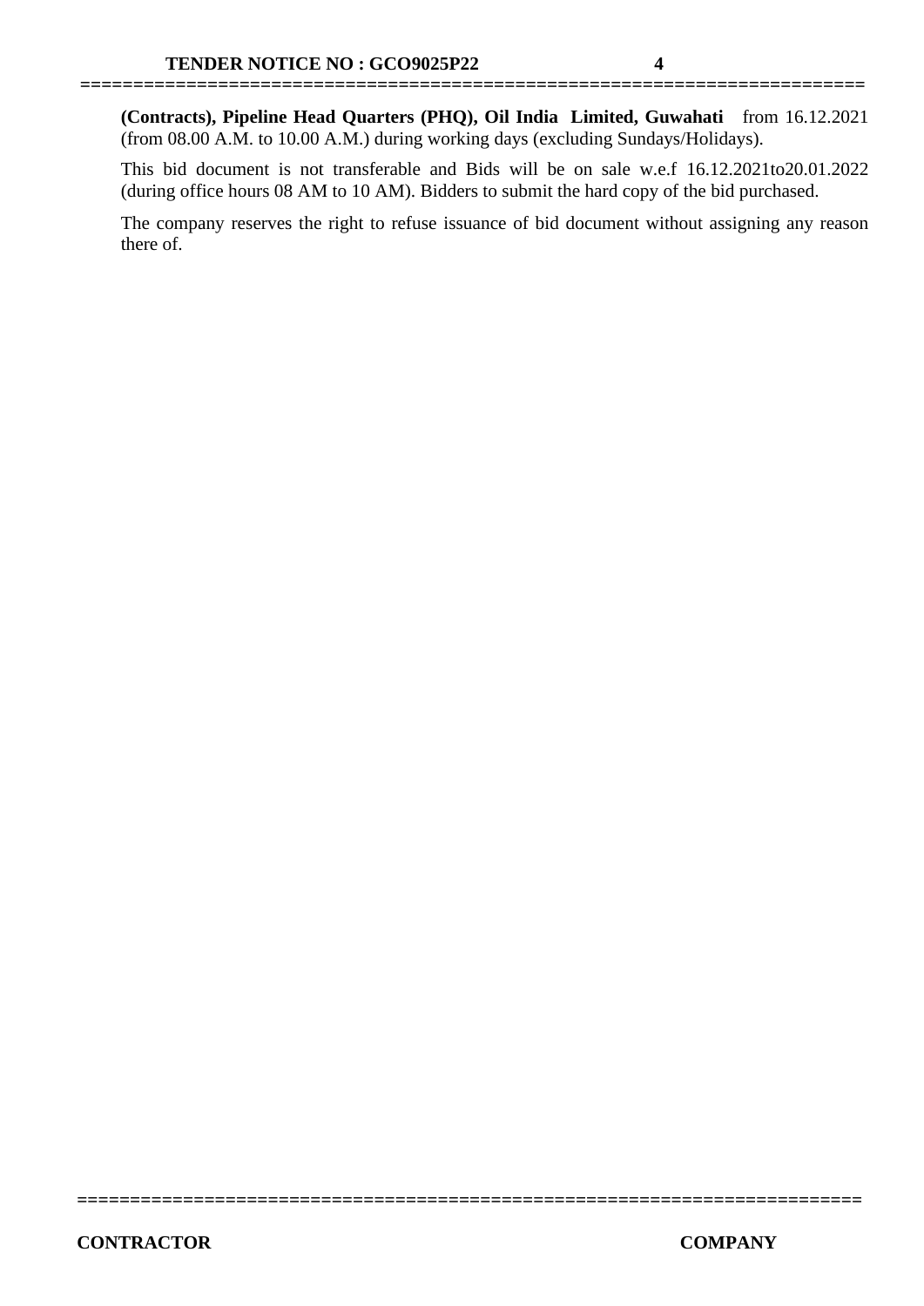**(Contracts), Pipeline Head Quarters (PHQ), Oil India Limited, Guwahati** from 16.12.2021 (from 08.00 A.M. to 10.00 A.M.) during working days (excluding Sundays/Holidays).

This bid document is not transferable and Bids will be on sale w.e.f 16.12.2021to20.01.2022 (during office hours 08 AM to 10 AM). Bidders to submit the hard copy of the bid purchased.

The company reserves the right to refuse issuance of bid document without assigning any reason there of.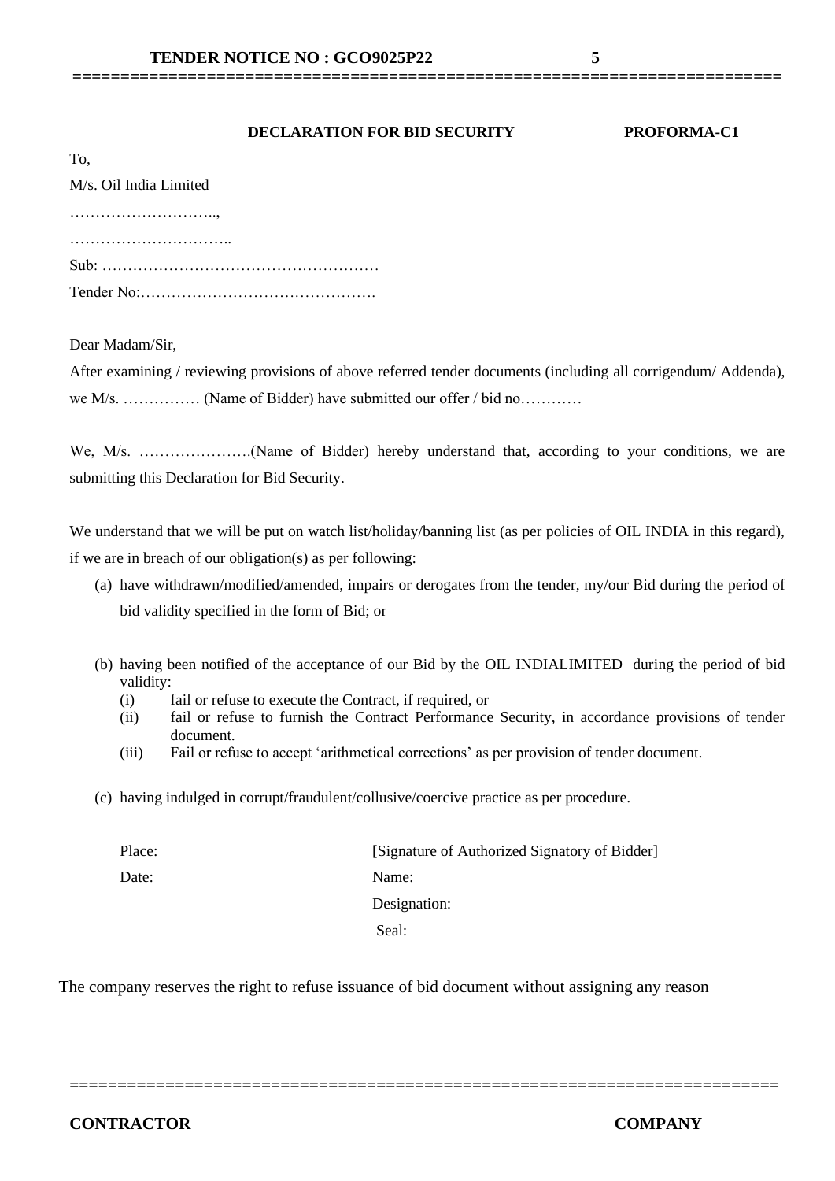**DECLARATION FOR BID SECURITY** **PROFORMA-C1**

To,

M/s. Oil India Limited

………………………..,

…………………………..

Sub: ……………………………………………….

Tender No:……………………………………….

Dear Madam/Sir,

After examining / reviewing provisions of above referred tender documents (including all corrigendum/ Addenda), we M/s. …………… (Name of Bidder) have submitted our offer / bid no…………

We, M/s. ………………….(Name of Bidder) hereby understand that, according to your conditions, we are submitting this Declaration for Bid Security.

We understand that we will be put on watch list/holiday/banning list (as per policies of OIL INDIA in this regard), if we are in breach of our obligation(s) as per following:

(a) have withdrawn/modified/amended, impairs or derogates from the tender, my/our Bid during the period of bid validity specified in the form of Bid; or

(b) having been notified of the acceptance of our Bid by the OIL INDIALIMITED during the period of bid validity:
   (i) fail or refuse to execute the Contract, if required, or
   (ii) fail or refuse to furnish the Contract Performance Security, in accordance provisions of tender document.
   (iii) Fail or refuse to accept 'arithmetical corrections' as per provision of tender document.

(c) having indulged in corrupt/fraudulent/collusive/coercive practice as per procedure.

Place: [Signature of Authorized Signatory of Bidder]

Date: Name:

Designation:

Seal:

The company reserves the right to refuse issuance of bid document without assigning any reason

**CONTRACTOR** **COMPANY**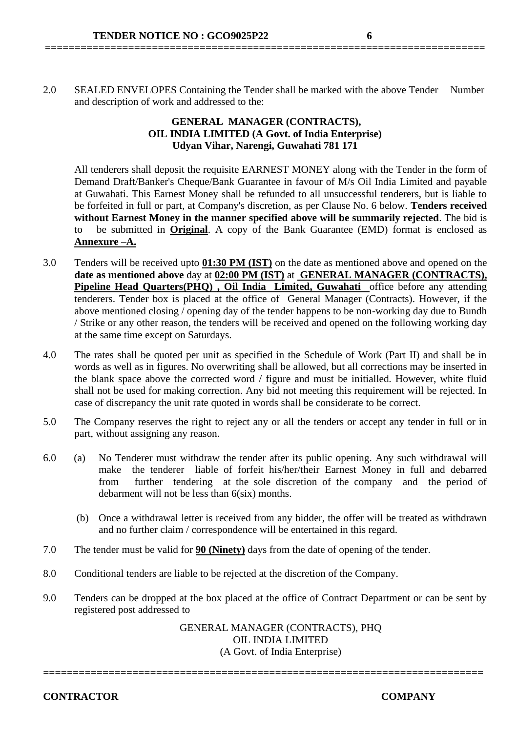2.0 SEALED ENVELOPES Containing the Tender shall be marked with the above Tender Number and description of work and addressed to the:

**GENERAL MANAGER (CONTRACTS),**
**OIL INDIA LIMITED (A Govt. of India Enterprise)**
**Udyan Vihar, Narengi, Guwahati 781 171**

All tenderers shall deposit the requisite EARNEST MONEY along with the Tender in the form of Demand Draft/Banker's Cheque/Bank Guarantee in favour of M/s Oil India Limited and payable at Guwahati. This Earnest Money shall be refunded to all unsuccessful tenderers, but is liable to be forfeited in full or part, at Company's discretion, as per Clause No. 6 below. **Tenders received without Earnest Money in the manner specified above will be summarily rejected**. The bid is to be submitted in **Original**. A copy of the Bank Guarantee (EMD) format is enclosed as **Annexure –A.**

3.0 Tenders will be received upto **01:30 PM (IST)** on the date as mentioned above and opened on the **date as mentioned above** day at **02:00 PM (IST)** at **GENERAL MANAGER (CONTRACTS), Pipeline Head Quarters(PHQ) , Oil India Limited, Guwahati** office before any attending tenderers. Tender box is placed at the office of General Manager (Contracts). However, if the above mentioned closing / opening day of the tender happens to be non-working day due to Bundh / Strike or any other reason, the tenders will be received and opened on the following working day at the same time except on Saturdays.

4.0 The rates shall be quoted per unit as specified in the Schedule of Work (Part II) and shall be in words as well as in figures. No overwriting shall be allowed, but all corrections may be inserted in the blank space above the corrected word / figure and must be initialled. However, white fluid shall not be used for making correction. Any bid not meeting this requirement will be rejected. In case of discrepancy the unit rate quoted in words shall be considerate to be correct.

5.0 The Company reserves the right to reject any or all the tenders or accept any tender in full or in part, without assigning any reason.

6.0 (a) No Tenderer must withdraw the tender after its public opening. Any such withdrawal will make the tenderer liable of forfeit his/her/their Earnest Money in full and debarred from further tendering at the sole discretion of the company and the period of debarment will not be less than 6(six) months.

(b) Once a withdrawal letter is received from any bidder, the offer will be treated as withdrawn and no further claim / correspondence will be entertained in this regard.

7.0 The tender must be valid for **90 (Ninety)** days from the date of opening of the tender.

8.0 Conditional tenders are liable to be rejected at the discretion of the Company.

9.0 Tenders can be dropped at the box placed at the office of Contract Department or can be sent by registered post addressed to

GENERAL MANAGER (CONTRACTS), PHQ
OIL INDIA LIMITED
(A Govt. of India Enterprise)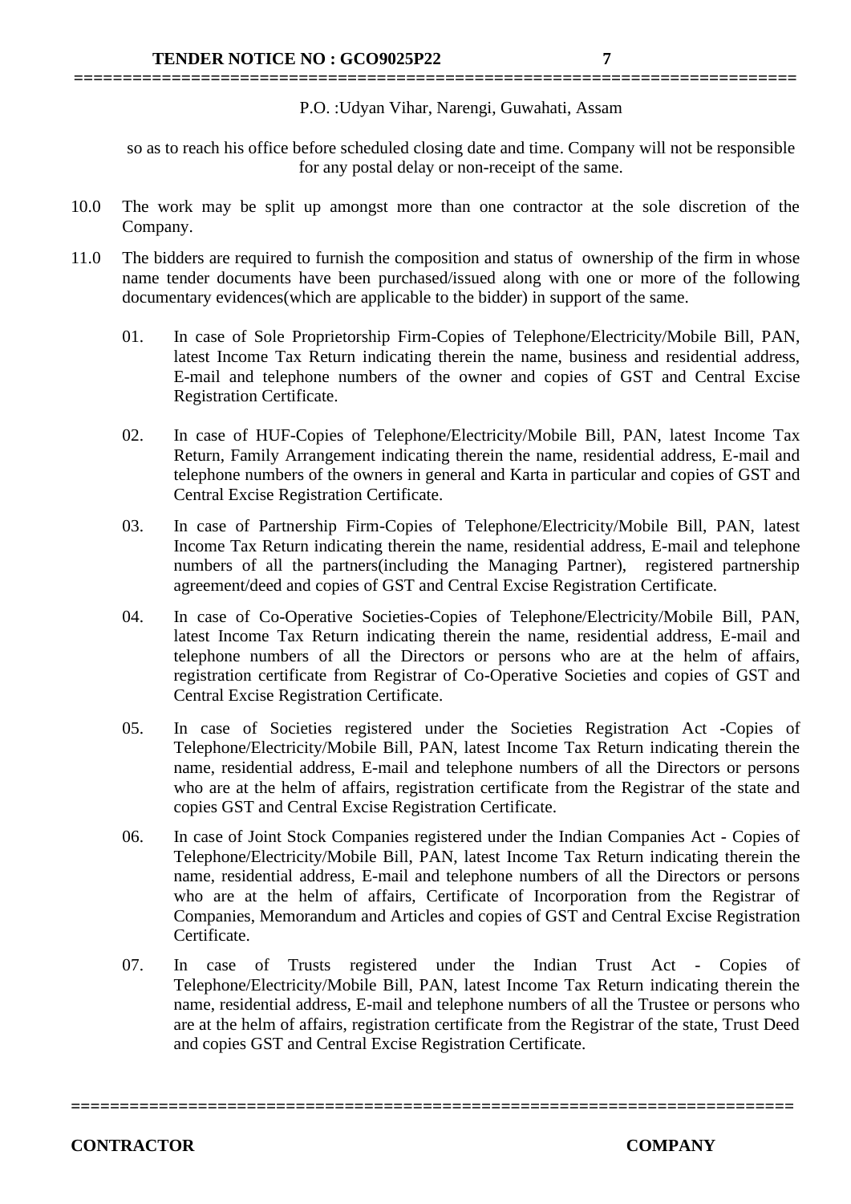P.O. :Udyan Vihar, Narengi, Guwahati, Assam

so as to reach his office before scheduled closing date and time. Company will not be responsible for any postal delay or non-receipt of the same.

10.0 The work may be split up amongst more than one contractor at the sole discretion of the Company.

11.0 The bidders are required to furnish the composition and status of ownership of the firm in whose name tender documents have been purchased/issued along with one or more of the following documentary evidences(which are applicable to the bidder) in support of the same.

01. In case of Sole Proprietorship Firm-Copies of Telephone/Electricity/Mobile Bill, PAN, latest Income Tax Return indicating therein the name, business and residential address, E-mail and telephone numbers of the owner and copies of GST and Central Excise Registration Certificate.

02. In case of HUF-Copies of Telephone/Electricity/Mobile Bill, PAN, latest Income Tax Return, Family Arrangement indicating therein the name, residential address, E-mail and telephone numbers of the owners in general and Karta in particular and copies of GST and Central Excise Registration Certificate.

03. In case of Partnership Firm-Copies of Telephone/Electricity/Mobile Bill, PAN, latest Income Tax Return indicating therein the name, residential address, E-mail and telephone numbers of all the partners(including the Managing Partner), registered partnership agreement/deed and copies of GST and Central Excise Registration Certificate.

04. In case of Co-Operative Societies-Copies of Telephone/Electricity/Mobile Bill, PAN, latest Income Tax Return indicating therein the name, residential address, E-mail and telephone numbers of all the Directors or persons who are at the helm of affairs, registration certificate from Registrar of Co-Operative Societies and copies of GST and Central Excise Registration Certificate.

05. In case of Societies registered under the Societies Registration Act -Copies of Telephone/Electricity/Mobile Bill, PAN, latest Income Tax Return indicating therein the name, residential address, E-mail and telephone numbers of all the Directors or persons who are at the helm of affairs, registration certificate from the Registrar of the state and copies GST and Central Excise Registration Certificate.

06. In case of Joint Stock Companies registered under the Indian Companies Act - Copies of Telephone/Electricity/Mobile Bill, PAN, latest Income Tax Return indicating therein the name, residential address, E-mail and telephone numbers of all the Directors or persons who are at the helm of affairs, Certificate of Incorporation from the Registrar of Companies, Memorandum and Articles and copies of GST and Central Excise Registration Certificate.

07. In case of Trusts registered under the Indian Trust Act - Copies of Telephone/Electricity/Mobile Bill, PAN, latest Income Tax Return indicating therein the name, residential address, E-mail and telephone numbers of all the Trustee or persons who are at the helm of affairs, registration certificate from the Registrar of the state, Trust Deed and copies GST and Central Excise Registration Certificate.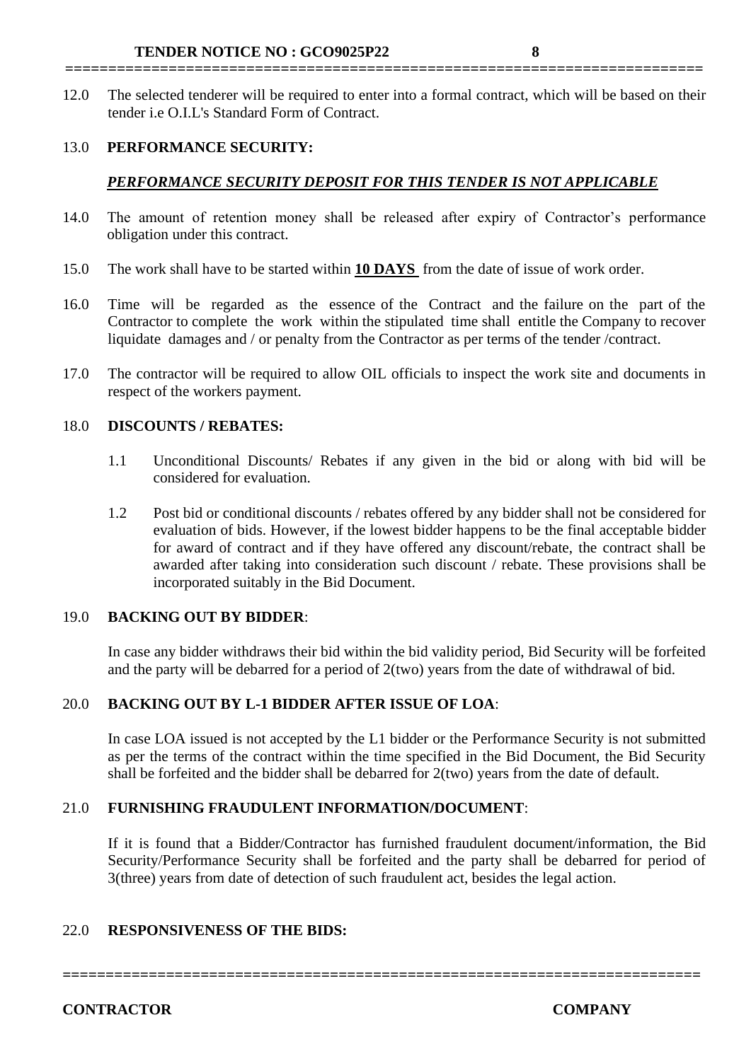12.0 The selected tenderer will be required to enter into a formal contract, which will be based on their tender i.e O.I.L's Standard Form of Contract.

13.0 **PERFORMANCE SECURITY:**

***PERFORMANCE SECURITY DEPOSIT FOR THIS TENDER IS NOT APPLICABLE***

14.0 The amount of retention money shall be released after expiry of Contractor's performance obligation under this contract.

15.0 The work shall have to be started within **10 DAYS** from the date of issue of work order.

16.0 Time will be regarded as the essence of the Contract and the failure on the part of the Contractor to complete the work within the stipulated time shall entitle the Company to recover liquidate damages and / or penalty from the Contractor as per terms of the tender /contract.

17.0 The contractor will be required to allow OIL officials to inspect the work site and documents in respect of the workers payment.

18.0 **DISCOUNTS / REBATES:**

1.1 Unconditional Discounts/ Rebates if any given in the bid or along with bid will be considered for evaluation.

1.2 Post bid or conditional discounts / rebates offered by any bidder shall not be considered for evaluation of bids. However, if the lowest bidder happens to be the final acceptable bidder for award of contract and if they have offered any discount/rebate, the contract shall be awarded after taking into consideration such discount / rebate. These provisions shall be incorporated suitably in the Bid Document.

19.0 **BACKING OUT BY BIDDER**:

In case any bidder withdraws their bid within the bid validity period, Bid Security will be forfeited and the party will be debarred for a period of 2(two) years from the date of withdrawal of bid.

20.0 **BACKING OUT BY L-1 BIDDER AFTER ISSUE OF LOA**:

In case LOA issued is not accepted by the L1 bidder or the Performance Security is not submitted as per the terms of the contract within the time specified in the Bid Document, the Bid Security shall be forfeited and the bidder shall be debarred for 2(two) years from the date of default.

21.0 **FURNISHING FRAUDULENT INFORMATION/DOCUMENT**:

If it is found that a Bidder/Contractor has furnished fraudulent document/information, the Bid Security/Performance Security shall be forfeited and the party shall be debarred for period of 3(three) years from date of detection of such fraudulent act, besides the legal action.

22.0 **RESPONSIVENESS OF THE BIDS:**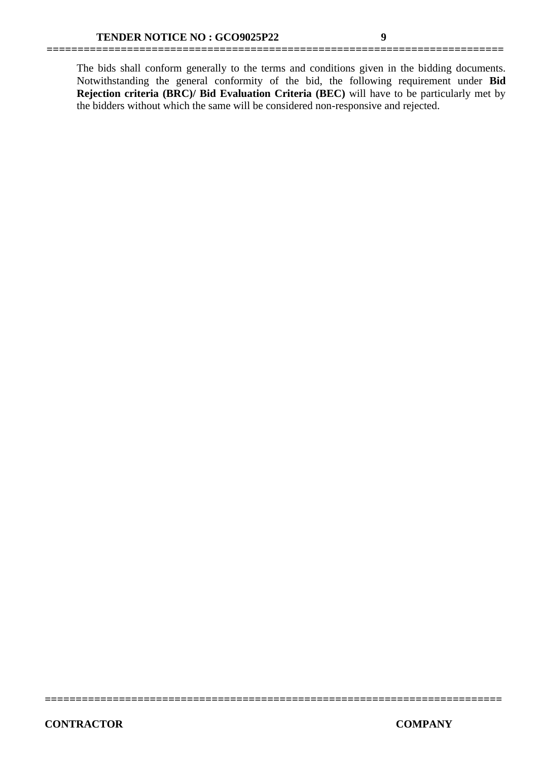The bids shall conform generally to the terms and conditions given in the bidding documents. Notwithstanding the general conformity of the bid, the following requirement under **Bid Rejection criteria (BRC)/ Bid Evaluation Criteria (BEC)** will have to be particularly met by the bidders without which the same will be considered non-responsive and rejected.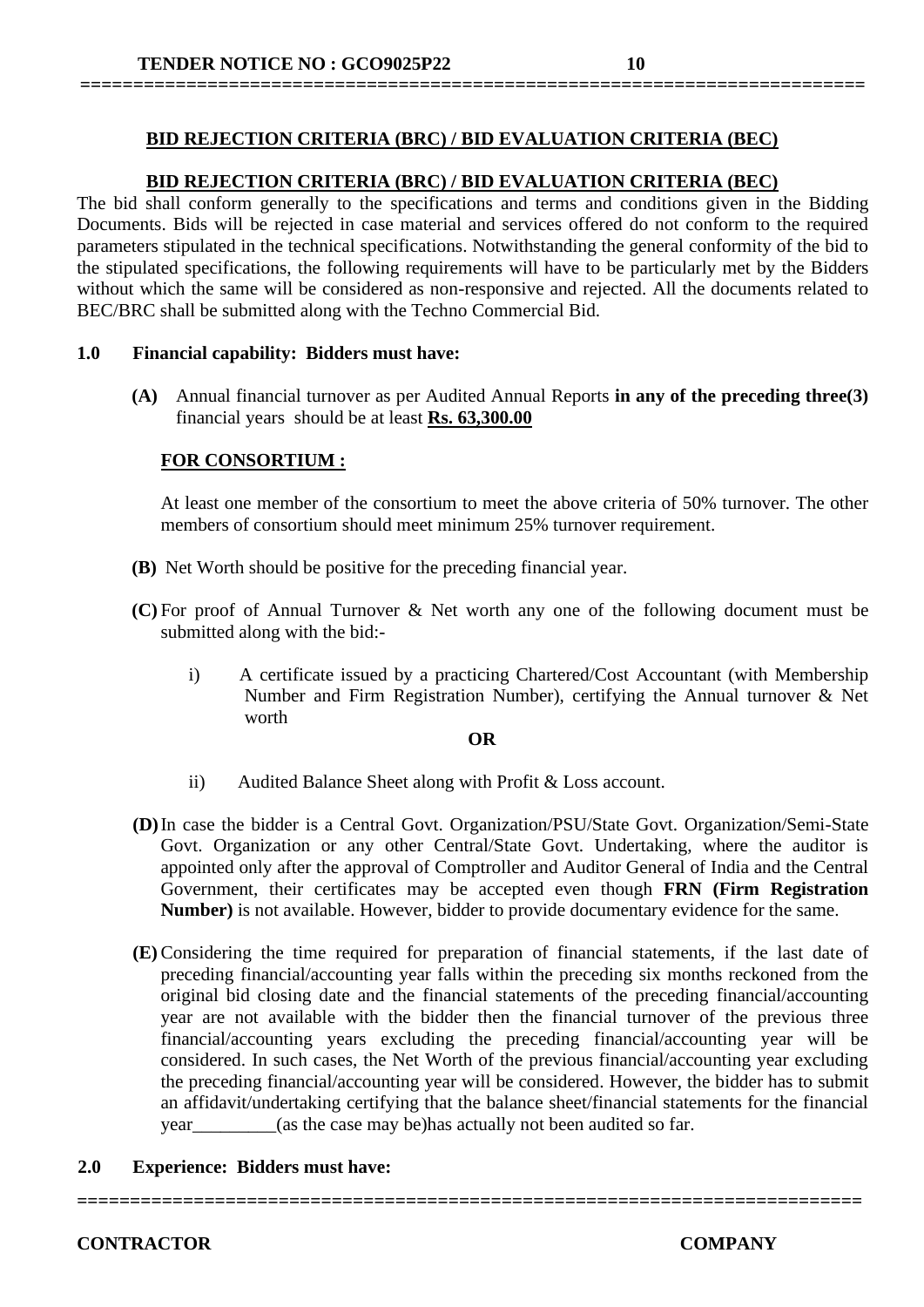## BID REJECTION CRITERIA (BRC) / BID EVALUATION CRITERIA (BEC)

## BID REJECTION CRITERIA (BRC) / BID EVALUATION CRITERIA (BEC)

The bid shall conform generally to the specifications and terms and conditions given in the Bidding Documents. Bids will be rejected in case material and services offered do not conform to the required parameters stipulated in the technical specifications. Notwithstanding the general conformity of the bid to the stipulated specifications, the following requirements will have to be particularly met by the Bidders without which the same will be considered as non-responsive and rejected. All the documents related to BEC/BRC shall be submitted along with the Techno Commercial Bid.

**1.0 Financial capability: Bidders must have:**

**(A)** Annual financial turnover as per Audited Annual Reports **in any of the preceding three(3)** financial years should be at least **Rs. 63,300.00**

**FOR CONSORTIUM :**

At least one member of the consortium to meet the above criteria of 50% turnover. The other members of consortium should meet minimum 25% turnover requirement.

**(B)** Net Worth should be positive for the preceding financial year.

**(C)** For proof of Annual Turnover & Net worth any one of the following document must be submitted along with the bid:-

i) A certificate issued by a practicing Chartered/Cost Accountant (with Membership Number and Firm Registration Number), certifying the Annual turnover & Net worth

**OR**

ii) Audited Balance Sheet along with Profit & Loss account.

**(D)** In case the bidder is a Central Govt. Organization/PSU/State Govt. Organization/Semi-State Govt. Organization or any other Central/State Govt. Undertaking, where the auditor is appointed only after the approval of Comptroller and Auditor General of India and the Central Government, their certificates may be accepted even though **FRN (Firm Registration Number)** is not available. However, bidder to provide documentary evidence for the same.

**(E)** Considering the time required for preparation of financial statements, if the last date of preceding financial/accounting year falls within the preceding six months reckoned from the original bid closing date and the financial statements of the preceding financial/accounting year are not available with the bidder then the financial turnover of the previous three financial/accounting years excluding the preceding financial/accounting year will be considered. In such cases, the Net Worth of the previous financial/accounting year excluding the preceding financial/accounting year will be considered. However, the bidder has to submit an affidavit/undertaking certifying that the balance sheet/financial statements for the financial year_________(as the case may be)has actually not been audited so far.

**2.0 Experience: Bidders must have:**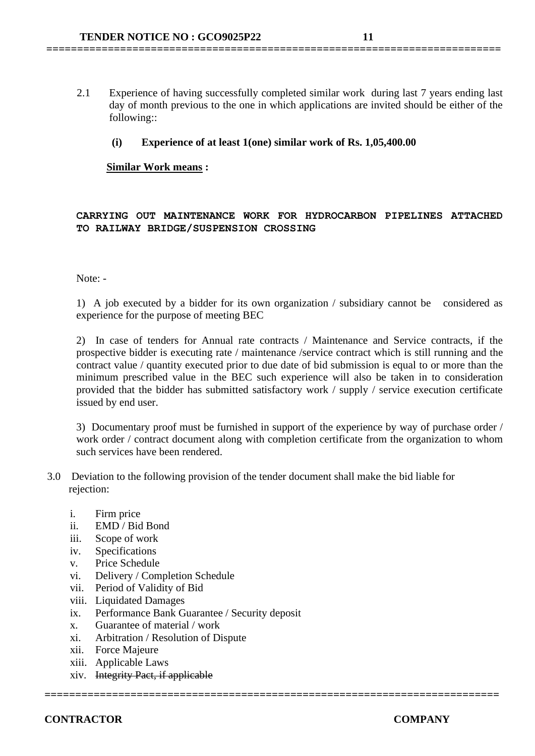2.1 Experience of having successfully completed similar work during last 7 years ending last day of month previous to the one in which applications are invited should be either of the following::

**(i) Experience of at least 1(one) similar work of Rs. 1,05,400.00**

**<u>Similar Work means</u> :**

**CARRYING OUT MAINTENANCE WORK FOR HYDROCARBON PIPELINES ATTACHED TO RAILWAY BRIDGE/SUSPENSION CROSSING**

Note: -

1) A job executed by a bidder for its own organization / subsidiary cannot be considered as experience for the purpose of meeting BEC

2) In case of tenders for Annual rate contracts / Maintenance and Service contracts, if the prospective bidder is executing rate / maintenance /service contract which is still running and the contract value / quantity executed prior to due date of bid submission is equal to or more than the minimum prescribed value in the BEC such experience will also be taken in to consideration provided that the bidder has submitted satisfactory work / supply / service execution certificate issued by end user.

3) Documentary proof must be furnished in support of the experience by way of purchase order / work order / contract document along with completion certificate from the organization to whom such services have been rendered.

3.0 Deviation to the following provision of the tender document shall make the bid liable for rejection:

i. Firm price
ii. EMD / Bid Bond
iii. Scope of work
iv. Specifications
v. Price Schedule
vi. Delivery / Completion Schedule
vii. Period of Validity of Bid
viii. Liquidated Damages
ix. Performance Bank Guarantee / Security deposit
x. Guarantee of material / work
xi. Arbitration / Resolution of Dispute
xii. Force Majeure
xiii. Applicable Laws
xiv. ~~Integrity Pact, if applicable~~

**CONTRACTOR** **COMPANY**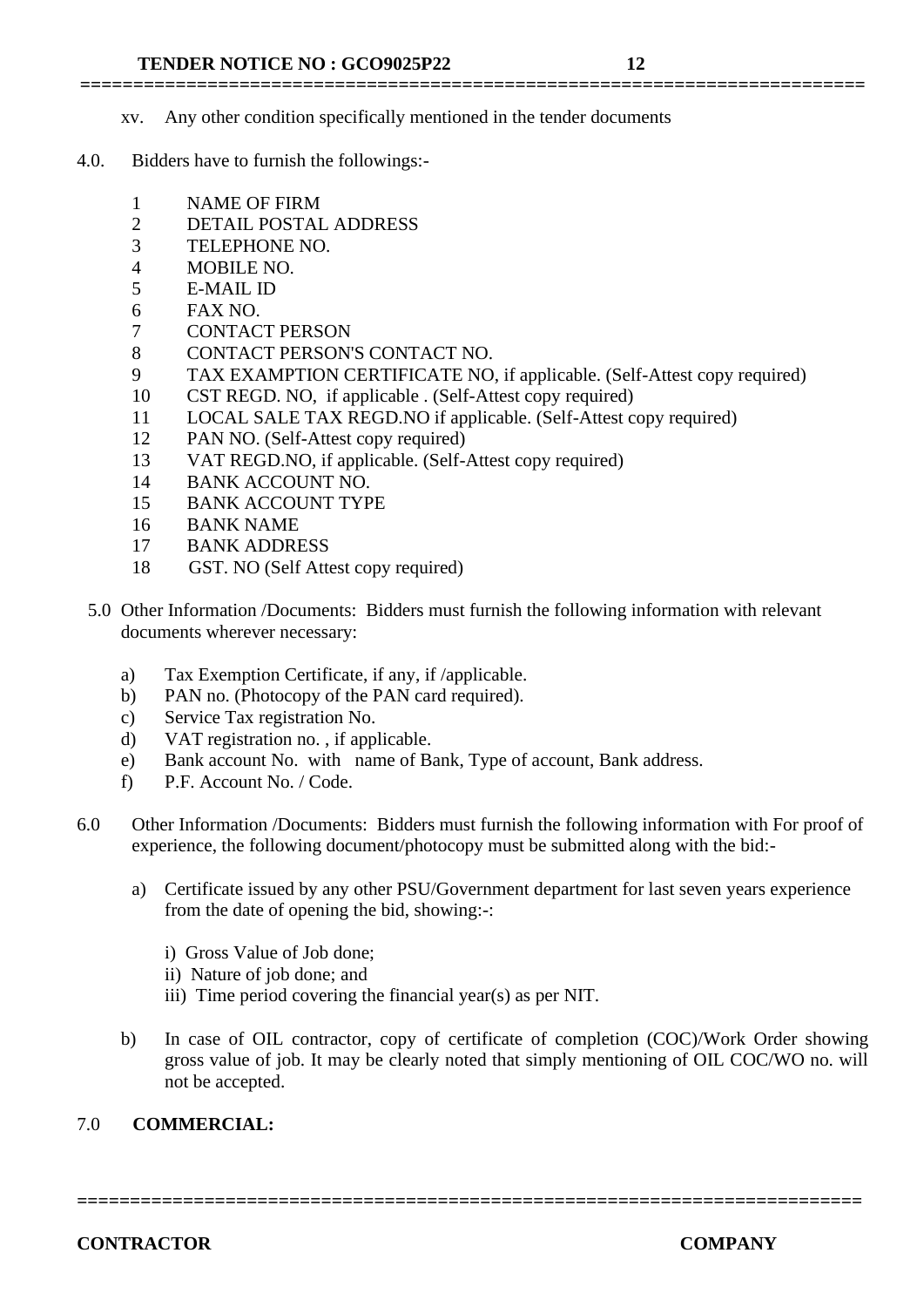xv. Any other condition specifically mentioned in the tender documents

4.0. Bidders have to furnish the followings:-

1. NAME OF FIRM
2. DETAIL POSTAL ADDRESS
3. TELEPHONE NO.
4. MOBILE NO.
5. E-MAIL ID
6. FAX NO.
7. CONTACT PERSON
8. CONTACT PERSON'S CONTACT NO.
9. TAX EXAMPTION CERTIFICATE NO, if applicable. (Self-Attest copy required)
10. CST REGD. NO, if applicable . (Self-Attest copy required)
11. LOCAL SALE TAX REGD.NO if applicable. (Self-Attest copy required)
12. PAN NO. (Self-Attest copy required)
13. VAT REGD.NO, if applicable. (Self-Attest copy required)
14. BANK ACCOUNT NO.
15. BANK ACCOUNT TYPE
16. BANK NAME
17. BANK ADDRESS
18. GST. NO (Self Attest copy required)

5.0 Other Information /Documents: Bidders must furnish the following information with relevant documents wherever necessary:

a) Tax Exemption Certificate, if any, if /applicable.
b) PAN no. (Photocopy of the PAN card required).
c) Service Tax registration No.
d) VAT registration no. , if applicable.
e) Bank account No. with name of Bank, Type of account, Bank address.
f) P.F. Account No. / Code.

6.0 Other Information /Documents: Bidders must furnish the following information with For proof of experience, the following document/photocopy must be submitted along with the bid:-

a) Certificate issued by any other PSU/Government department for last seven years experience from the date of opening the bid, showing:-:

   i) Gross Value of Job done;
   ii) Nature of job done; and
   iii) Time period covering the financial year(s) as per NIT.

b) In case of OIL contractor, copy of certificate of completion (COC)/Work Order showing gross value of job. It may be clearly noted that simply mentioning of OIL COC/WO no. will not be accepted.

7.0 **COMMERCIAL:**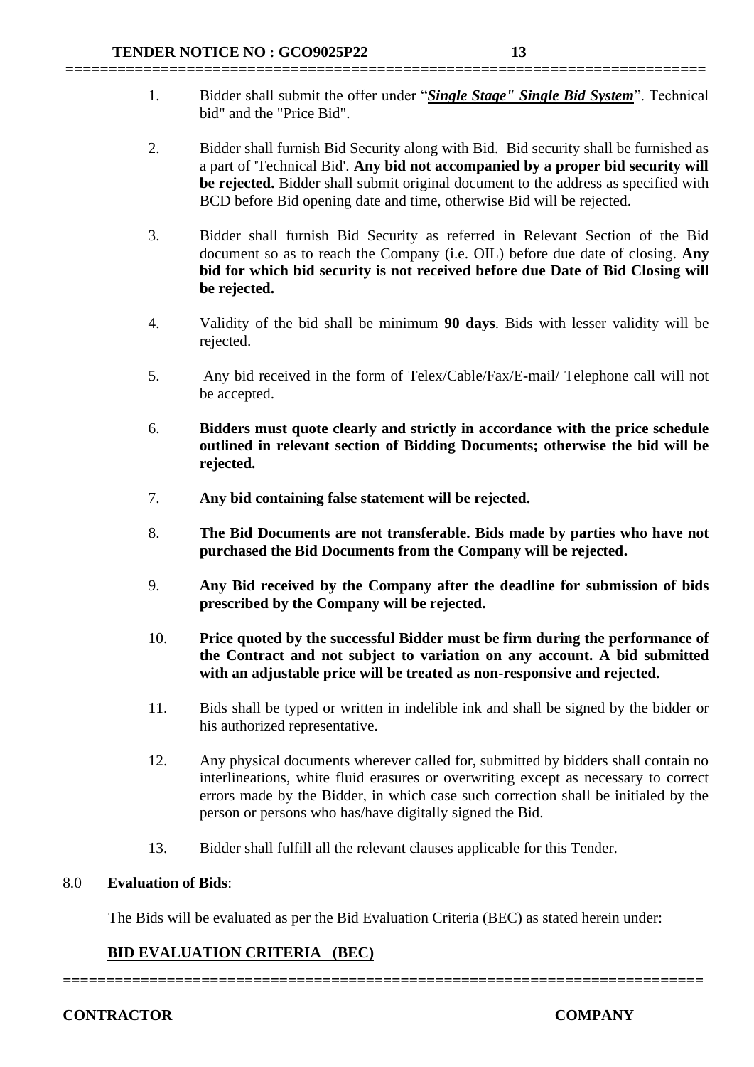1. Bidder shall submit the offer under "***Single Stage" Single Bid System***". Technical bid" and the "Price Bid".

2. Bidder shall furnish Bid Security along with Bid. Bid security shall be furnished as a part of 'Technical Bid'. **Any bid not accompanied by a proper bid security will be rejected.** Bidder shall submit original document to the address as specified with BCD before Bid opening date and time, otherwise Bid will be rejected.

3. Bidder shall furnish Bid Security as referred in Relevant Section of the Bid document so as to reach the Company (i.e. OIL) before due date of closing. **Any bid for which bid security is not received before due Date of Bid Closing will be rejected.**

4. Validity of the bid shall be minimum **90 days**. Bids with lesser validity will be rejected.

5. Any bid received in the form of Telex/Cable/Fax/E-mail/ Telephone call will not be accepted.

6. **Bidders must quote clearly and strictly in accordance with the price schedule outlined in relevant section of Bidding Documents; otherwise the bid will be rejected.**

7. **Any bid containing false statement will be rejected.**

8. **The Bid Documents are not transferable. Bids made by parties who have not purchased the Bid Documents from the Company will be rejected.**

9. **Any Bid received by the Company after the deadline for submission of bids prescribed by the Company will be rejected.**

10. **Price quoted by the successful Bidder must be firm during the performance of the Contract and not subject to variation on any account. A bid submitted with an adjustable price will be treated as non-responsive and rejected.**

11. Bids shall be typed or written in indelible ink and shall be signed by the bidder or his authorized representative.

12. Any physical documents wherever called for, submitted by bidders shall contain no interlineations, white fluid erasures or overwriting except as necessary to correct errors made by the Bidder, in which case such correction shall be initialed by the person or persons who has/have digitally signed the Bid.

13. Bidder shall fulfill all the relevant clauses applicable for this Tender.

## 8.0 Evaluation of Bids:

The Bids will be evaluated as per the Bid Evaluation Criteria (BEC) as stated herein under:

### BID EVALUATION CRITERIA (BEC)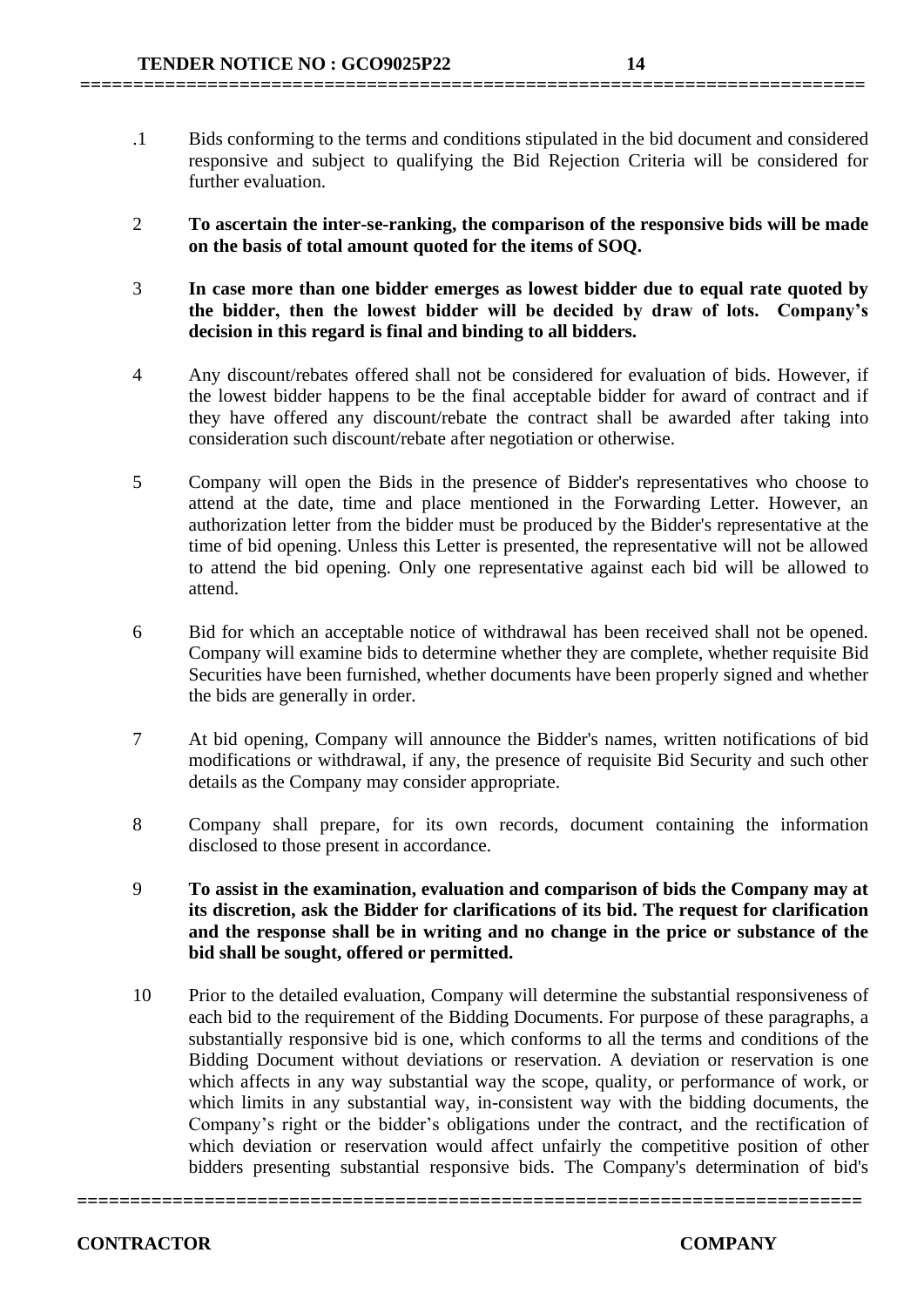.1 Bids conforming to the terms and conditions stipulated in the bid document and considered responsive and subject to qualifying the Bid Rejection Criteria will be considered for further evaluation.

2 **To ascertain the inter-se-ranking, the comparison of the responsive bids will be made on the basis of total amount quoted for the items of SOQ.**

3 **In case more than one bidder emerges as lowest bidder due to equal rate quoted by the bidder, then the lowest bidder will be decided by draw of lots. Company's decision in this regard is final and binding to all bidders.**

4 Any discount/rebates offered shall not be considered for evaluation of bids. However, if the lowest bidder happens to be the final acceptable bidder for award of contract and if they have offered any discount/rebate the contract shall be awarded after taking into consideration such discount/rebate after negotiation or otherwise.

5 Company will open the Bids in the presence of Bidder's representatives who choose to attend at the date, time and place mentioned in the Forwarding Letter. However, an authorization letter from the bidder must be produced by the Bidder's representative at the time of bid opening. Unless this Letter is presented, the representative will not be allowed to attend the bid opening. Only one representative against each bid will be allowed to attend.

6 Bid for which an acceptable notice of withdrawal has been received shall not be opened. Company will examine bids to determine whether they are complete, whether requisite Bid Securities have been furnished, whether documents have been properly signed and whether the bids are generally in order.

7 At bid opening, Company will announce the Bidder's names, written notifications of bid modifications or withdrawal, if any, the presence of requisite Bid Security and such other details as the Company may consider appropriate.

8 Company shall prepare, for its own records, document containing the information disclosed to those present in accordance.

9 **To assist in the examination, evaluation and comparison of bids the Company may at its discretion, ask the Bidder for clarifications of its bid. The request for clarification and the response shall be in writing and no change in the price or substance of the bid shall be sought, offered or permitted.**

10 Prior to the detailed evaluation, Company will determine the substantial responsiveness of each bid to the requirement of the Bidding Documents. For purpose of these paragraphs, a substantially responsive bid is one, which conforms to all the terms and conditions of the Bidding Document without deviations or reservation. A deviation or reservation is one which affects in any way substantial way the scope, quality, or performance of work, or which limits in any substantial way, in-consistent way with the bidding documents, the Company's right or the bidder's obligations under the contract, and the rectification of which deviation or reservation would affect unfairly the competitive position of other bidders presenting substantial responsive bids. The Company's determination of bid's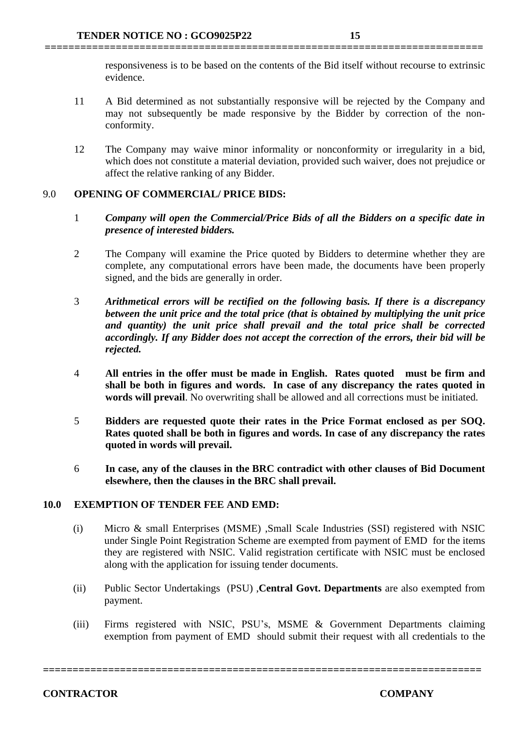responsiveness is to be based on the contents of the Bid itself without recourse to extrinsic evidence.

11 A Bid determined as not substantially responsive will be rejected by the Company and may not subsequently be made responsive by the Bidder by correction of the non-conformity.

12 The Company may waive minor informality or nonconformity or irregularity in a bid, which does not constitute a material deviation, provided such waiver, does not prejudice or affect the relative ranking of any Bidder.

## 9.0 OPENING OF COMMERCIAL/ PRICE BIDS:

1 ***Company will open the Commercial/Price Bids of all the Bidders on a specific date in presence of interested bidders.***

2 The Company will examine the Price quoted by Bidders to determine whether they are complete, any computational errors have been made, the documents have been properly signed, and the bids are generally in order.

3 ***Arithmetical errors will be rectified on the following basis. If there is a discrepancy between the unit price and the total price (that is obtained by multiplying the unit price and quantity) the unit price shall prevail and the total price shall be corrected accordingly. If any Bidder does not accept the correction of the errors, their bid will be rejected.***

4 **All entries in the offer must be made in English. Rates quoted must be firm and shall be both in figures and words. In case of any discrepancy the rates quoted in words will prevail**. No overwriting shall be allowed and all corrections must be initiated.

5 **Bidders are requested quote their rates in the Price Format enclosed as per SOQ. Rates quoted shall be both in figures and words. In case of any discrepancy the rates quoted in words will prevail.**

6 **In case, any of the clauses in the BRC contradict with other clauses of Bid Document elsewhere, then the clauses in the BRC shall prevail.**

## 10.0 EXEMPTION OF TENDER FEE AND EMD:

(i) Micro & small Enterprises (MSME) ,Small Scale Industries (SSI) registered with NSIC under Single Point Registration Scheme are exempted from payment of EMD for the items they are registered with NSIC. Valid registration certificate with NSIC must be enclosed along with the application for issuing tender documents.

(ii) Public Sector Undertakings (PSU) ,**Central Govt. Departments** are also exempted from payment.

(iii) Firms registered with NSIC, PSU's, MSME & Government Departments claiming exemption from payment of EMD should submit their request with all credentials to the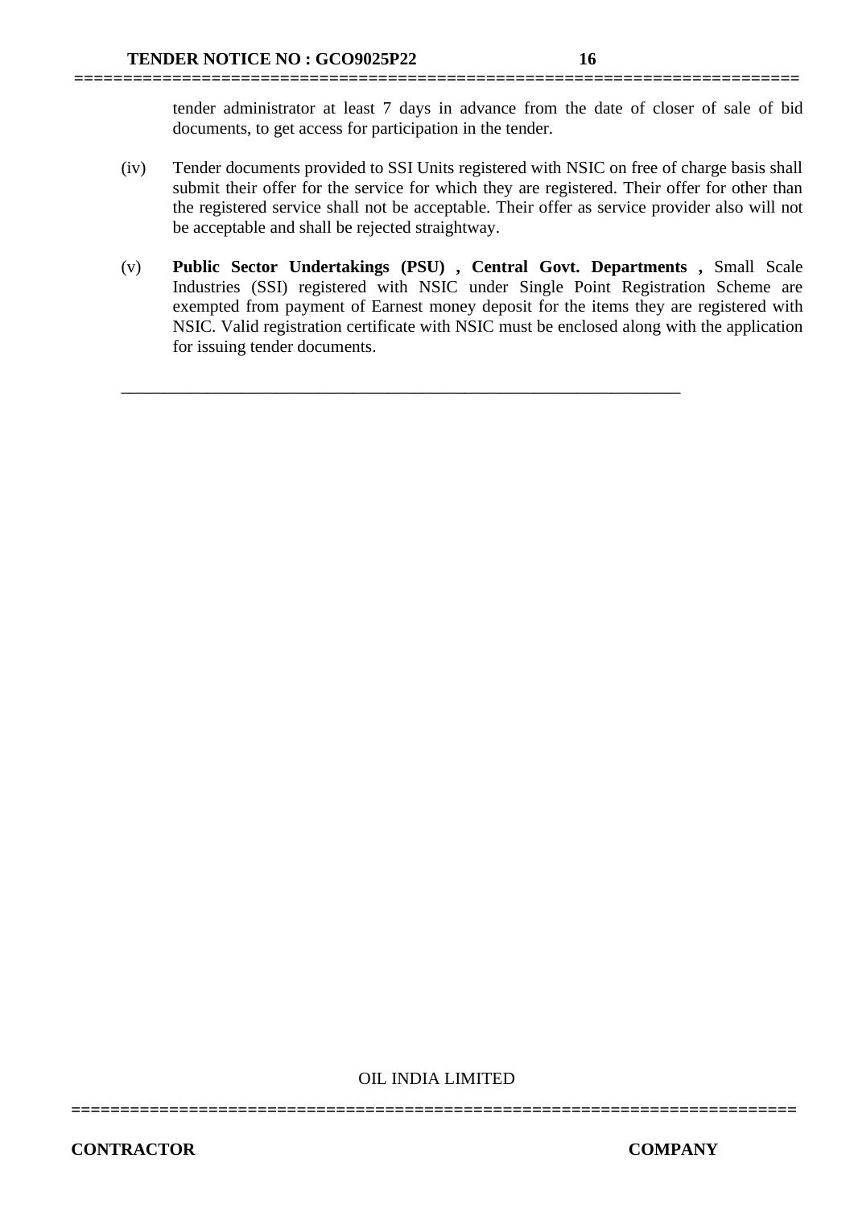tender administrator at least 7 days in advance from the date of closer of sale of bid documents, to get access for participation in the tender.

(iv) Tender documents provided to SSI Units registered with NSIC on free of charge basis shall submit their offer for the service for which they are registered. Their offer for other than the registered service shall not be acceptable. Their offer as service provider also will not be acceptable and shall be rejected straightway.

(v) **Public Sector Undertakings (PSU) , Central Govt. Departments ,** Small Scale Industries (SSI) registered with NSIC under Single Point Registration Scheme are exempted from payment of Earnest money deposit for the items they are registered with NSIC. Valid registration certificate with NSIC must be enclosed along with the application for issuing tender documents.

---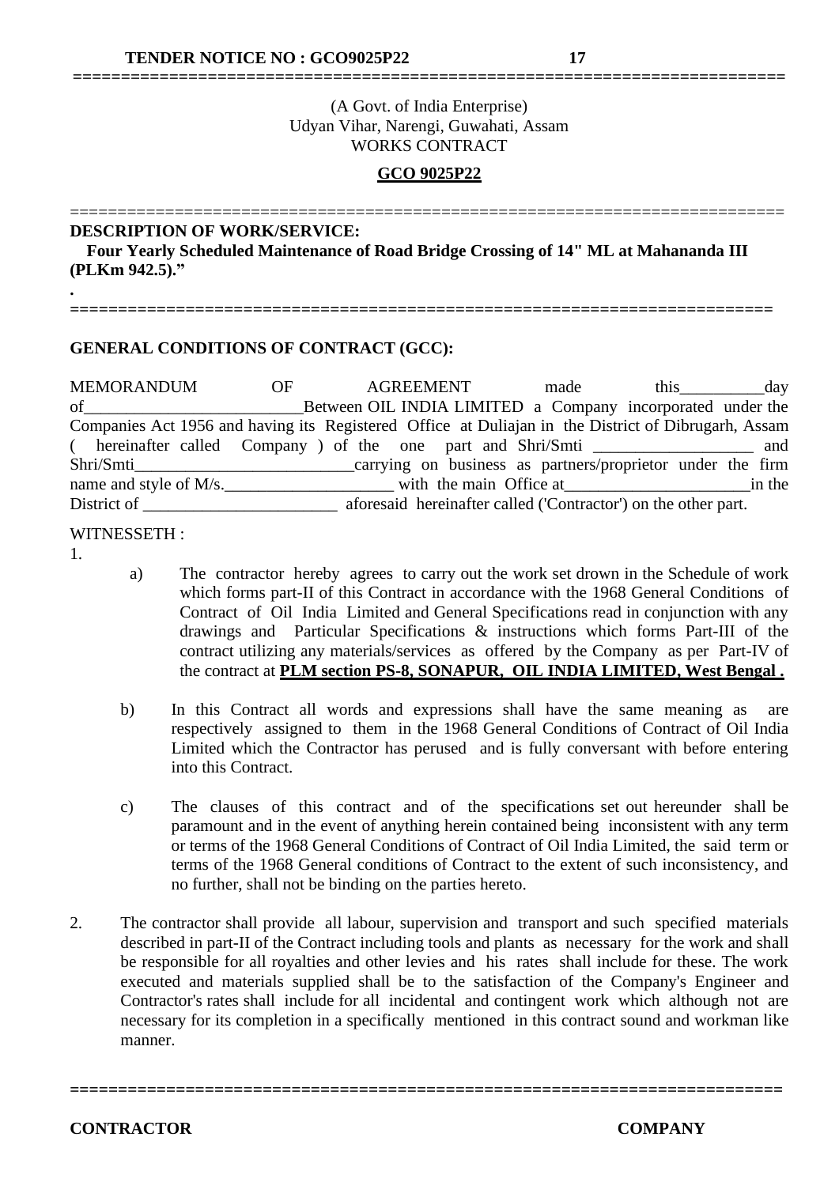(A Govt. of India Enterprise)
Udyan Vihar, Narengi, Guwahati, Assam
WORKS CONTRACT

**GCO 9025P22**

---

**DESCRIPTION OF WORK/SERVICE:**

**Four Yearly Scheduled Maintenance of Road Bridge Crossing of 14" ML at Mahananda III (PLKm 942.5)."**

.

---

**GENERAL CONDITIONS OF CONTRACT (GCC):**

MEMORANDUM OF AGREEMENT made this__________day of__________________________Between OIL INDIA LIMITED a Company incorporated under the Companies Act 1956 and having its Registered Office at Duliajan in the District of Dibrugarh, Assam ( hereinafter called Company ) of the one part and Shri/Smti ___________________ and Shri/Smti__________________________carrying on business as partners/proprietor under the firm name and style of M/s.____________________ with the main Office at______________________in the District of _______________________ aforesaid hereinafter called ('Contractor') on the other part.

WITNESSETH :

1.

a) The contractor hereby agrees to carry out the work set drown in the Schedule of work which forms part-II of this Contract in accordance with the 1968 General Conditions of Contract of Oil India Limited and General Specifications read in conjunction with any drawings and Particular Specifications & instructions which forms Part-III of the contract utilizing any materials/services as offered by the Company as per Part-IV of the contract at **PLM section PS-8, SONAPUR, OIL INDIA LIMITED, West Bengal .**

b) In this Contract all words and expressions shall have the same meaning as are respectively assigned to them in the 1968 General Conditions of Contract of Oil India Limited which the Contractor has perused and is fully conversant with before entering into this Contract.

c) The clauses of this contract and of the specifications set out hereunder shall be paramount and in the event of anything herein contained being inconsistent with any term or terms of the 1968 General Conditions of Contract of Oil India Limited, the said term or terms of the 1968 General conditions of Contract to the extent of such inconsistency, and no further, shall not be binding on the parties hereto.

2. The contractor shall provide all labour, supervision and transport and such specified materials described in part-II of the Contract including tools and plants as necessary for the work and shall be responsible for all royalties and other levies and his rates shall include for these. The work executed and materials supplied shall be to the satisfaction of the Company's Engineer and Contractor's rates shall include for all incidental and contingent work which although not are necessary for its completion in a specifically mentioned in this contract sound and workman like manner.

---

**CONTRACTOR** **COMPANY**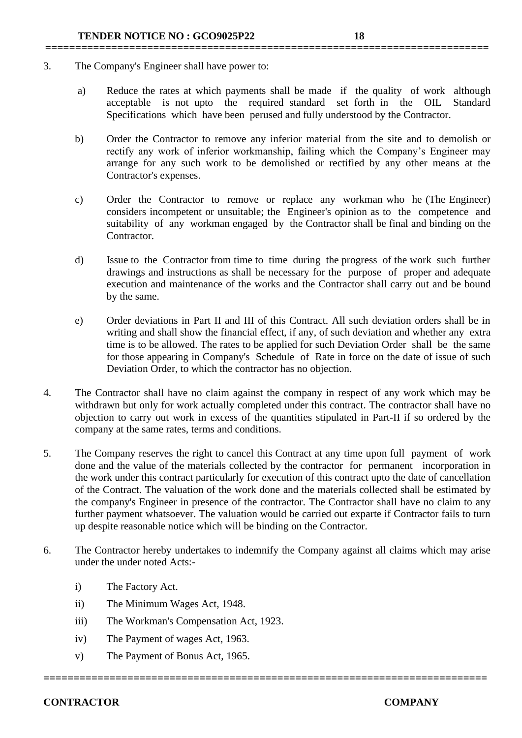3. The Company's Engineer shall have power to:

   a) Reduce the rates at which payments shall be made if the quality of work although acceptable is not upto the required standard set forth in the OIL Standard Specifications which have been perused and fully understood by the Contractor.

   b) Order the Contractor to remove any inferior material from the site and to demolish or rectify any work of inferior workmanship, failing which the Company's Engineer may arrange for any such work to be demolished or rectified by any other means at the Contractor's expenses.

   c) Order the Contractor to remove or replace any workman who he (The Engineer) considers incompetent or unsuitable; the Engineer's opinion as to the competence and suitability of any workman engaged by the Contractor shall be final and binding on the Contractor.

   d) Issue to the Contractor from time to time during the progress of the work such further drawings and instructions as shall be necessary for the purpose of proper and adequate execution and maintenance of the works and the Contractor shall carry out and be bound by the same.

   e) Order deviations in Part II and III of this Contract. All such deviation orders shall be in writing and shall show the financial effect, if any, of such deviation and whether any extra time is to be allowed. The rates to be applied for such Deviation Order shall be the same for those appearing in Company's Schedule of Rate in force on the date of issue of such Deviation Order, to which the contractor has no objection.

4. The Contractor shall have no claim against the company in respect of any work which may be withdrawn but only for work actually completed under this contract. The contractor shall have no objection to carry out work in excess of the quantities stipulated in Part-II if so ordered by the company at the same rates, terms and conditions.

5. The Company reserves the right to cancel this Contract at any time upon full payment of work done and the value of the materials collected by the contractor for permanent incorporation in the work under this contract particularly for execution of this contract upto the date of cancellation of the Contract. The valuation of the work done and the materials collected shall be estimated by the company's Engineer in presence of the contractor. The Contractor shall have no claim to any further payment whatsoever. The valuation would be carried out exparte if Contractor fails to turn up despite reasonable notice which will be binding on the Contractor.

6. The Contractor hereby undertakes to indemnify the Company against all claims which may arise under the under noted Acts:-

   i) The Factory Act.

   ii) The Minimum Wages Act, 1948.

   iii) The Workman's Compensation Act, 1923.

   iv) The Payment of wages Act, 1963.

   v) The Payment of Bonus Act, 1965.

**CONTRACTOR** **COMPANY**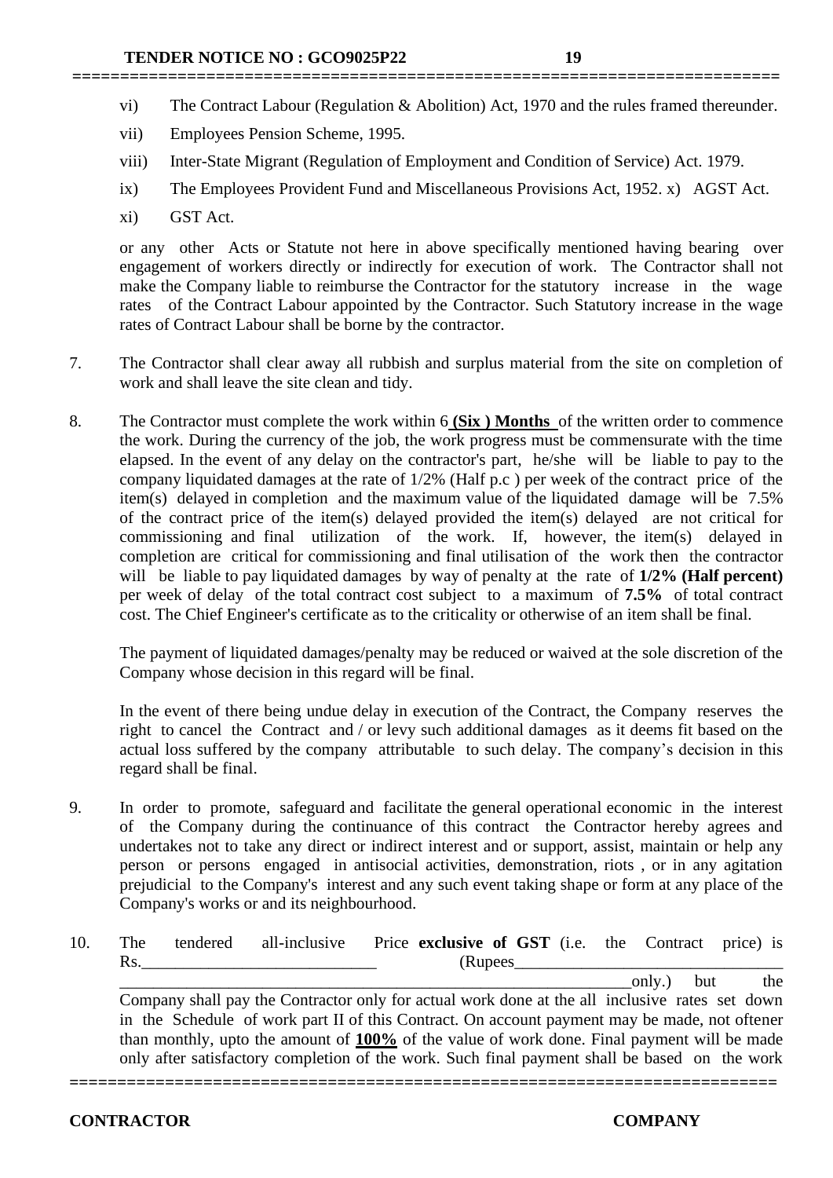vi) The Contract Labour (Regulation & Abolition) Act, 1970 and the rules framed thereunder.

vii) Employees Pension Scheme, 1995.

viii) Inter-State Migrant (Regulation of Employment and Condition of Service) Act. 1979.

ix) The Employees Provident Fund and Miscellaneous Provisions Act, 1952. x) AGST Act.

xi) GST Act.

or any other Acts or Statute not here in above specifically mentioned having bearing over engagement of workers directly or indirectly for execution of work. The Contractor shall not make the Company liable to reimburse the Contractor for the statutory increase in the wage rates of the Contract Labour appointed by the Contractor. Such Statutory increase in the wage rates of Contract Labour shall be borne by the contractor.

7. The Contractor shall clear away all rubbish and surplus material from the site on completion of work and shall leave the site clean and tidy.

8. The Contractor must complete the work within 6 **(Six ) Months** of the written order to commence the work. During the currency of the job, the work progress must be commensurate with the time elapsed. In the event of any delay on the contractor's part, he/she will be liable to pay to the company liquidated damages at the rate of 1/2% (Half p.c ) per week of the contract price of the item(s) delayed in completion and the maximum value of the liquidated damage will be 7.5% of the contract price of the item(s) delayed provided the item(s) delayed are not critical for commissioning and final utilization of the work. If, however, the item(s) delayed in completion are critical for commissioning and final utilisation of the work then the contractor will be liable to pay liquidated damages by way of penalty at the rate of **1/2% (Half percent)** per week of delay of the total contract cost subject to a maximum of **7.5%** of total contract cost. The Chief Engineer's certificate as to the criticality or otherwise of an item shall be final.

   The payment of liquidated damages/penalty may be reduced or waived at the sole discretion of the Company whose decision in this regard will be final.

   In the event of there being undue delay in execution of the Contract, the Company reserves the right to cancel the Contract and / or levy such additional damages as it deems fit based on the actual loss suffered by the company attributable to such delay. The company's decision in this regard shall be final.

9. In order to promote, safeguard and facilitate the general operational economic in the interest of the Company during the continuance of this contract the Contractor hereby agrees and undertakes not to take any direct or indirect interest and or support, assist, maintain or help any person or persons engaged in antisocial activities, demonstration, riots , or in any agitation prejudicial to the Company's interest and any such event taking shape or form at any place of the Company's works or and its neighbourhood.

10. The tendered all-inclusive Price **exclusive of GST** (i.e. the Contract price) is Rs.____________________________ (Rupees________________________________ ______________________________________________________________only.) but the Company shall pay the Contractor only for actual work done at the all inclusive rates set down in the Schedule of work part II of this Contract. On account payment may be made, not oftener than monthly, upto the amount of **100%** of the value of work done. Final payment will be made only after satisfactory completion of the work. Such final payment shall be based on the work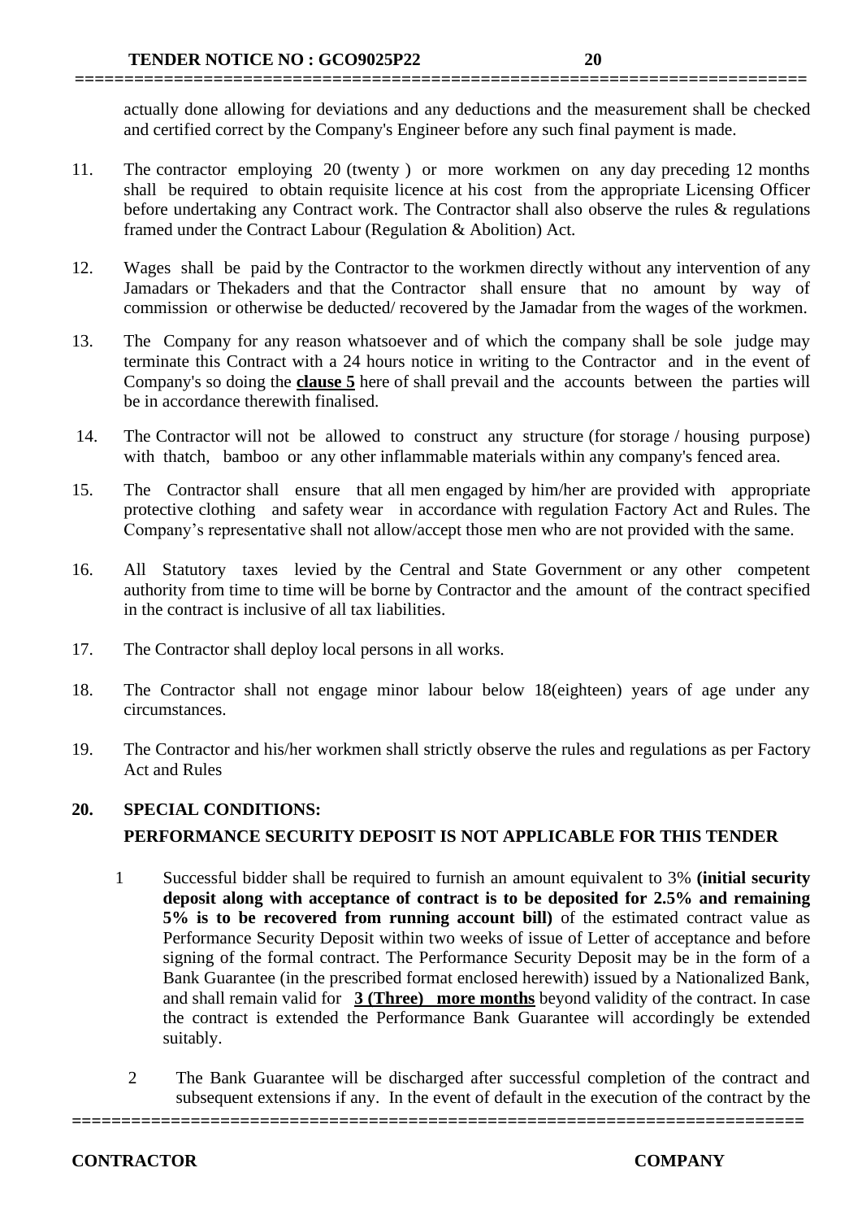actually done allowing for deviations and any deductions and the measurement shall be checked and certified correct by the Company's Engineer before any such final payment is made.

11. The contractor employing 20 (twenty ) or more workmen on any day preceding 12 months shall be required to obtain requisite licence at his cost from the appropriate Licensing Officer before undertaking any Contract work. The Contractor shall also observe the rules & regulations framed under the Contract Labour (Regulation & Abolition) Act.

12. Wages shall be paid by the Contractor to the workmen directly without any intervention of any Jamadars or Thekaders and that the Contractor shall ensure that no amount by way of commission or otherwise be deducted/ recovered by the Jamadar from the wages of the workmen.

13. The Company for any reason whatsoever and of which the company shall be sole judge may terminate this Contract with a 24 hours notice in writing to the Contractor and in the event of Company's so doing the **clause 5** here of shall prevail and the accounts between the parties will be in accordance therewith finalised.

14. The Contractor will not be allowed to construct any structure (for storage / housing purpose) with thatch, bamboo or any other inflammable materials within any company's fenced area.

15. The Contractor shall ensure that all men engaged by him/her are provided with appropriate protective clothing and safety wear in accordance with regulation Factory Act and Rules. The Company's representative shall not allow/accept those men who are not provided with the same.

16. All Statutory taxes levied by the Central and State Government or any other competent authority from time to time will be borne by Contractor and the amount of the contract specified in the contract is inclusive of all tax liabilities.

17. The Contractor shall deploy local persons in all works.

18. The Contractor shall not engage minor labour below 18(eighteen) years of age under any circumstances.

19. The Contractor and his/her workmen shall strictly observe the rules and regulations as per Factory Act and Rules

**20. SPECIAL CONDITIONS:**

**PERFORMANCE SECURITY DEPOSIT IS NOT APPLICABLE FOR THIS TENDER**

1. Successful bidder shall be required to furnish an amount equivalent to 3% **(initial security deposit along with acceptance of contract is to be deposited for 2.5% and remaining 5% is to be recovered from running account bill)** of the estimated contract value as Performance Security Deposit within two weeks of issue of Letter of acceptance and before signing of the formal contract. The Performance Security Deposit may be in the form of a Bank Guarantee (in the prescribed format enclosed herewith) issued by a Nationalized Bank, and shall remain valid for **3 (Three) more months** beyond validity of the contract. In case the contract is extended the Performance Bank Guarantee will accordingly be extended suitably.

2. The Bank Guarantee will be discharged after successful completion of the contract and subsequent extensions if any. In the event of default in the execution of the contract by the

**CONTRACTOR** **COMPANY**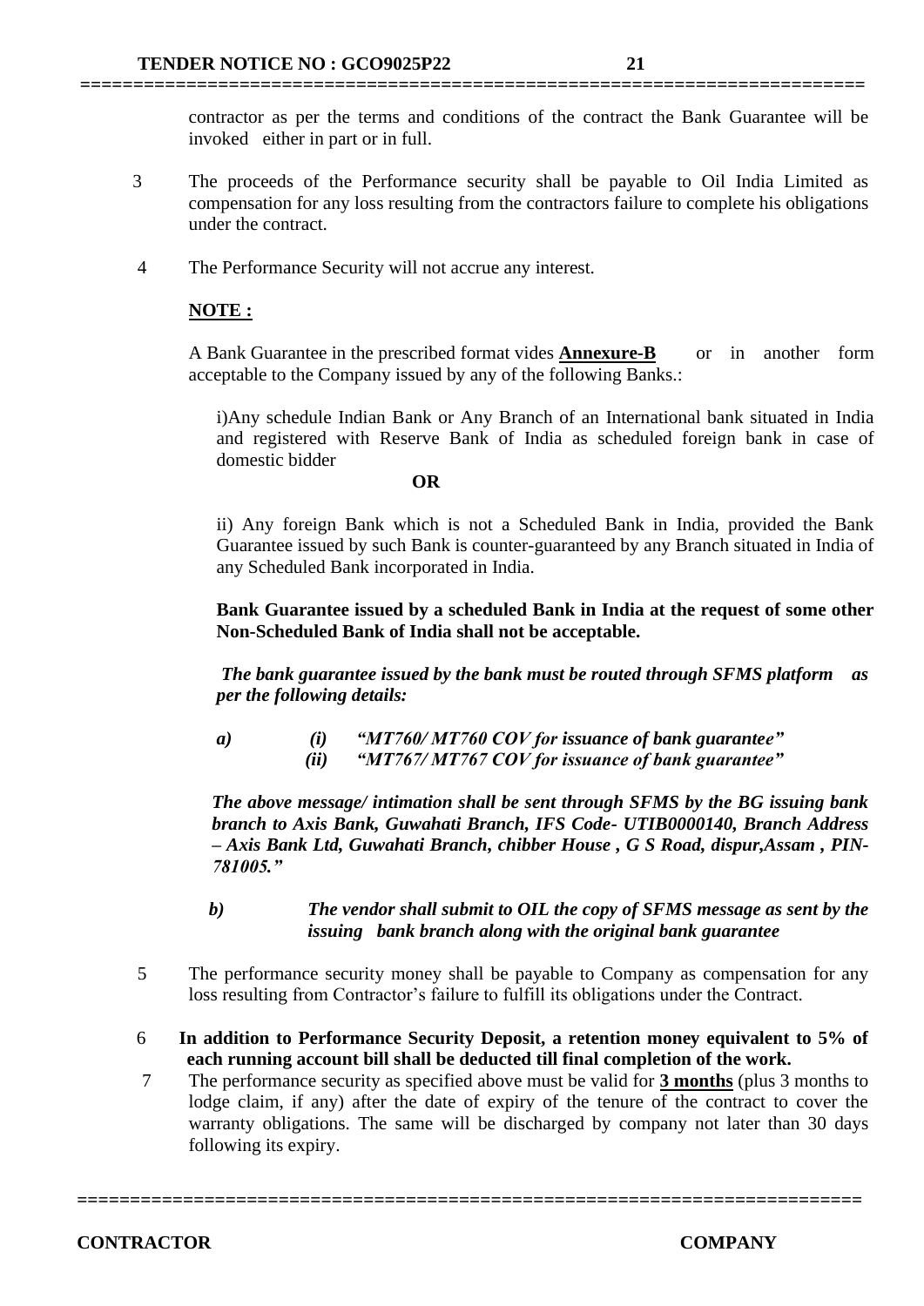contractor as per the terms and conditions of the contract the Bank Guarantee will be invoked either in part or in full.

3. The proceeds of the Performance security shall be payable to Oil India Limited as compensation for any loss resulting from the contractors failure to complete his obligations under the contract.

4. The Performance Security will not accrue any interest.

**NOTE :**

A Bank Guarantee in the prescribed format vides **Annexure-B** or in another form acceptable to the Company issued by any of the following Banks.:

i)Any schedule Indian Bank or Any Branch of an International bank situated in India and registered with Reserve Bank of India as scheduled foreign bank in case of domestic bidder

**OR**

ii) Any foreign Bank which is not a Scheduled Bank in India, provided the Bank Guarantee issued by such Bank is counter-guaranteed by any Branch situated in India of any Scheduled Bank incorporated in India.

**Bank Guarantee issued by a scheduled Bank in India at the request of some other Non-Scheduled Bank of India shall not be acceptable.**

***The bank guarantee issued by the bank must be routed through SFMS platform as per the following details:***

***a)*** ***(i) "MT760/ MT760 COV for issuance of bank guarantee"***
***(ii) "MT767/ MT767 COV for issuance of bank guarantee"***

***The above message/ intimation shall be sent through SFMS by the BG issuing bank branch to Axis Bank, Guwahati Branch, IFS Code- UTIB0000140, Branch Address – Axis Bank Ltd, Guwahati Branch, chibber House , G S Road, dispur,Assam , PIN-781005."***

***b)*** ***The vendor shall submit to OIL the copy of SFMS message as sent by the issuing bank branch along with the original bank guarantee***

5. The performance security money shall be payable to Company as compensation for any loss resulting from Contractor's failure to fulfill its obligations under the Contract.

6. **In addition to Performance Security Deposit, a retention money equivalent to 5% of each running account bill shall be deducted till final completion of the work.**

7. The performance security as specified above must be valid for **3 months** (plus 3 months to lodge claim, if any) after the date of expiry of the tenure of the contract to cover the warranty obligations. The same will be discharged by company not later than 30 days following its expiry.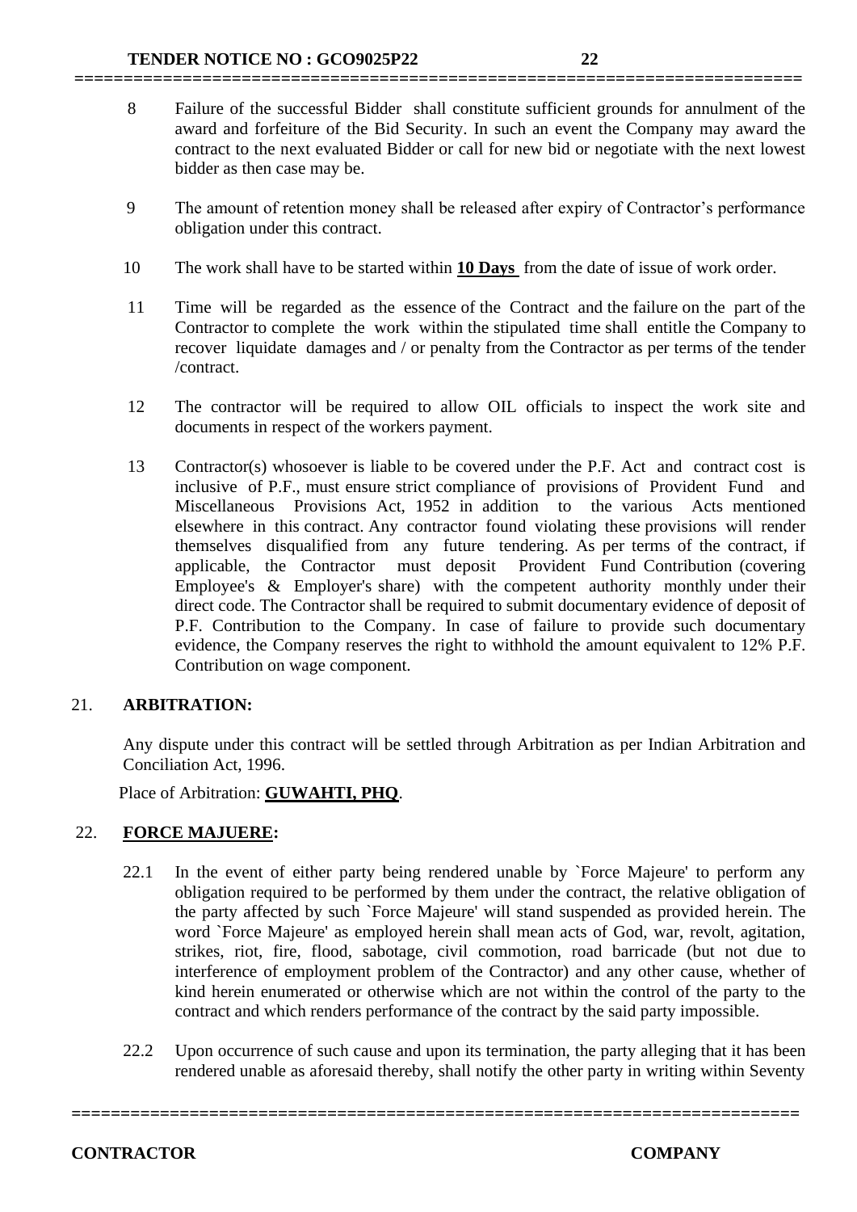8 Failure of the successful Bidder shall constitute sufficient grounds for annulment of the award and forfeiture of the Bid Security. In such an event the Company may award the contract to the next evaluated Bidder or call for new bid or negotiate with the next lowest bidder as then case may be.

9 The amount of retention money shall be released after expiry of Contractor's performance obligation under this contract.

10 The work shall have to be started within **10 Days** from the date of issue of work order.

11 Time will be regarded as the essence of the Contract and the failure on the part of the Contractor to complete the work within the stipulated time shall entitle the Company to recover liquidate damages and / or penalty from the Contractor as per terms of the tender /contract.

12 The contractor will be required to allow OIL officials to inspect the work site and documents in respect of the workers payment.

13 Contractor(s) whosoever is liable to be covered under the P.F. Act and contract cost is inclusive of P.F., must ensure strict compliance of provisions of Provident Fund and Miscellaneous Provisions Act, 1952 in addition to the various Acts mentioned elsewhere in this contract. Any contractor found violating these provisions will render themselves disqualified from any future tendering. As per terms of the contract, if applicable, the Contractor must deposit Provident Fund Contribution (covering Employee's & Employer's share) with the competent authority monthly under their direct code. The Contractor shall be required to submit documentary evidence of deposit of P.F. Contribution to the Company. In case of failure to provide such documentary evidence, the Company reserves the right to withhold the amount equivalent to 12% P.F. Contribution on wage component.

## 21. ARBITRATION:

Any dispute under this contract will be settled through Arbitration as per Indian Arbitration and Conciliation Act, 1996.

Place of Arbitration: **GUWAHTI, PHQ**.

## 22. FORCE MAJUERE:

22.1 In the event of either party being rendered unable by `Force Majeure' to perform any obligation required to be performed by them under the contract, the relative obligation of the party affected by such `Force Majeure' will stand suspended as provided herein. The word `Force Majeure' as employed herein shall mean acts of God, war, revolt, agitation, strikes, riot, fire, flood, sabotage, civil commotion, road barricade (but not due to interference of employment problem of the Contractor) and any other cause, whether of kind herein enumerated or otherwise which are not within the control of the party to the contract and which renders performance of the contract by the said party impossible.

22.2 Upon occurrence of such cause and upon its termination, the party alleging that it has been rendered unable as aforesaid thereby, shall notify the other party in writing within Seventy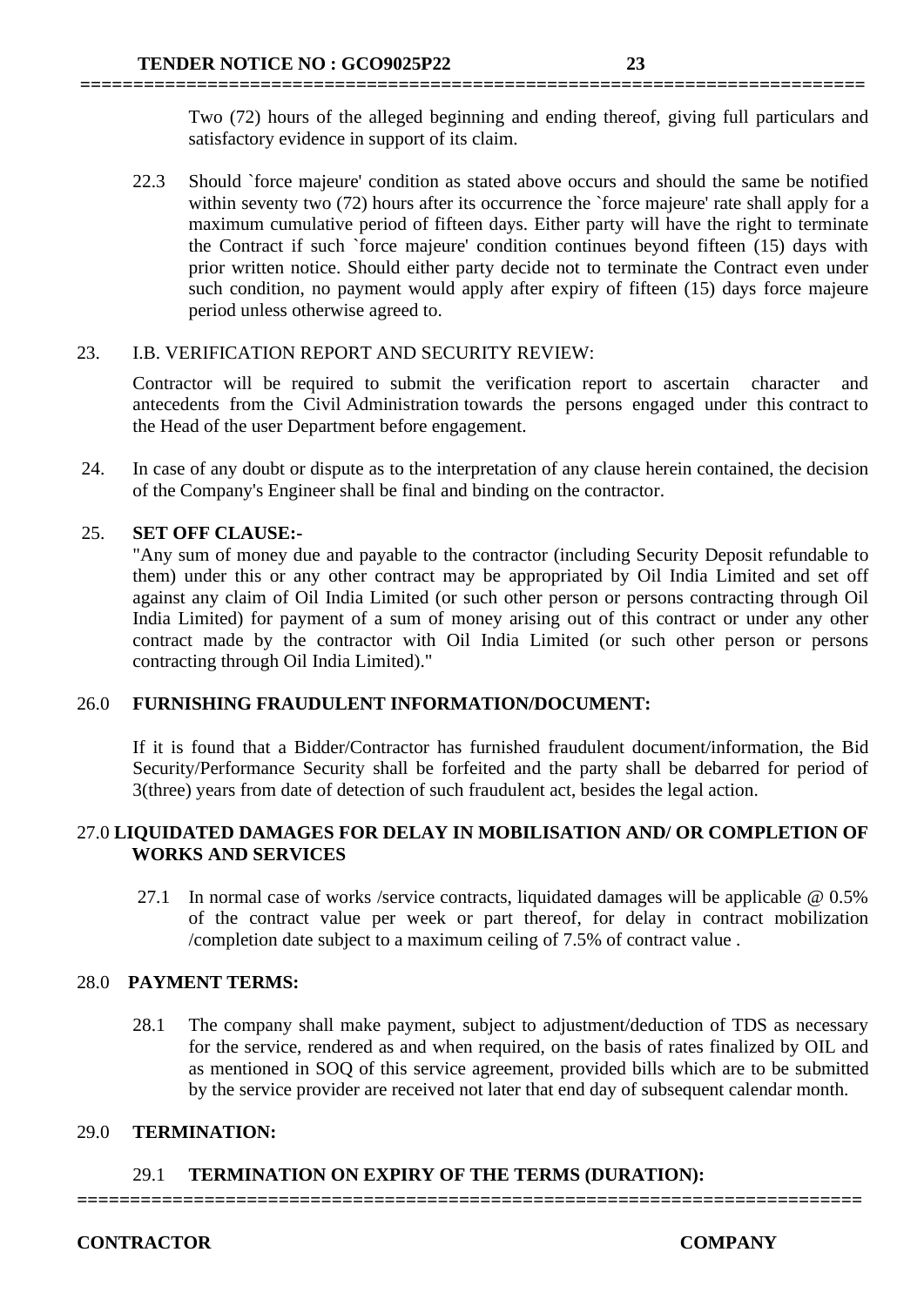Two (72) hours of the alleged beginning and ending thereof, giving full particulars and satisfactory evidence in support of its claim.

22.3 Should `force majeure' condition as stated above occurs and should the same be notified within seventy two (72) hours after its occurrence the `force majeure' rate shall apply for a maximum cumulative period of fifteen days. Either party will have the right to terminate the Contract if such `force majeure' condition continues beyond fifteen (15) days with prior written notice. Should either party decide not to terminate the Contract even under such condition, no payment would apply after expiry of fifteen (15) days force majeure period unless otherwise agreed to.

23. I.B. VERIFICATION REPORT AND SECURITY REVIEW:

Contractor will be required to submit the verification report to ascertain character and antecedents from the Civil Administration towards the persons engaged under this contract to the Head of the user Department before engagement.

24. In case of any doubt or dispute as to the interpretation of any clause herein contained, the decision of the Company's Engineer shall be final and binding on the contractor.

25. **SET OFF CLAUSE:-**

"Any sum of money due and payable to the contractor (including Security Deposit refundable to them) under this or any other contract may be appropriated by Oil India Limited and set off against any claim of Oil India Limited (or such other person or persons contracting through Oil India Limited) for payment of a sum of money arising out of this contract or under any other contract made by the contractor with Oil India Limited (or such other person or persons contracting through Oil India Limited)."

26.0 **FURNISHING FRAUDULENT INFORMATION/DOCUMENT:**

If it is found that a Bidder/Contractor has furnished fraudulent document/information, the Bid Security/Performance Security shall be forfeited and the party shall be debarred for period of 3(three) years from date of detection of such fraudulent act, besides the legal action.

27.0 **LIQUIDATED DAMAGES FOR DELAY IN MOBILISATION AND/ OR COMPLETION OF WORKS AND SERVICES**

27.1 In normal case of works /service contracts, liquidated damages will be applicable @ 0.5% of the contract value per week or part thereof, for delay in contract mobilization /completion date subject to a maximum ceiling of 7.5% of contract value .

28.0 **PAYMENT TERMS:**

28.1 The company shall make payment, subject to adjustment/deduction of TDS as necessary for the service, rendered as and when required, on the basis of rates finalized by OIL and as mentioned in SOQ of this service agreement, provided bills which are to be submitted by the service provider are received not later that end day of subsequent calendar month.

29.0 **TERMINATION:**

29.1 **TERMINATION ON EXPIRY OF THE TERMS (DURATION):**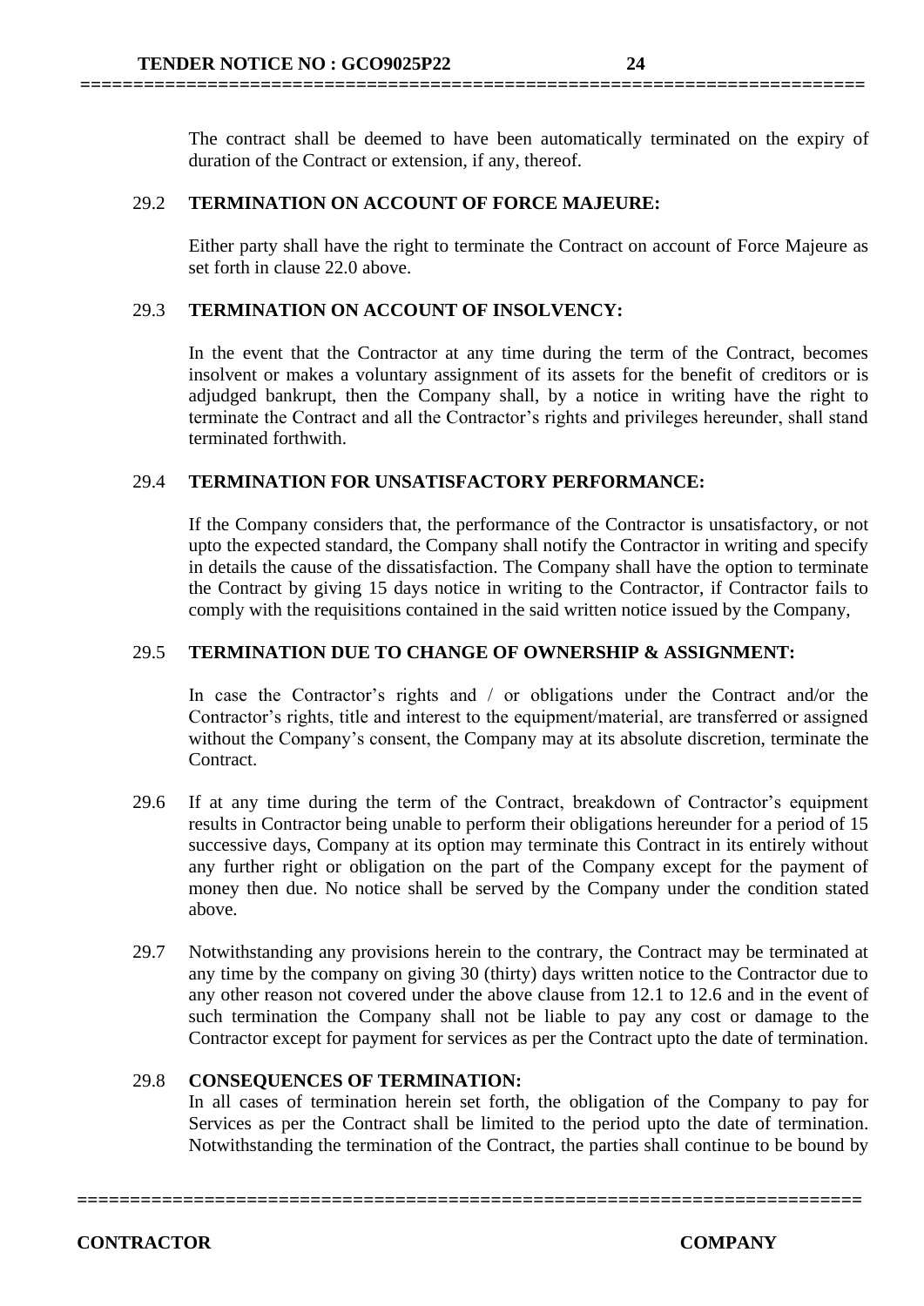The contract shall be deemed to have been automatically terminated on the expiry of duration of the Contract or extension, if any, thereof.

29.2 **TERMINATION ON ACCOUNT OF FORCE MAJEURE:**

Either party shall have the right to terminate the Contract on account of Force Majeure as set forth in clause 22.0 above.

29.3 **TERMINATION ON ACCOUNT OF INSOLVENCY:**

In the event that the Contractor at any time during the term of the Contract, becomes insolvent or makes a voluntary assignment of its assets for the benefit of creditors or is adjudged bankrupt, then the Company shall, by a notice in writing have the right to terminate the Contract and all the Contractor's rights and privileges hereunder, shall stand terminated forthwith.

29.4 **TERMINATION FOR UNSATISFACTORY PERFORMANCE:**

If the Company considers that, the performance of the Contractor is unsatisfactory, or not upto the expected standard, the Company shall notify the Contractor in writing and specify in details the cause of the dissatisfaction. The Company shall have the option to terminate the Contract by giving 15 days notice in writing to the Contractor, if Contractor fails to comply with the requisitions contained in the said written notice issued by the Company,

29.5 **TERMINATION DUE TO CHANGE OF OWNERSHIP & ASSIGNMENT:**

In case the Contractor's rights and / or obligations under the Contract and/or the Contractor's rights, title and interest to the equipment/material, are transferred or assigned without the Company's consent, the Company may at its absolute discretion, terminate the Contract.

29.6 If at any time during the term of the Contract, breakdown of Contractor's equipment results in Contractor being unable to perform their obligations hereunder for a period of 15 successive days, Company at its option may terminate this Contract in its entirely without any further right or obligation on the part of the Company except for the payment of money then due. No notice shall be served by the Company under the condition stated above.

29.7 Notwithstanding any provisions herein to the contrary, the Contract may be terminated at any time by the company on giving 30 (thirty) days written notice to the Contractor due to any other reason not covered under the above clause from 12.1 to 12.6 and in the event of such termination the Company shall not be liable to pay any cost or damage to the Contractor except for payment for services as per the Contract upto the date of termination.

29.8 **CONSEQUENCES OF TERMINATION:**

In all cases of termination herein set forth, the obligation of the Company to pay for Services as per the Contract shall be limited to the period upto the date of termination. Notwithstanding the termination of the Contract, the parties shall continue to be bound by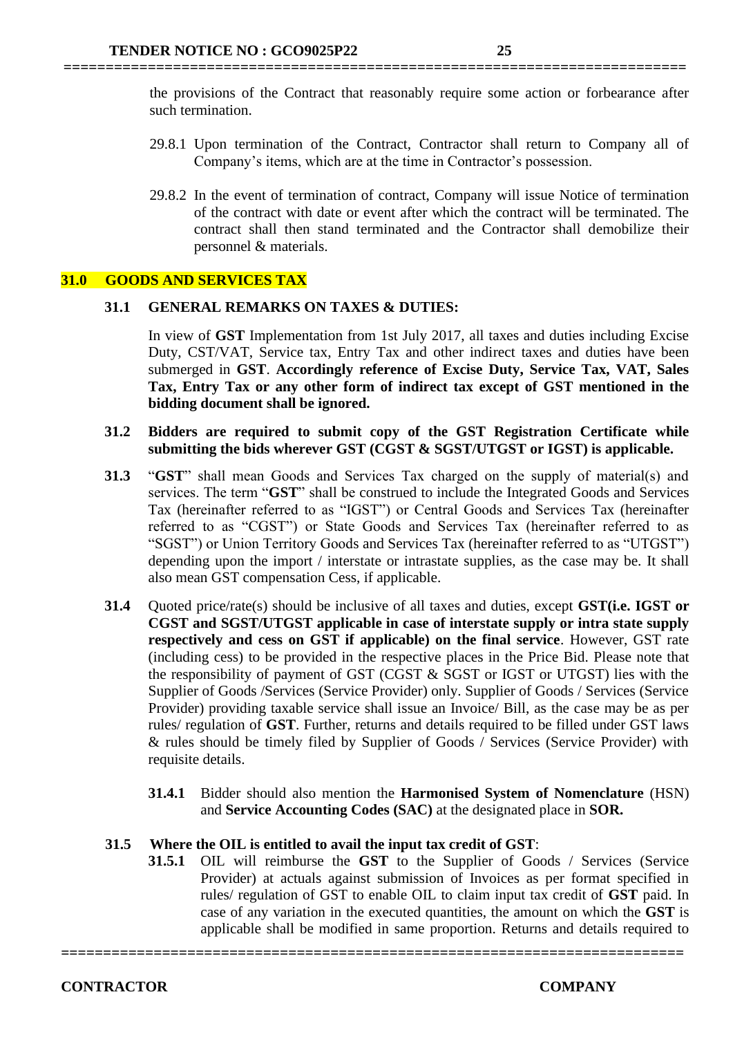the provisions of the Contract that reasonably require some action or forbearance after such termination.

29.8.1 Upon termination of the Contract, Contractor shall return to Company all of Company's items, which are at the time in Contractor's possession.

29.8.2 In the event of termination of contract, Company will issue Notice of termination of the contract with date or event after which the contract will be terminated. The contract shall then stand terminated and the Contractor shall demobilize their personnel & materials.

## 31.0 GOODS AND SERVICES TAX

**31.1 GENERAL REMARKS ON TAXES & DUTIES:**

In view of **GST** Implementation from 1st July 2017, all taxes and duties including Excise Duty, CST/VAT, Service tax, Entry Tax and other indirect taxes and duties have been submerged in **GST**. **Accordingly reference of Excise Duty, Service Tax, VAT, Sales Tax, Entry Tax or any other form of indirect tax except of GST mentioned in the bidding document shall be ignored.**

**31.2 Bidders are required to submit copy of the GST Registration Certificate while submitting the bids wherever GST (CGST & SGST/UTGST or IGST) is applicable.**

**31.3** "**GST**" shall mean Goods and Services Tax charged on the supply of material(s) and services. The term "**GST**" shall be construed to include the Integrated Goods and Services Tax (hereinafter referred to as "IGST") or Central Goods and Services Tax (hereinafter referred to as "CGST") or State Goods and Services Tax (hereinafter referred to as "SGST") or Union Territory Goods and Services Tax (hereinafter referred to as "UTGST") depending upon the import / interstate or intrastate supplies, as the case may be. It shall also mean GST compensation Cess, if applicable.

**31.4** Quoted price/rate(s) should be inclusive of all taxes and duties, except **GST(i.e. IGST or CGST and SGST/UTGST applicable in case of interstate supply or intra state supply respectively and cess on GST if applicable) on the final service**. However, GST rate (including cess) to be provided in the respective places in the Price Bid. Please note that the responsibility of payment of GST (CGST & SGST or IGST or UTGST) lies with the Supplier of Goods /Services (Service Provider) only. Supplier of Goods / Services (Service Provider) providing taxable service shall issue an Invoice/ Bill, as the case may be as per rules/ regulation of **GST**. Further, returns and details required to be filled under GST laws & rules should be timely filed by Supplier of Goods / Services (Service Provider) with requisite details.

**31.4.1** Bidder should also mention the **Harmonised System of Nomenclature** (HSN) and **Service Accounting Codes (SAC)** at the designated place in **SOR.**

**31.5 Where the OIL is entitled to avail the input tax credit of GST**:

**31.5.1** OIL will reimburse the **GST** to the Supplier of Goods / Services (Service Provider) at actuals against submission of Invoices as per format specified in rules/ regulation of GST to enable OIL to claim input tax credit of **GST** paid. In case of any variation in the executed quantities, the amount on which the **GST** is applicable shall be modified in same proportion. Returns and details required to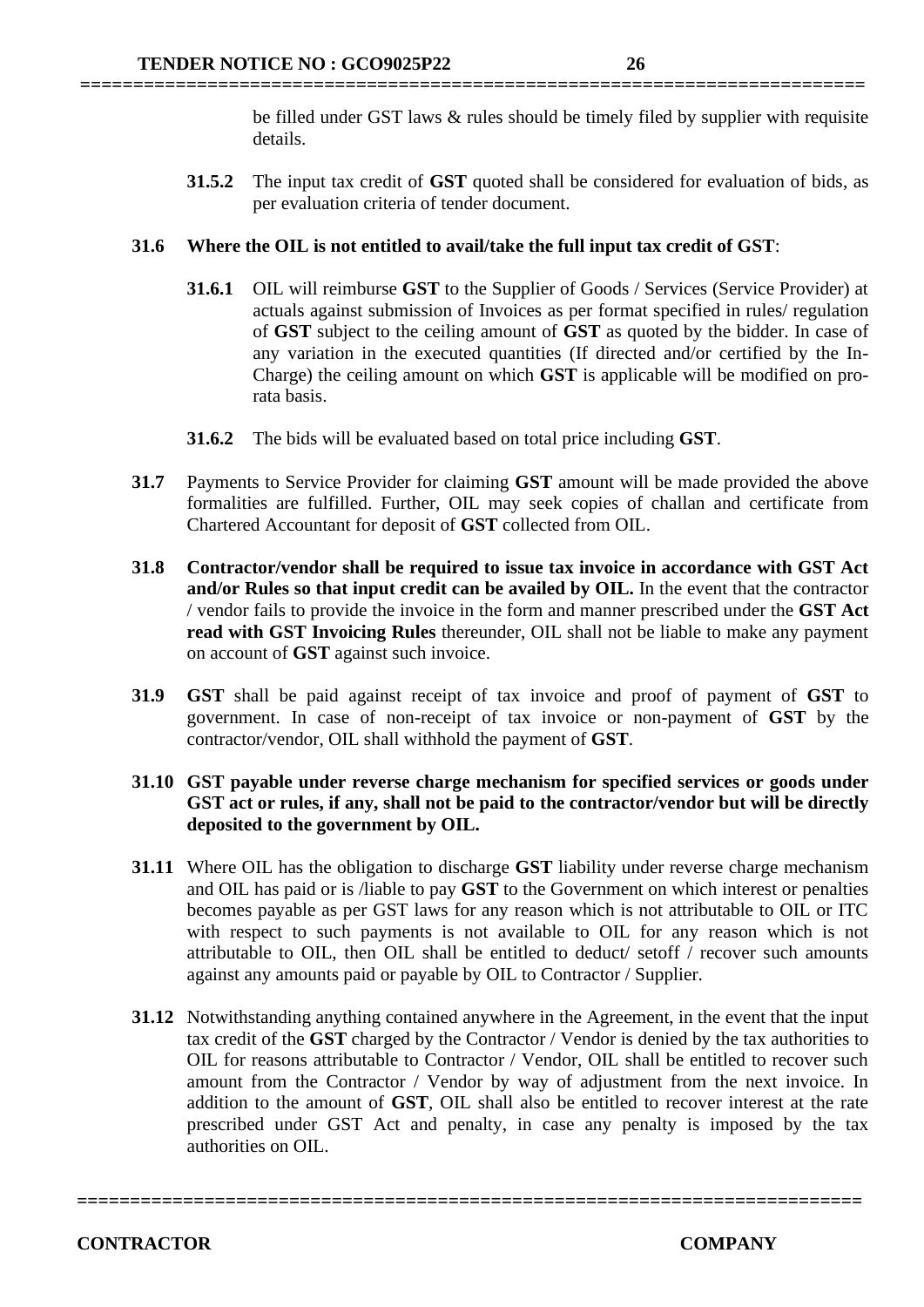be filled under GST laws & rules should be timely filed by supplier with requisite details.

**31.5.2** The input tax credit of **GST** quoted shall be considered for evaluation of bids, as per evaluation criteria of tender document.

**31.6 Where the OIL is not entitled to avail/take the full input tax credit of GST**:

**31.6.1** OIL will reimburse **GST** to the Supplier of Goods / Services (Service Provider) at actuals against submission of Invoices as per format specified in rules/ regulation of **GST** subject to the ceiling amount of **GST** as quoted by the bidder. In case of any variation in the executed quantities (If directed and/or certified by the In-Charge) the ceiling amount on which **GST** is applicable will be modified on pro-rata basis.

**31.6.2** The bids will be evaluated based on total price including **GST**.

**31.7** Payments to Service Provider for claiming **GST** amount will be made provided the above formalities are fulfilled. Further, OIL may seek copies of challan and certificate from Chartered Accountant for deposit of **GST** collected from OIL.

**31.8 Contractor/vendor shall be required to issue tax invoice in accordance with GST Act and/or Rules so that input credit can be availed by OIL.** In the event that the contractor / vendor fails to provide the invoice in the form and manner prescribed under the **GST Act read with GST Invoicing Rules** thereunder, OIL shall not be liable to make any payment on account of **GST** against such invoice.

**31.9** **GST** shall be paid against receipt of tax invoice and proof of payment of **GST** to government. In case of non-receipt of tax invoice or non-payment of **GST** by the contractor/vendor, OIL shall withhold the payment of **GST**.

**31.10 GST payable under reverse charge mechanism for specified services or goods under GST act or rules, if any, shall not be paid to the contractor/vendor but will be directly deposited to the government by OIL.**

**31.11** Where OIL has the obligation to discharge **GST** liability under reverse charge mechanism and OIL has paid or is /liable to pay **GST** to the Government on which interest or penalties becomes payable as per GST laws for any reason which is not attributable to OIL or ITC with respect to such payments is not available to OIL for any reason which is not attributable to OIL, then OIL shall be entitled to deduct/ setoff / recover such amounts against any amounts paid or payable by OIL to Contractor / Supplier.

**31.12** Notwithstanding anything contained anywhere in the Agreement, in the event that the input tax credit of the **GST** charged by the Contractor / Vendor is denied by the tax authorities to OIL for reasons attributable to Contractor / Vendor, OIL shall be entitled to recover such amount from the Contractor / Vendor by way of adjustment from the next invoice. In addition to the amount of **GST**, OIL shall also be entitled to recover interest at the rate prescribed under GST Act and penalty, in case any penalty is imposed by the tax authorities on OIL.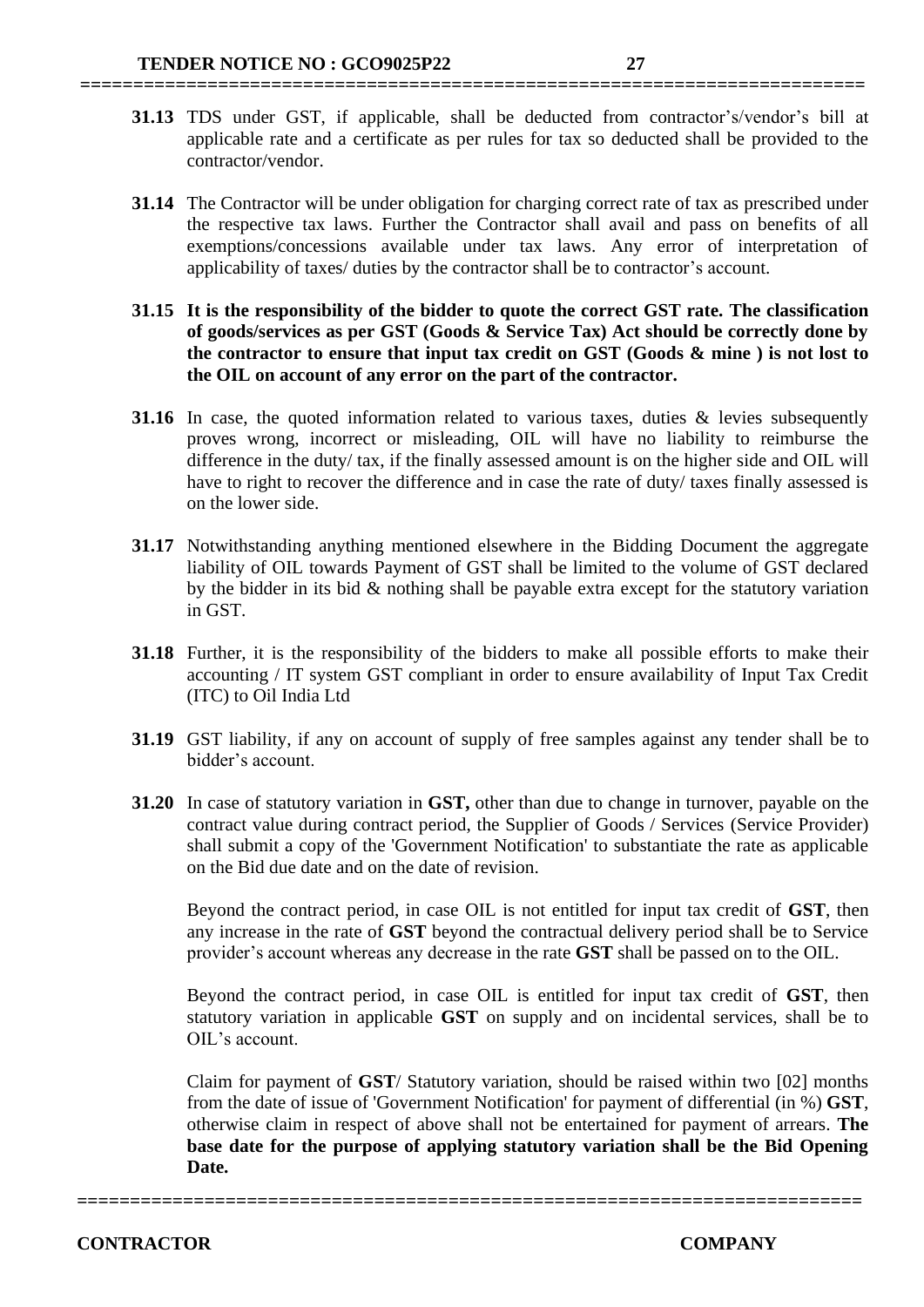**31.13** TDS under GST, if applicable, shall be deducted from contractor's/vendor's bill at applicable rate and a certificate as per rules for tax so deducted shall be provided to the contractor/vendor.

**31.14** The Contractor will be under obligation for charging correct rate of tax as prescribed under the respective tax laws. Further the Contractor shall avail and pass on benefits of all exemptions/concessions available under tax laws. Any error of interpretation of applicability of taxes/ duties by the contractor shall be to contractor's account.

**31.15 It is the responsibility of the bidder to quote the correct GST rate. The classification of goods/services as per GST (Goods & Service Tax) Act should be correctly done by the contractor to ensure that input tax credit on GST (Goods & mine ) is not lost to the OIL on account of any error on the part of the contractor.**

**31.16** In case, the quoted information related to various taxes, duties & levies subsequently proves wrong, incorrect or misleading, OIL will have no liability to reimburse the difference in the duty/ tax, if the finally assessed amount is on the higher side and OIL will have to right to recover the difference and in case the rate of duty/ taxes finally assessed is on the lower side.

**31.17** Notwithstanding anything mentioned elsewhere in the Bidding Document the aggregate liability of OIL towards Payment of GST shall be limited to the volume of GST declared by the bidder in its bid & nothing shall be payable extra except for the statutory variation in GST.

**31.18** Further, it is the responsibility of the bidders to make all possible efforts to make their accounting / IT system GST compliant in order to ensure availability of Input Tax Credit (ITC) to Oil India Ltd

**31.19** GST liability, if any on account of supply of free samples against any tender shall be to bidder's account.

**31.20** In case of statutory variation in **GST,** other than due to change in turnover, payable on the contract value during contract period, the Supplier of Goods / Services (Service Provider) shall submit a copy of the 'Government Notification' to substantiate the rate as applicable on the Bid due date and on the date of revision.

Beyond the contract period, in case OIL is not entitled for input tax credit of **GST**, then any increase in the rate of **GST** beyond the contractual delivery period shall be to Service provider's account whereas any decrease in the rate **GST** shall be passed on to the OIL.

Beyond the contract period, in case OIL is entitled for input tax credit of **GST**, then statutory variation in applicable **GST** on supply and on incidental services, shall be to OIL's account.

Claim for payment of **GST**/ Statutory variation, should be raised within two [02] months from the date of issue of 'Government Notification' for payment of differential (in %) **GST**, otherwise claim in respect of above shall not be entertained for payment of arrears. **The base date for the purpose of applying statutory variation shall be the Bid Opening Date.**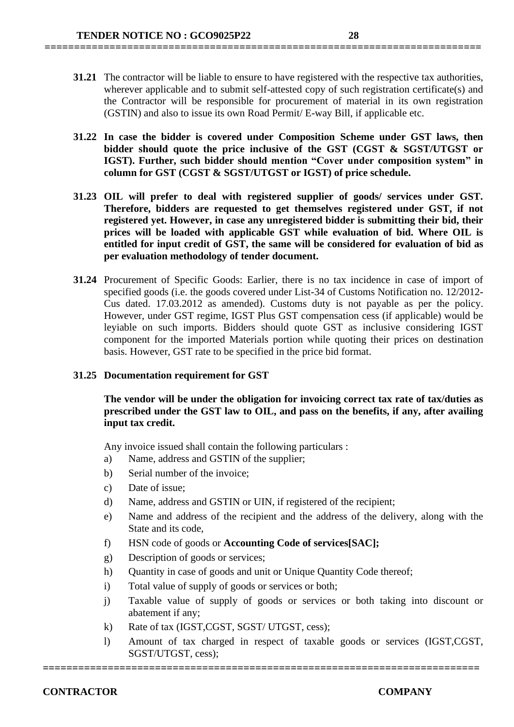**31.21** The contractor will be liable to ensure to have registered with the respective tax authorities, wherever applicable and to submit self-attested copy of such registration certificate(s) and the Contractor will be responsible for procurement of material in its own registration (GSTIN) and also to issue its own Road Permit/ E-way Bill, if applicable etc.

**31.22 In case the bidder is covered under Composition Scheme under GST laws, then bidder should quote the price inclusive of the GST (CGST & SGST/UTGST or IGST). Further, such bidder should mention "Cover under composition system" in column for GST (CGST & SGST/UTGST or IGST) of price schedule.**

**31.23 OIL will prefer to deal with registered supplier of goods/ services under GST. Therefore, bidders are requested to get themselves registered under GST, if not registered yet. However, in case any unregistered bidder is submitting their bid, their prices will be loaded with applicable GST while evaluation of bid. Where OIL is entitled for input credit of GST, the same will be considered for evaluation of bid as per evaluation methodology of tender document.**

**31.24** Procurement of Specific Goods: Earlier, there is no tax incidence in case of import of specified goods (i.e. the goods covered under List-34 of Customs Notification no. 12/2012-Cus dated. 17.03.2012 as amended). Customs duty is not payable as per the policy. However, under GST regime, IGST Plus GST compensation cess (if applicable) would be leyiable on such imports. Bidders should quote GST as inclusive considering IGST component for the imported Materials portion while quoting their prices on destination basis. However, GST rate to be specified in the price bid format.

**31.25 Documentation requirement for GST**

**The vendor will be under the obligation for invoicing correct tax rate of tax/duties as prescribed under the GST law to OIL, and pass on the benefits, if any, after availing input tax credit.**

Any invoice issued shall contain the following particulars :

a) Name, address and GSTIN of the supplier;

b) Serial number of the invoice;

c) Date of issue;

d) Name, address and GSTIN or UIN, if registered of the recipient;

e) Name and address of the recipient and the address of the delivery, along with the State and its code,

f) HSN code of goods or **Accounting Code of services[SAC];**

g) Description of goods or services;

h) Quantity in case of goods and unit or Unique Quantity Code thereof;

i) Total value of supply of goods or services or both;

j) Taxable value of supply of goods or services or both taking into discount or abatement if any;

k) Rate of tax (IGST,CGST, SGST/ UTGST, cess);

l) Amount of tax charged in respect of taxable goods or services (IGST,CGST, SGST/UTGST, cess);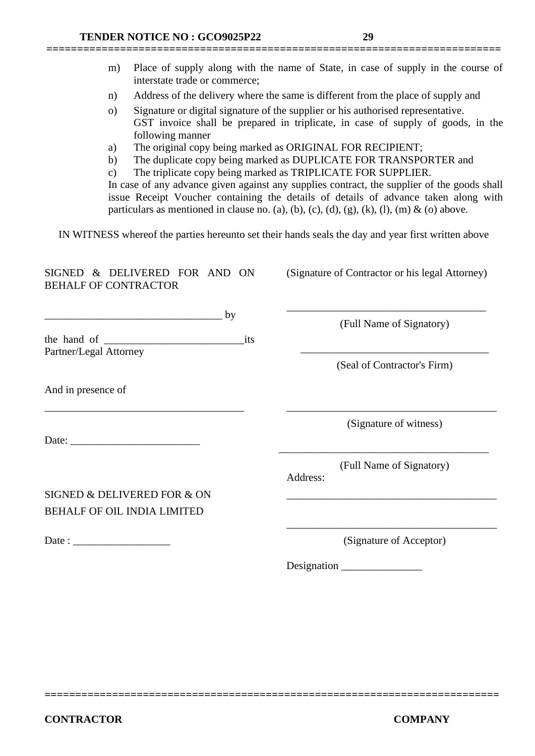m) Place of supply along with the name of State, in case of supply in the course of interstate trade or commerce;

n) Address of the delivery where the same is different from the place of supply and

o) Signature or digital signature of the supplier or his authorised representative.

GST invoice shall be prepared in triplicate, in case of supply of goods, in the following manner

a) The original copy being marked as ORIGINAL FOR RECIPIENT;

b) The duplicate copy being marked as DUPLICATE FOR TRANSPORTER and

c) The triplicate copy being marked as TRIPLICATE FOR SUPPLIER.

In case of any advance given against any supplies contract, the supplier of the goods shall issue Receipt Voucher containing the details of details of advance taken along with particulars as mentioned in clause no. (a), (b), (c), (d), (g), (k), (l), (m) & (o) above.

IN WITNESS whereof the parties hereunto set their hands seals the day and year first written above

SIGNED & DELIVERED FOR AND ON BEHALF OF CONTRACTOR

_________________________________ by

the hand of __________________________its Partner/Legal Attorney

(Signature of Contractor or his legal Attorney)

_____________________________________

(Full Name of Signatory)

_____________________________________

(Seal of Contractor's Firm)

And in presence of

_____________________________________

Date: ________________________

_____________________________________

(Signature of witness)

_____________________________________

(Full Name of Signatory)

Address:

_____________________________________

SIGNED & DELIVERED FOR & ON BEHALF OF OIL INDIA LIMITED

Date : __________________

_____________________________________

(Signature of Acceptor)

Designation _______________

CONTRACTOR | COMPANY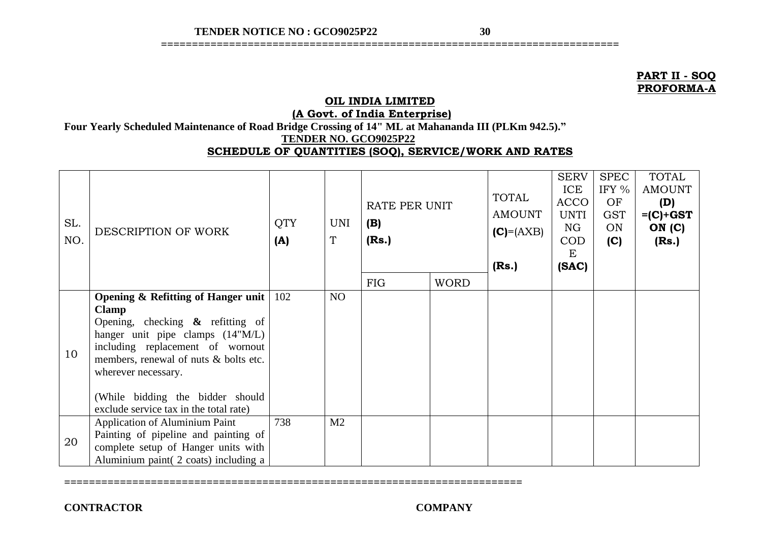**PART II - SOQ**
**PROFORMA-A**

**OIL INDIA LIMITED**
**(A Govt. of India Enterprise)**

**Four Yearly Scheduled Maintenance of Road Bridge Crossing of 14" ML at Mahananda III (PLKm 942.5)."**

**TENDER NO. GCO9025P22**

**SCHEDULE OF QUANTITIES (SOQ), SERVICE/WORK AND RATES**

| SL. NO. | DESCRIPTION OF WORK | QTY **(A)** | UNIT | RATE PER UNIT **(B)** **(Rs.)** | | TOTAL AMOUNT **(C)**=(AXB) **(Rs.)** | SERVICE ACCOUNTING CODE **(SAC)** | SPECIFY % OF GST ON **(C)** | TOTAL AMOUNT **(D) =(C)+GST ON (C) (Rs.)** |
|---|---|---|---|---|---|---|---|---|---|
| | | | | FIG | WORD | | | | |
| 10 | **Opening & Refitting of Hanger unit Clamp** Opening, checking **&** refitting of hanger unit pipe clamps (14"M/L) including replacement of wornout members, renewal of nuts & bolts etc. wherever necessary. (While bidding the bidder should exclude service tax in the total rate) | 102 | NO | | | | | | |
| 20 | Application of Aluminium Paint Painting of pipeline and painting of complete setup of Hanger units with Aluminium paint( 2 coats) including a | 738 | M2 | | | | | | |

**CONTRACTOR** **COMPANY**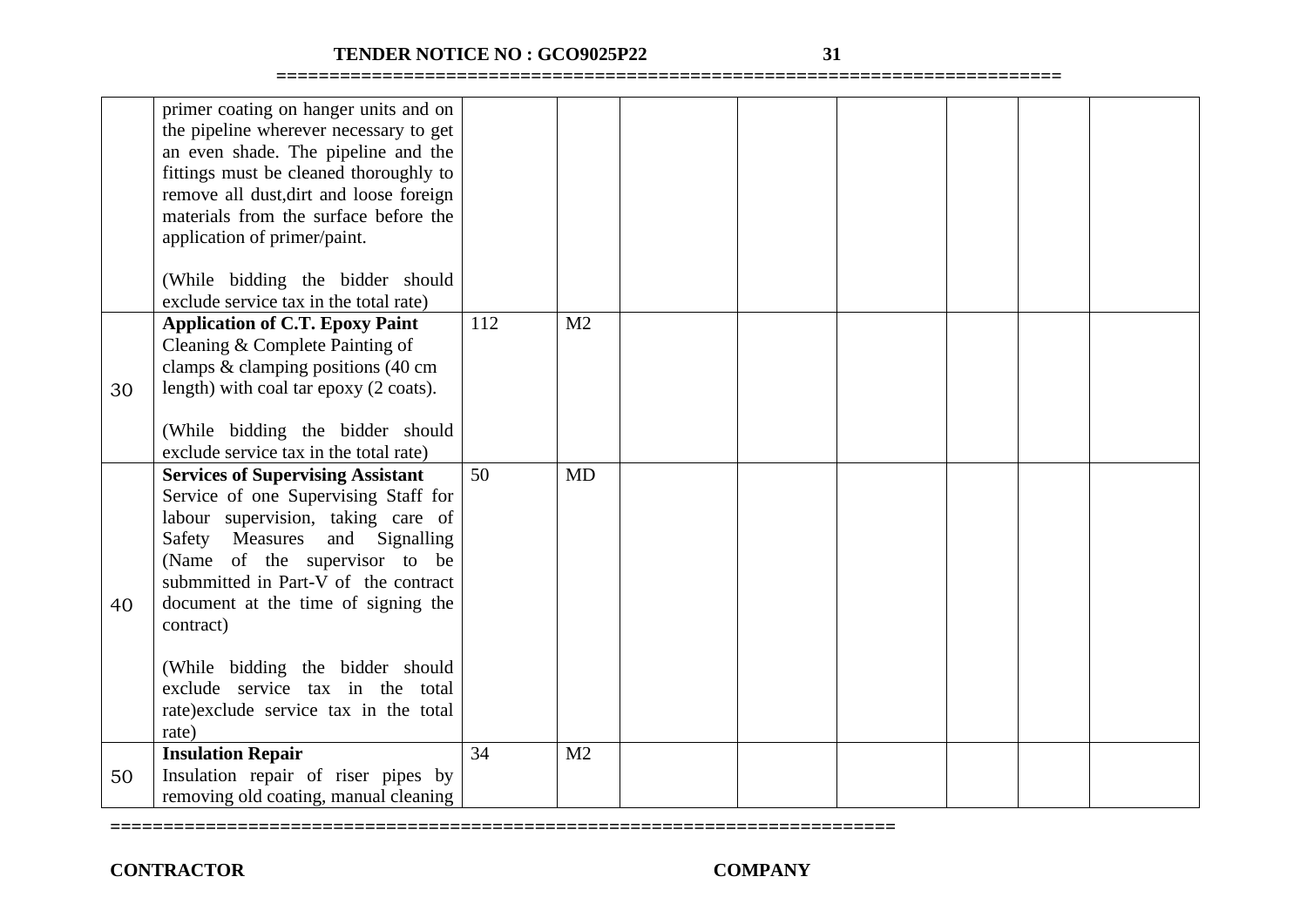| | | | | | | | | | |
|---|---|---|---|---|---|---|---|---|---|
| | primer coating on hanger units and on the pipeline wherever necessary to get an even shade. The pipeline and the fittings must be cleaned thoroughly to remove all dust,dirt and loose foreign materials from the surface before the application of primer/paint.<br><br>(While bidding the bidder should exclude service tax in the total rate) | | | | | | | | |
| 30 | **Application of C.T. Epoxy Paint**<br>Cleaning & Complete Painting of clamps & clamping positions (40 cm length) with coal tar epoxy (2 coats).<br><br>(While bidding the bidder should exclude service tax in the total rate) | 112 | M2 | | | | | | |
| 40 | **Services of Supervising Assistant**<br>Service of one Supervising Staff for labour supervision, taking care of Safety Measures and Signalling (Name of the supervisor to be submmitted in Part-V of the contract document at the time of signing the contract)<br><br>(While bidding the bidder should exclude service tax in the total rate)exclude service tax in the total rate) | 50 | MD | | | | | | |
| 50 | **Insulation Repair**<br>Insulation repair of riser pipes by removing old coating, manual cleaning | 34 | M2 | | | | | | |

**CONTRACTOR** **COMPANY**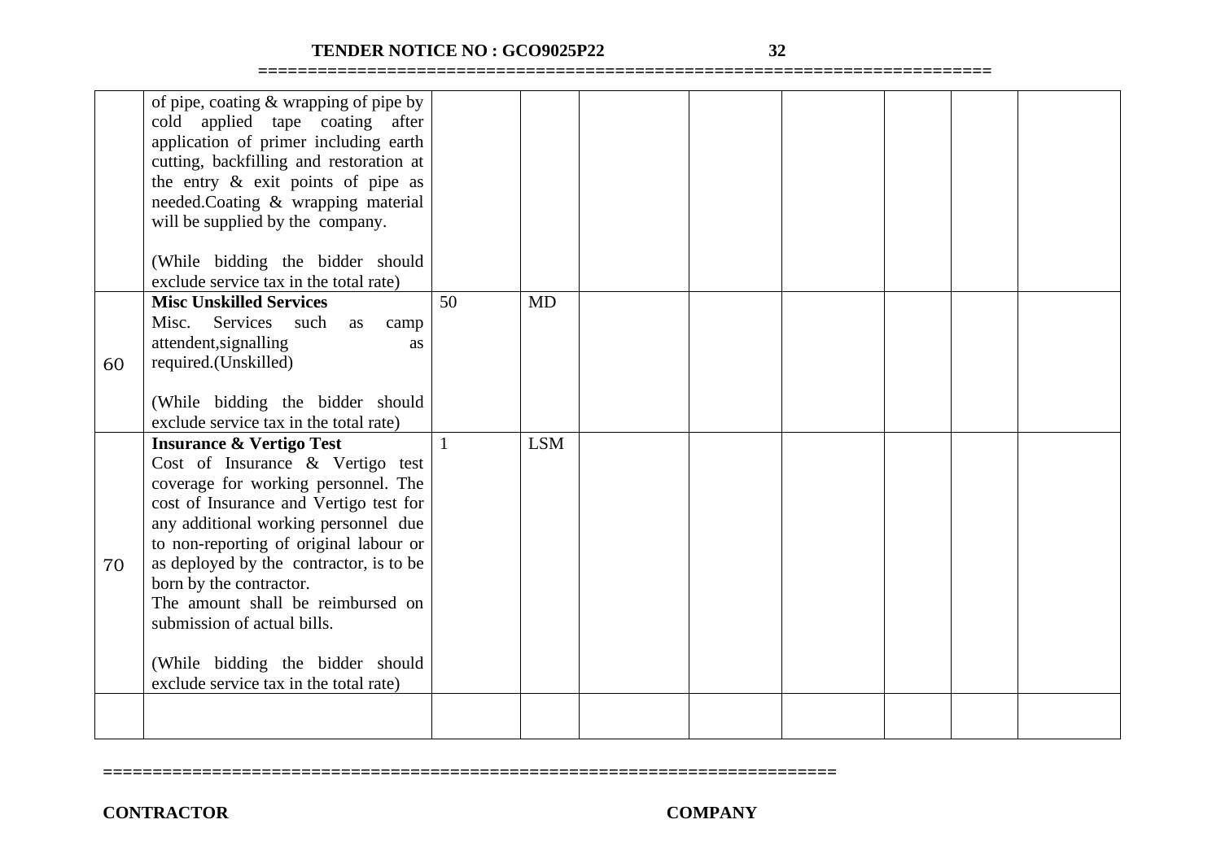| | | | | | | | | | |
|---|---|---|---|---|---|---|---|---|---|
| | of pipe, coating & wrapping of pipe by cold applied tape coating after application of primer including earth cutting, backfilling and restoration at the entry & exit points of pipe as needed.Coating & wrapping material will be supplied by the company.<br><br>(While bidding the bidder should exclude service tax in the total rate) | | | | | | | | |
| 60 | **Misc Unskilled Services**<br>Misc. Services such as camp attendent,signalling as required.(Unskilled)<br><br>(While bidding the bidder should exclude service tax in the total rate) | 50 | MD | | | | | | |
| 70 | **Insurance & Vertigo Test**<br>Cost of Insurance & Vertigo test coverage for working personnel. The cost of Insurance and Vertigo test for any additional working personnel due to non-reporting of original labour or as deployed by the contractor, is to be born by the contractor.<br>The amount shall be reimbursed on submission of actual bills.<br><br>(While bidding the bidder should exclude service tax in the total rate) | 1 | LSM | | | | | | |
| | | | | | | | | | |

**CONTRACTOR** **COMPANY**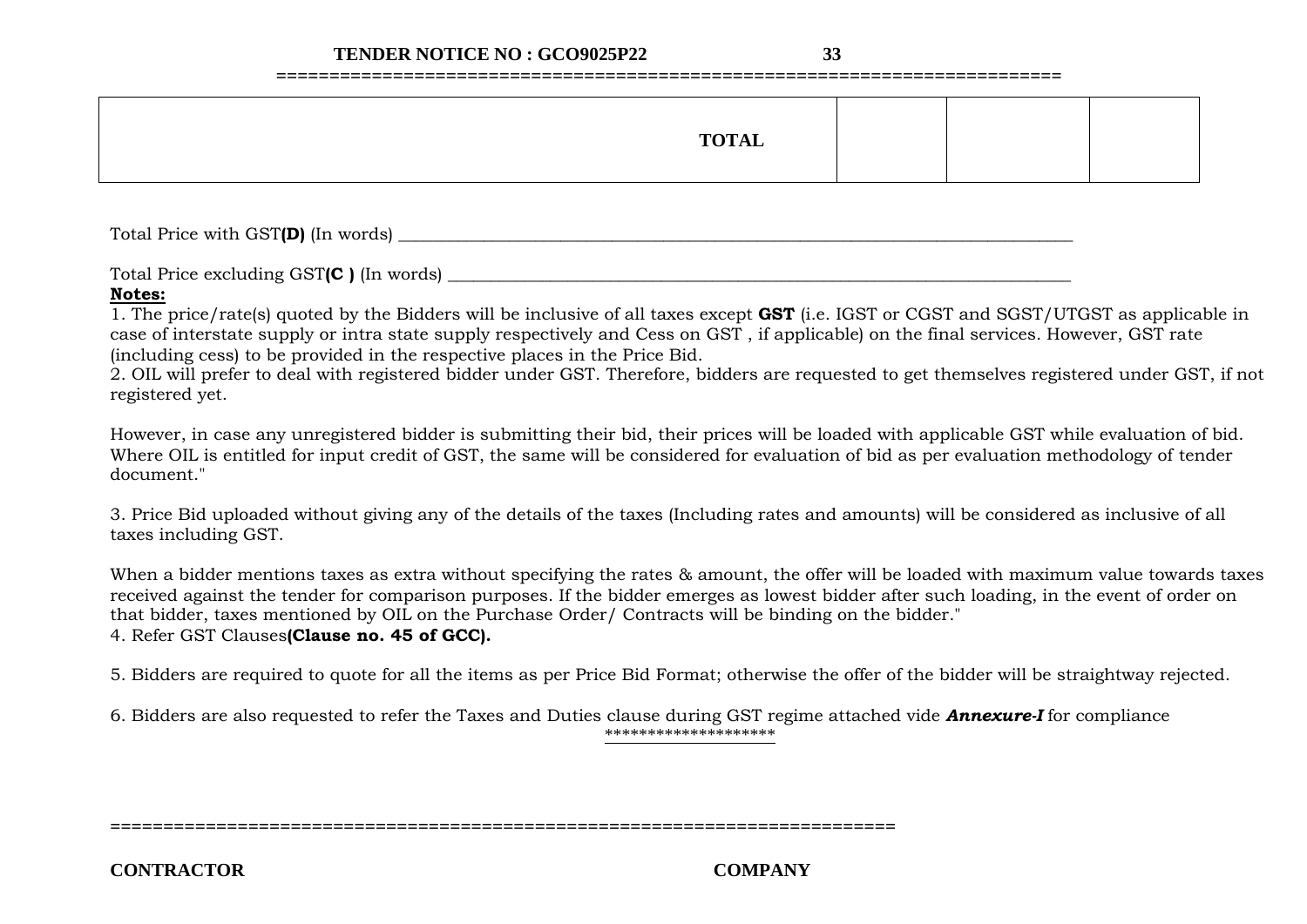| TOTAL | | | |
|---|---|---|---|

Total Price with GST**(D)** (In words) ___________________________________________________________________________

Total Price excluding GST**(C )** (In words) ______________________________________________________________________

**Notes:**

1. The price/rate(s) quoted by the Bidders will be inclusive of all taxes except **GST** (i.e. IGST or CGST and SGST/UTGST as applicable in case of interstate supply or intra state supply respectively and Cess on GST , if applicable) on the final services. However, GST rate (including cess) to be provided in the respective places in the Price Bid.

2. OIL will prefer to deal with registered bidder under GST. Therefore, bidders are requested to get themselves registered under GST, if not registered yet.

However, in case any unregistered bidder is submitting their bid, their prices will be loaded with applicable GST while evaluation of bid. Where OIL is entitled for input credit of GST, the same will be considered for evaluation of bid as per evaluation methodology of tender document."

3. Price Bid uploaded without giving any of the details of the taxes (Including rates and amounts) will be considered as inclusive of all taxes including GST.

When a bidder mentions taxes as extra without specifying the rates & amount, the offer will be loaded with maximum value towards taxes received against the tender for comparison purposes. If the bidder emerges as lowest bidder after such loading, in the event of order on that bidder, taxes mentioned by OIL on the Purchase Order/ Contracts will be binding on the bidder."

4. Refer GST Clauses**(Clause no. 45 of GCC).**

5. Bidders are required to quote for all the items as per Price Bid Format; otherwise the offer of the bidder will be straightway rejected.

6. Bidders are also requested to refer the Taxes and Duties clause during GST regime attached vide ***Annexure-I*** for compliance

********************

**CONTRACTOR** **COMPANY**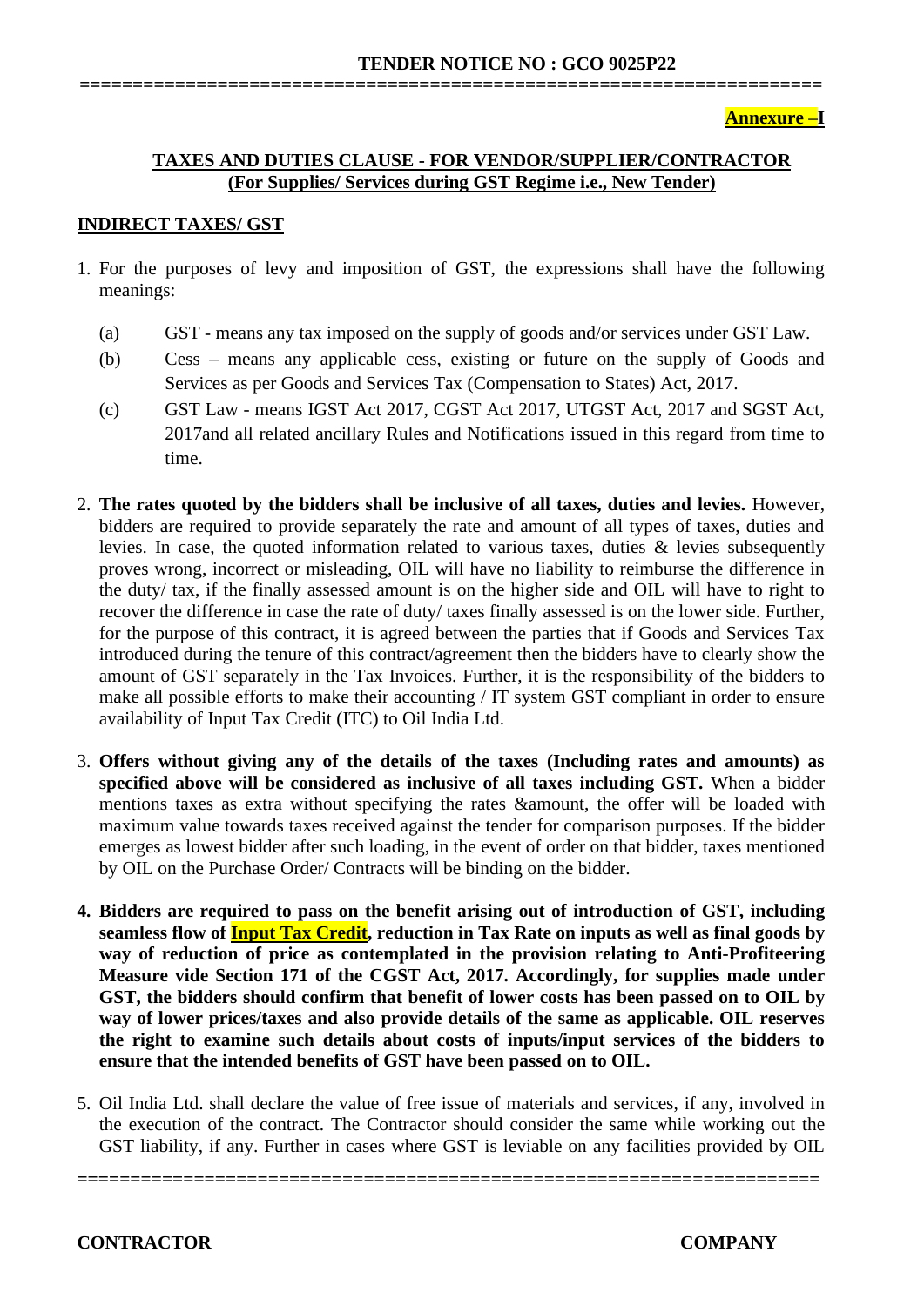**Annexure –I**

## TAXES AND DUTIES CLAUSE - FOR VENDOR/SUPPLIER/CONTRACTOR
### (For Supplies/ Services during GST Regime i.e., New Tender)

### INDIRECT TAXES/ GST

1. For the purposes of levy and imposition of GST, the expressions shall have the following meanings:

   (a) GST - means any tax imposed on the supply of goods and/or services under GST Law.

   (b) Cess – means any applicable cess, existing or future on the supply of Goods and Services as per Goods and Services Tax (Compensation to States) Act, 2017.

   (c) GST Law - means IGST Act 2017, CGST Act 2017, UTGST Act, 2017 and SGST Act, 2017and all related ancillary Rules and Notifications issued in this regard from time to time.

2. **The rates quoted by the bidders shall be inclusive of all taxes, duties and levies.** However, bidders are required to provide separately the rate and amount of all types of taxes, duties and levies. In case, the quoted information related to various taxes, duties & levies subsequently proves wrong, incorrect or misleading, OIL will have no liability to reimburse the difference in the duty/ tax, if the finally assessed amount is on the higher side and OIL will have to right to recover the difference in case the rate of duty/ taxes finally assessed is on the lower side. Further, for the purpose of this contract, it is agreed between the parties that if Goods and Services Tax introduced during the tenure of this contract/agreement then the bidders have to clearly show the amount of GST separately in the Tax Invoices. Further, it is the responsibility of the bidders to make all possible efforts to make their accounting / IT system GST compliant in order to ensure availability of Input Tax Credit (ITC) to Oil India Ltd.

3. **Offers without giving any of the details of the taxes (Including rates and amounts) as specified above will be considered as inclusive of all taxes including GST.** When a bidder mentions taxes as extra without specifying the rates &amount, the offer will be loaded with maximum value towards taxes received against the tender for comparison purposes. If the bidder emerges as lowest bidder after such loading, in the event of order on that bidder, taxes mentioned by OIL on the Purchase Order/ Contracts will be binding on the bidder.

4. **Bidders are required to pass on the benefit arising out of introduction of GST, including seamless flow of Input Tax Credit, reduction in Tax Rate on inputs as well as final goods by way of reduction of price as contemplated in the provision relating to Anti-Profiteering Measure vide Section 171 of the CGST Act, 2017. Accordingly, for supplies made under GST, the bidders should confirm that benefit of lower costs has been passed on to OIL by way of lower prices/taxes and also provide details of the same as applicable. OIL reserves the right to examine such details about costs of inputs/input services of the bidders to ensure that the intended benefits of GST have been passed on to OIL.**

5. Oil India Ltd. shall declare the value of free issue of materials and services, if any, involved in the execution of the contract. The Contractor should consider the same while working out the GST liability, if any. Further in cases where GST is leviable on any facilities provided by OIL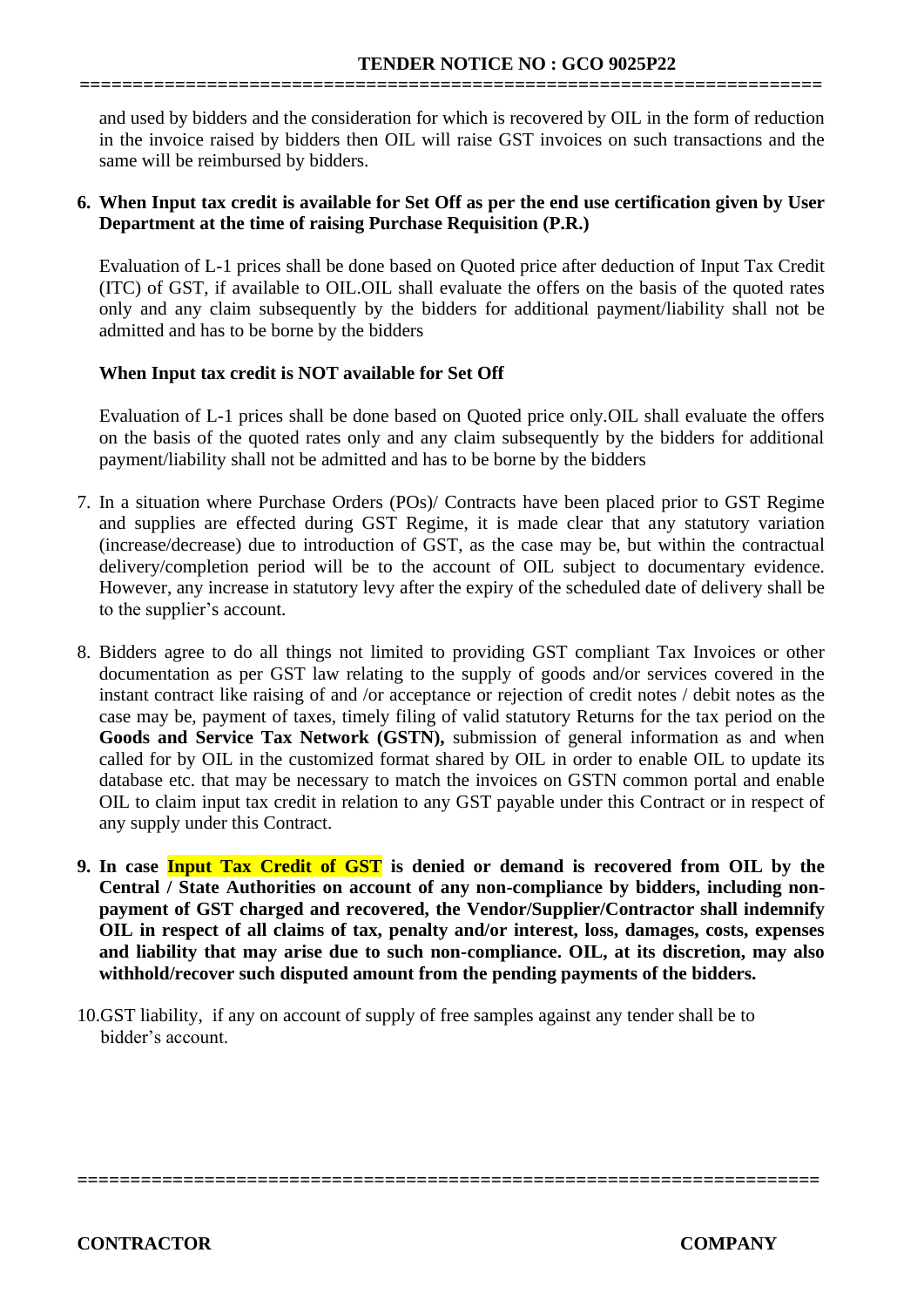and used by bidders and the consideration for which is recovered by OIL in the form of reduction in the invoice raised by bidders then OIL will raise GST invoices on such transactions and the same will be reimbursed by bidders.

6. **When Input tax credit is available for Set Off as per the end use certification given by User Department at the time of raising Purchase Requisition (P.R.)**

   Evaluation of L-1 prices shall be done based on Quoted price after deduction of Input Tax Credit (ITC) of GST, if available to OIL.OIL shall evaluate the offers on the basis of the quoted rates only and any claim subsequently by the bidders for additional payment/liability shall not be admitted and has to be borne by the bidders

   **When Input tax credit is NOT available for Set Off**

   Evaluation of L-1 prices shall be done based on Quoted price only.OIL shall evaluate the offers on the basis of the quoted rates only and any claim subsequently by the bidders for additional payment/liability shall not be admitted and has to be borne by the bidders

7. In a situation where Purchase Orders (POs)/ Contracts have been placed prior to GST Regime and supplies are effected during GST Regime, it is made clear that any statutory variation (increase/decrease) due to introduction of GST, as the case may be, but within the contractual delivery/completion period will be to the account of OIL subject to documentary evidence. However, any increase in statutory levy after the expiry of the scheduled date of delivery shall be to the supplier's account.

8. Bidders agree to do all things not limited to providing GST compliant Tax Invoices or other documentation as per GST law relating to the supply of goods and/or services covered in the instant contract like raising of and /or acceptance or rejection of credit notes / debit notes as the case may be, payment of taxes, timely filing of valid statutory Returns for the tax period on the **Goods and Service Tax Network (GSTN),** submission of general information as and when called for by OIL in the customized format shared by OIL in order to enable OIL to update its database etc. that may be necessary to match the invoices on GSTN common portal and enable OIL to claim input tax credit in relation to any GST payable under this Contract or in respect of any supply under this Contract.

9. **In case Input Tax Credit of GST is denied or demand is recovered from OIL by the Central / State Authorities on account of any non-compliance by bidders, including non-payment of GST charged and recovered, the Vendor/Supplier/Contractor shall indemnify OIL in respect of all claims of tax, penalty and/or interest, loss, damages, costs, expenses and liability that may arise due to such non-compliance. OIL, at its discretion, may also withhold/recover such disputed amount from the pending payments of the bidders.**

10. GST liability, if any on account of supply of free samples against any tender shall be to bidder's account.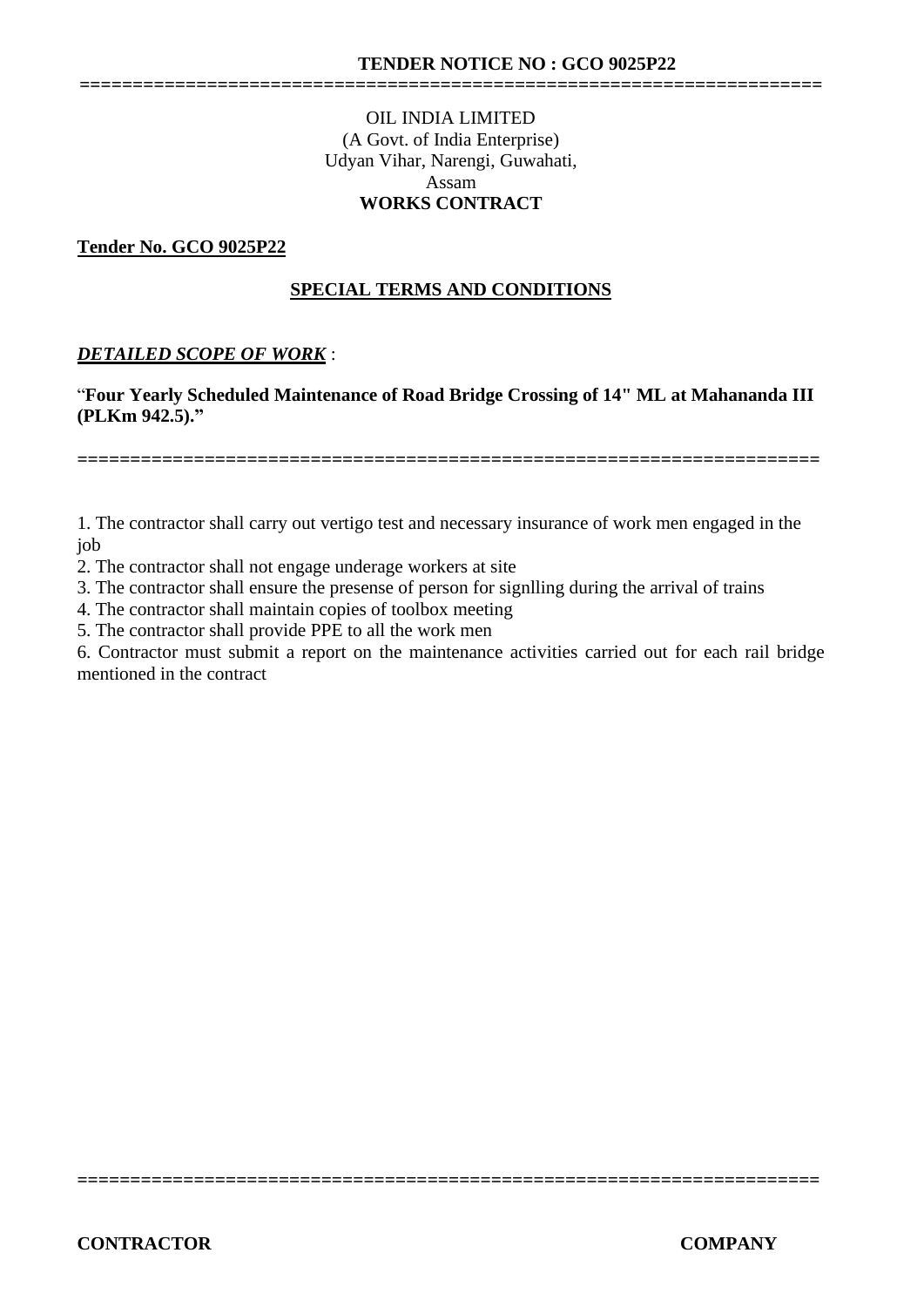**TENDER NOTICE NO : GCO 9025P22**

======================================================================

OIL INDIA LIMITED
(A Govt. of India Enterprise)
Udyan Vihar, Narengi, Guwahati,
Assam
**WORKS CONTRACT**

**Tender No. GCO 9025P22**

**SPECIAL TERMS AND CONDITIONS**

***DETAILED SCOPE OF WORK*** :

"**Four Yearly Scheduled Maintenance of Road Bridge Crossing of 14" ML at Mahananda III (PLKm 942.5).**"

======================================================================

1. The contractor shall carry out vertigo test and necessary insurance of work men engaged in the job
2. The contractor shall not engage underage workers at site
3. The contractor shall ensure the presense of person for signlling during the arrival of trains
4. The contractor shall maintain copies of toolbox meeting
5. The contractor shall provide PPE to all the work men
6. Contractor must submit a report on the maintenance activities carried out for each rail bridge mentioned in the contract

======================================================================

**CONTRACTOR** **COMPANY**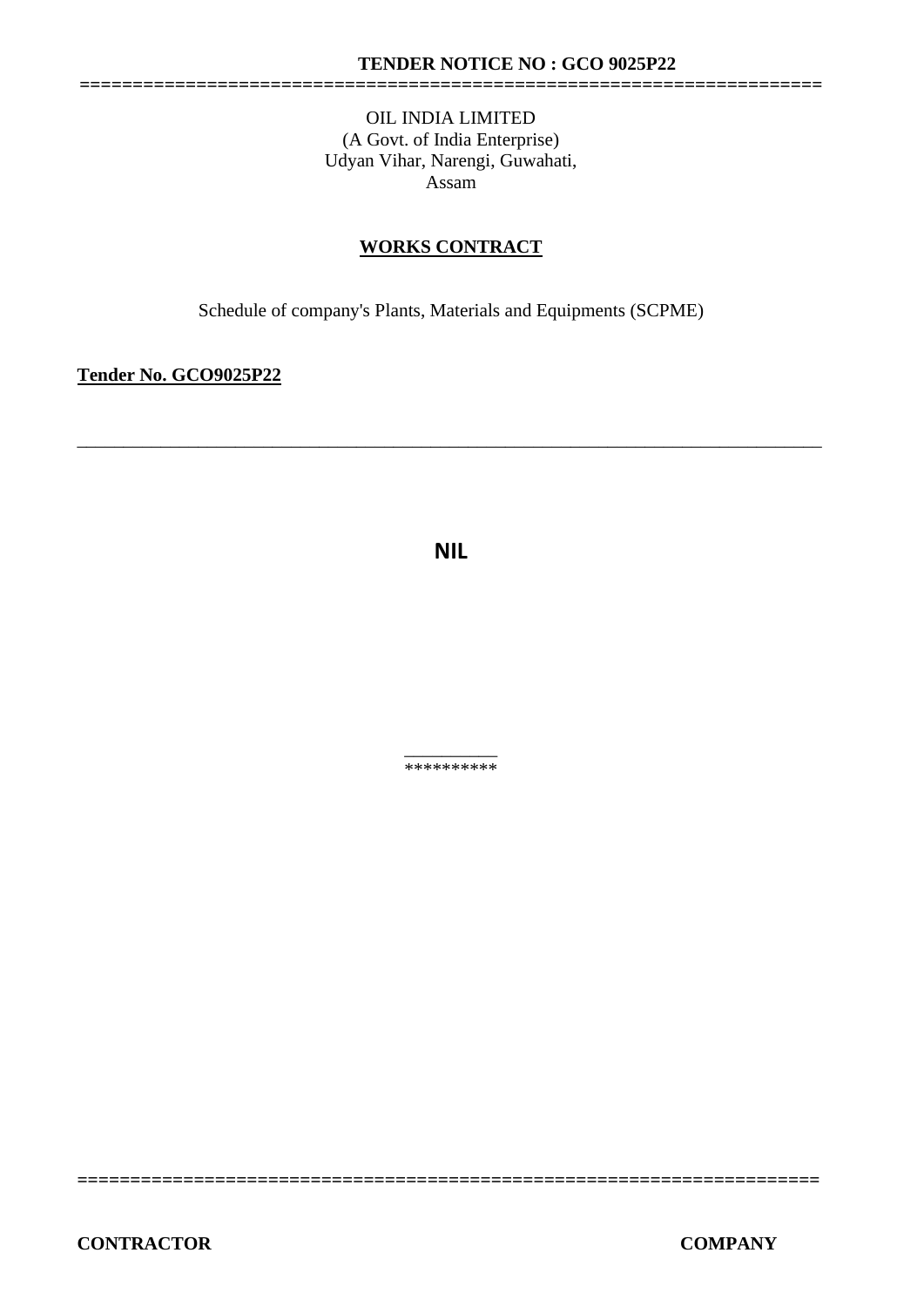**TENDER NOTICE NO : GCO 9025P22**

OIL INDIA LIMITED
(A Govt. of India Enterprise)
Udyan Vihar, Narengi, Guwahati,
Assam

**WORKS CONTRACT**

Schedule of company's Plants, Materials and Equipments (SCPME)

**Tender No. GCO9025P22**

---

**NIL**

**********

**CONTRACTOR** **COMPANY**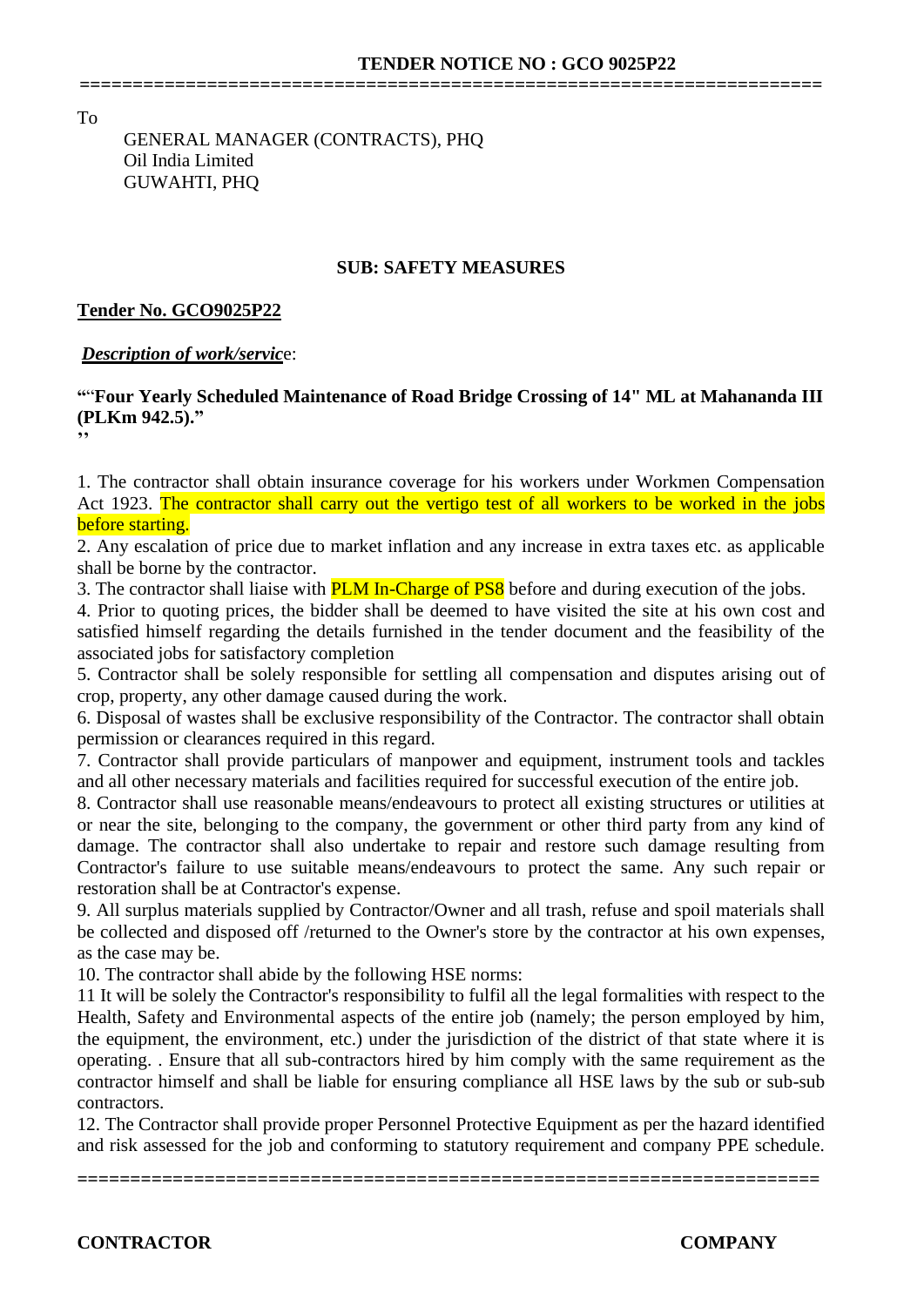**TENDER NOTICE NO : GCO 9025P22**

=====================================================================

To

GENERAL MANAGER (CONTRACTS), PHQ
Oil India Limited
GUWAHTI, PHQ

**SUB: SAFETY MEASURES**

**Tender No. GCO9025P22**

***Description of work/servic***e:

**"'Four Yearly Scheduled Maintenance of Road Bridge Crossing of 14" ML at Mahananda III (PLKm 942.5)."**
**''**

1. The contractor shall obtain insurance coverage for his workers under Workmen Compensation Act 1923. The contractor shall carry out the vertigo test of all workers to be worked in the jobs before starting.
2. Any escalation of price due to market inflation and any increase in extra taxes etc. as applicable shall be borne by the contractor.
3. The contractor shall liaise with PLM In-Charge of PS8 before and during execution of the jobs.
4. Prior to quoting prices, the bidder shall be deemed to have visited the site at his own cost and satisfied himself regarding the details furnished in the tender document and the feasibility of the associated jobs for satisfactory completion
5. Contractor shall be solely responsible for settling all compensation and disputes arising out of crop, property, any other damage caused during the work.
6. Disposal of wastes shall be exclusive responsibility of the Contractor. The contractor shall obtain permission or clearances required in this regard.
7. Contractor shall provide particulars of manpower and equipment, instrument tools and tackles and all other necessary materials and facilities required for successful execution of the entire job.
8. Contractor shall use reasonable means/endeavours to protect all existing structures or utilities at or near the site, belonging to the company, the government or other third party from any kind of damage. The contractor shall also undertake to repair and restore such damage resulting from Contractor's failure to use suitable means/endeavours to protect the same. Any such repair or restoration shall be at Contractor's expense.
9. All surplus materials supplied by Contractor/Owner and all trash, refuse and spoil materials shall be collected and disposed off /returned to the Owner's store by the contractor at his own expenses, as the case may be.
10. The contractor shall abide by the following HSE norms:
11 It will be solely the Contractor's responsibility to fulfil all the legal formalities with respect to the Health, Safety and Environmental aspects of the entire job (namely; the person employed by him, the equipment, the environment, etc.) under the jurisdiction of the district of that state where it is operating. . Ensure that all sub-contractors hired by him comply with the same requirement as the contractor himself and shall be liable for ensuring compliance all HSE laws by the sub or sub-sub contractors.
12. The Contractor shall provide proper Personnel Protective Equipment as per the hazard identified and risk assessed for the job and conforming to statutory requirement and company PPE schedule.

=====================================================================

**CONTRACTOR** **COMPANY**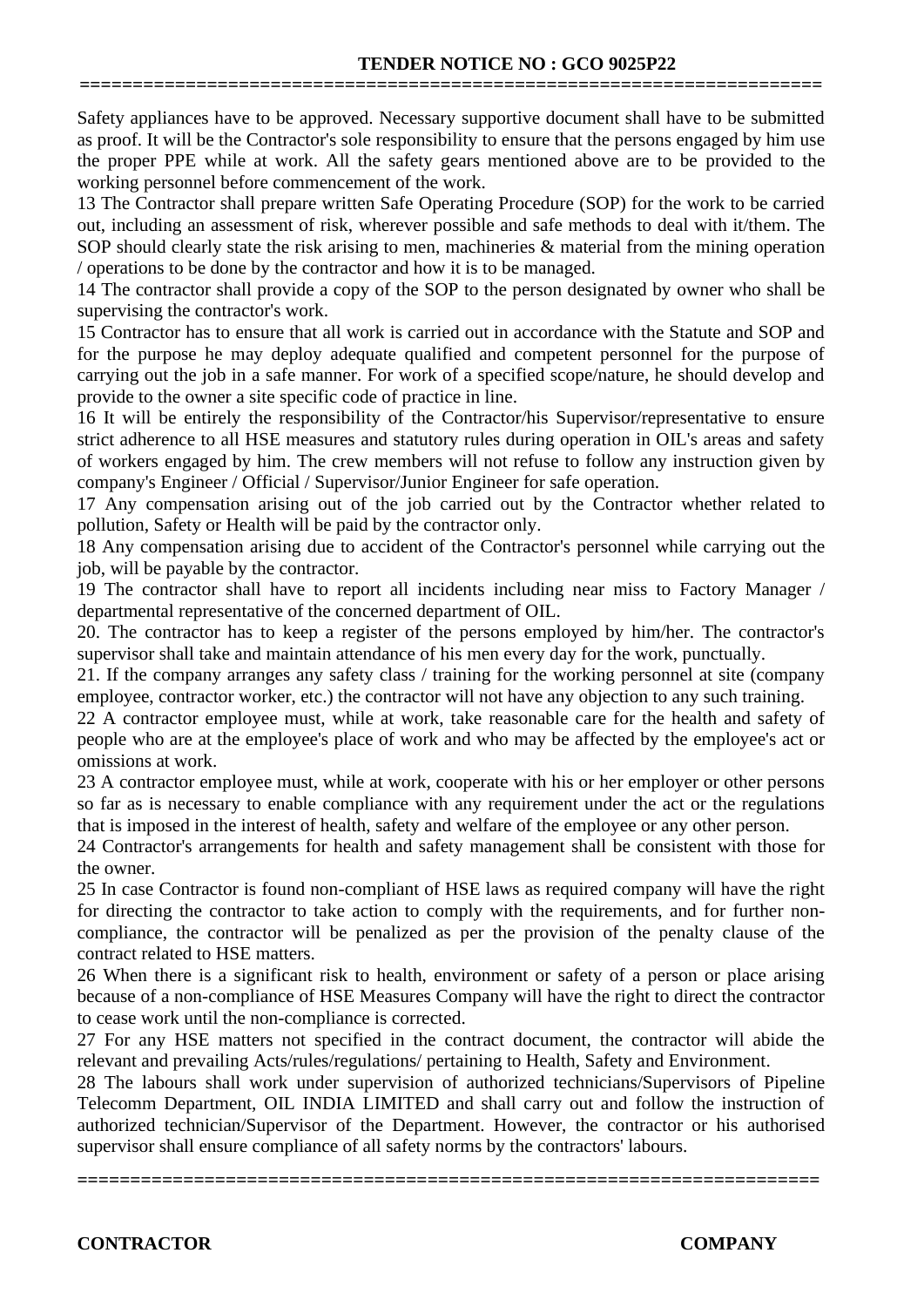Safety appliances have to be approved. Necessary supportive document shall have to be submitted as proof. It will be the Contractor's sole responsibility to ensure that the persons engaged by him use the proper PPE while at work. All the safety gears mentioned above are to be provided to the working personnel before commencement of the work.

13 The Contractor shall prepare written Safe Operating Procedure (SOP) for the work to be carried out, including an assessment of risk, wherever possible and safe methods to deal with it/them. The SOP should clearly state the risk arising to men, machineries & material from the mining operation / operations to be done by the contractor and how it is to be managed.

14 The contractor shall provide a copy of the SOP to the person designated by owner who shall be supervising the contractor's work.

15 Contractor has to ensure that all work is carried out in accordance with the Statute and SOP and for the purpose he may deploy adequate qualified and competent personnel for the purpose of carrying out the job in a safe manner. For work of a specified scope/nature, he should develop and provide to the owner a site specific code of practice in line.

16 It will be entirely the responsibility of the Contractor/his Supervisor/representative to ensure strict adherence to all HSE measures and statutory rules during operation in OIL's areas and safety of workers engaged by him. The crew members will not refuse to follow any instruction given by company's Engineer / Official / Supervisor/Junior Engineer for safe operation.

17 Any compensation arising out of the job carried out by the Contractor whether related to pollution, Safety or Health will be paid by the contractor only.

18 Any compensation arising due to accident of the Contractor's personnel while carrying out the job, will be payable by the contractor.

19 The contractor shall have to report all incidents including near miss to Factory Manager / departmental representative of the concerned department of OIL.

20. The contractor has to keep a register of the persons employed by him/her. The contractor's supervisor shall take and maintain attendance of his men every day for the work, punctually.

21. If the company arranges any safety class / training for the working personnel at site (company employee, contractor worker, etc.) the contractor will not have any objection to any such training.

22 A contractor employee must, while at work, take reasonable care for the health and safety of people who are at the employee's place of work and who may be affected by the employee's act or omissions at work.

23 A contractor employee must, while at work, cooperate with his or her employer or other persons so far as is necessary to enable compliance with any requirement under the act or the regulations that is imposed in the interest of health, safety and welfare of the employee or any other person.

24 Contractor's arrangements for health and safety management shall be consistent with those for the owner.

25 In case Contractor is found non-compliant of HSE laws as required company will have the right for directing the contractor to take action to comply with the requirements, and for further non-compliance, the contractor will be penalized as per the provision of the penalty clause of the contract related to HSE matters.

26 When there is a significant risk to health, environment or safety of a person or place arising because of a non-compliance of HSE Measures Company will have the right to direct the contractor to cease work until the non-compliance is corrected.

27 For any HSE matters not specified in the contract document, the contractor will abide the relevant and prevailing Acts/rules/regulations/ pertaining to Health, Safety and Environment.

28 The labours shall work under supervision of authorized technicians/Supervisors of Pipeline Telecomm Department, OIL INDIA LIMITED and shall carry out and follow the instruction of authorized technician/Supervisor of the Department. However, the contractor or his authorised supervisor shall ensure compliance of all safety norms by the contractors' labours.

**CONTRACTOR** **COMPANY**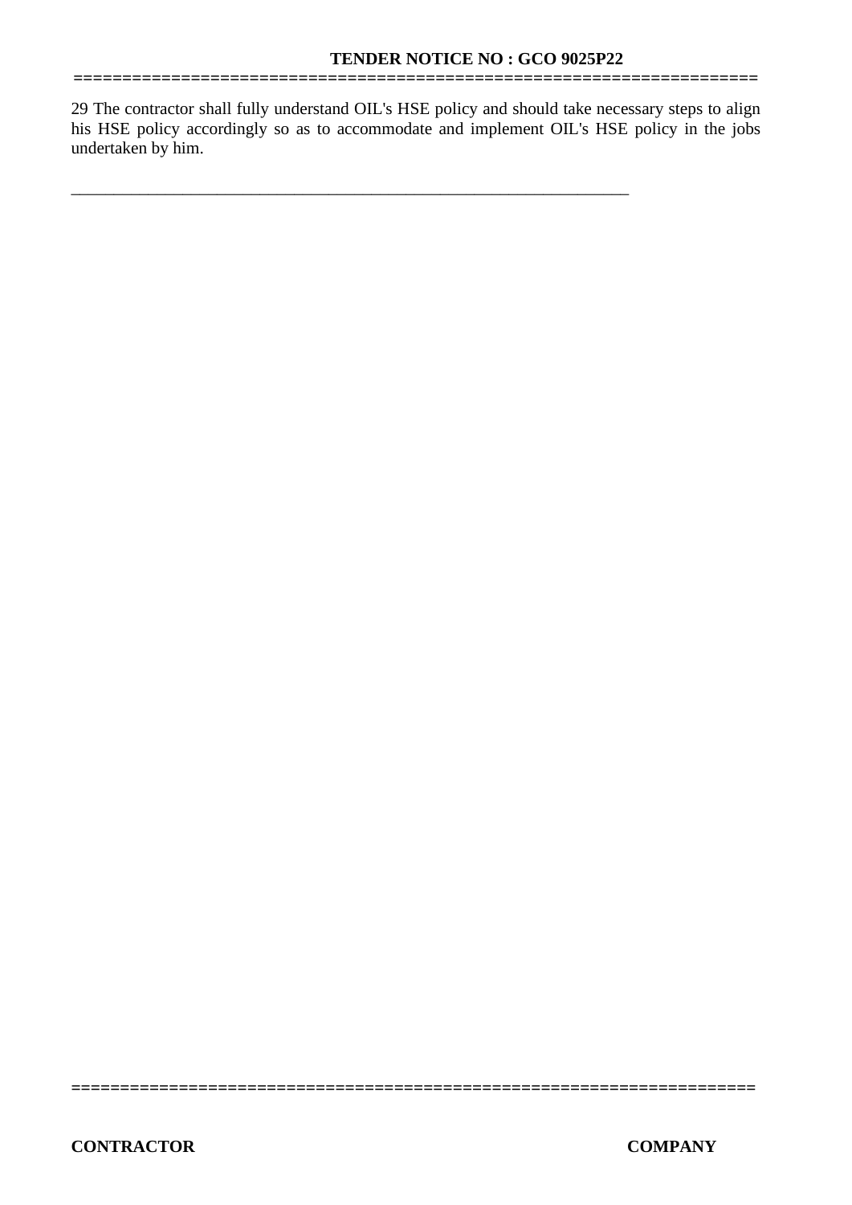29 The contractor shall fully understand OIL's HSE policy and should take necessary steps to align his HSE policy accordingly so as to accommodate and implement OIL's HSE policy in the jobs undertaken by him.

---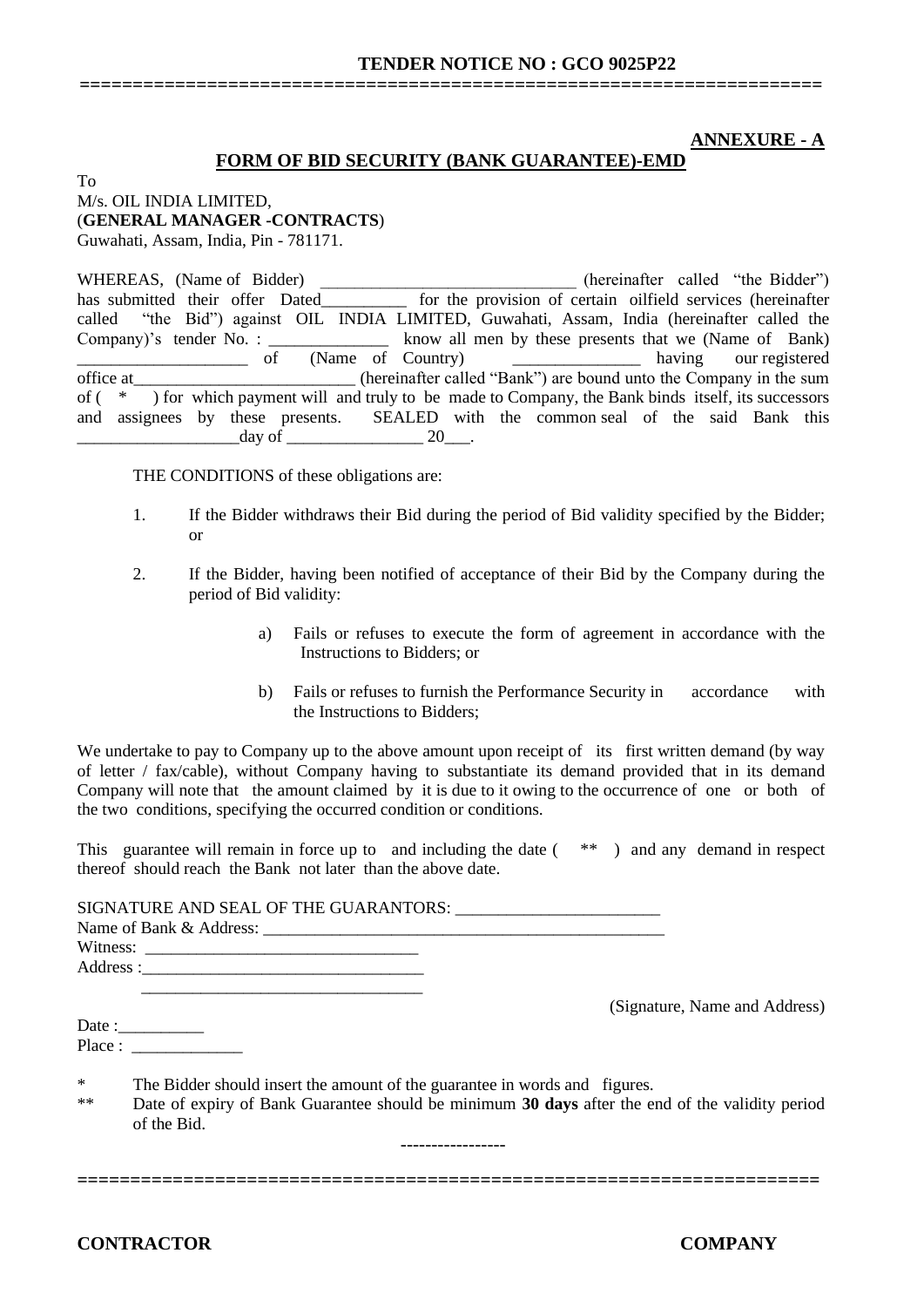**TENDER NOTICE NO : GCO 9025P22**

**ANNEXURE - A**

**FORM OF BID SECURITY (BANK GUARANTEE)-EMD**

To
M/s. OIL INDIA LIMITED,
(**GENERAL MANAGER -CONTRACTS**)
Guwahati, Assam, India, Pin - 781171.

WHEREAS, (Name of Bidder) ______________________________ (hereinafter called "the Bidder") has submitted their offer Dated__________ for the provision of certain oilfield services (hereinafter called "the Bid") against OIL INDIA LIMITED, Guwahati, Assam, India (hereinafter called the Company)'s tender No. : ______________ know all men by these presents that we (Name of Bank) ____________________ of (Name of Country) _______________ having our registered office at__________________________ (hereinafter called "Bank") are bound unto the Company in the sum of ( * ) for which payment will and truly to be made to Company, the Bank binds itself, its successors and assignees by these presents. SEALED with the common seal of the said Bank this ___________________day of ________________ 20___.

THE CONDITIONS of these obligations are:

1. If the Bidder withdraws their Bid during the period of Bid validity specified by the Bidder; or

2. If the Bidder, having been notified of acceptance of their Bid by the Company during the period of Bid validity:

   a) Fails or refuses to execute the form of agreement in accordance with the Instructions to Bidders; or

   b) Fails or refuses to furnish the Performance Security in accordance with the Instructions to Bidders;

We undertake to pay to Company up to the above amount upon receipt of its first written demand (by way of letter / fax/cable), without Company having to substantiate its demand provided that in its demand Company will note that the amount claimed by it is due to it owing to the occurrence of one or both of the two conditions, specifying the occurred condition or conditions.

This guarantee will remain in force up to and including the date ( ** ) and any demand in respect thereof should reach the Bank not later than the above date.

SIGNATURE AND SEAL OF THE GUARANTORS: ________________________
Name of Bank & Address: _______________________________________________
Witness: ________________________________
Address :_________________________________
_________________________________

(Signature, Name and Address)

Date :__________
Place : _____________

\* The Bidder should insert the amount of the guarantee in words and figures.

\*\* Date of expiry of Bank Guarantee should be minimum **30 days** after the end of the validity period of the Bid.

-----------------

**CONTRACTOR** **COMPANY**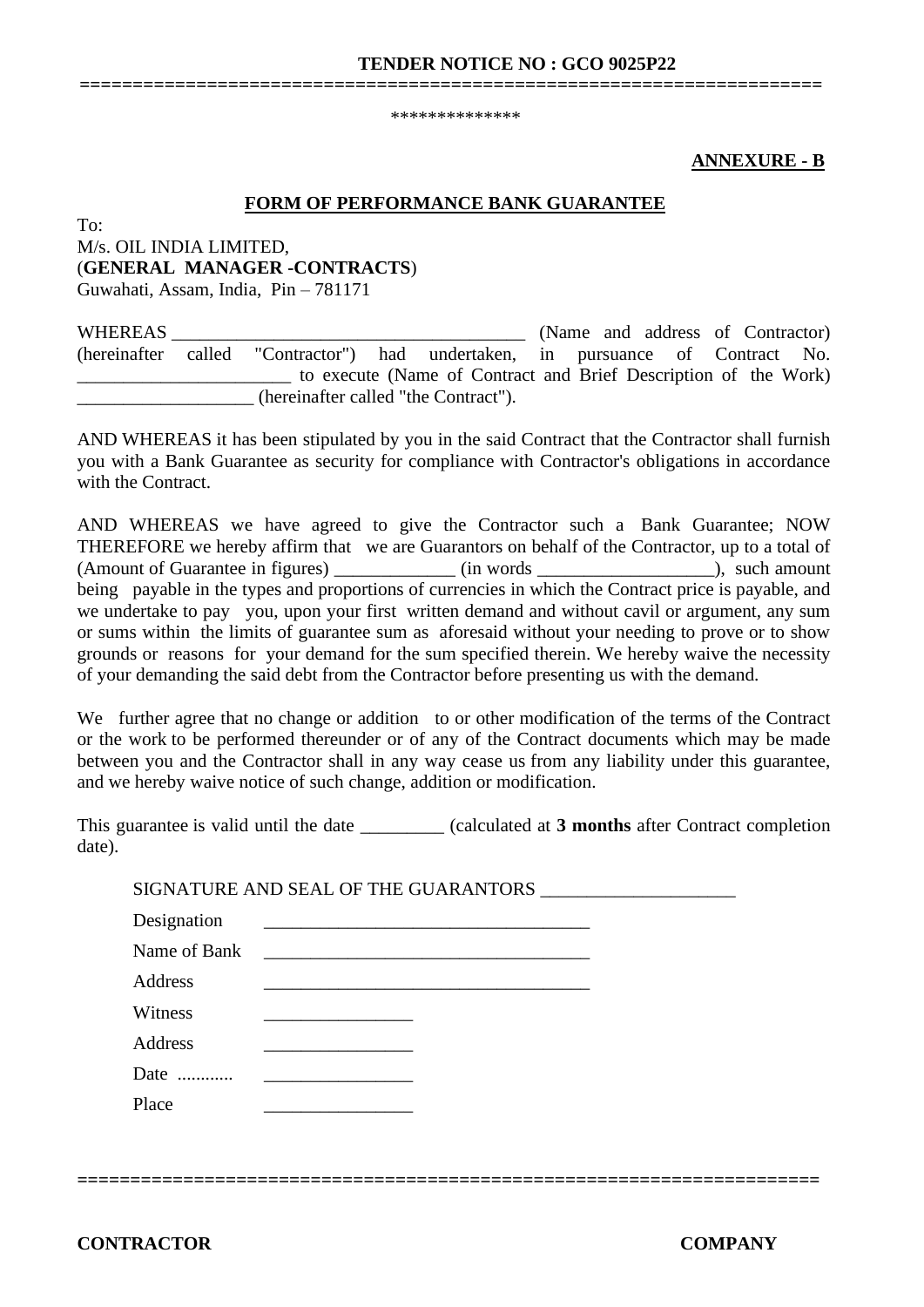**TENDER NOTICE NO : GCO 9025P22**

**ANNEXURE - B**

**FORM OF PERFORMANCE BANK GUARANTEE**

To:
M/s. OIL INDIA LIMITED,
(**GENERAL MANAGER -CONTRACTS**)
Guwahati, Assam, India, Pin – 781171

WHEREAS ______________________________________ (Name and address of Contractor) (hereinafter called "Contractor") had undertaken, in pursuance of Contract No. _______________________ to execute (Name of Contract and Brief Description of the Work) ___________________ (hereinafter called "the Contract").

AND WHEREAS it has been stipulated by you in the said Contract that the Contractor shall furnish you with a Bank Guarantee as security for compliance with Contractor's obligations in accordance with the Contract.

AND WHEREAS we have agreed to give the Contractor such a Bank Guarantee; NOW THEREFORE we hereby affirm that we are Guarantors on behalf of the Contractor, up to a total of (Amount of Guarantee in figures) _____________ (in words ___________________), such amount being payable in the types and proportions of currencies in which the Contract price is payable, and we undertake to pay you, upon your first written demand and without cavil or argument, any sum or sums within the limits of guarantee sum as aforesaid without your needing to prove or to show grounds or reasons for your demand for the sum specified therein. We hereby waive the necessity of your demanding the said debt from the Contractor before presenting us with the demand.

We further agree that no change or addition to or other modification of the terms of the Contract or the work to be performed thereunder or of any of the Contract documents which may be made between you and the Contractor shall in any way cease us from any liability under this guarantee, and we hereby waive notice of such change, addition or modification.

This guarantee is valid until the date _________ (calculated at **3 months** after Contract completion date).

SIGNATURE AND SEAL OF THE GUARANTORS ____________________

Designation ___________________________________

Name of Bank ___________________________________

Address ___________________________________

Witness ________________

Address ________________

Date ............ ________________

Place ________________

**CONTRACTOR** **COMPANY**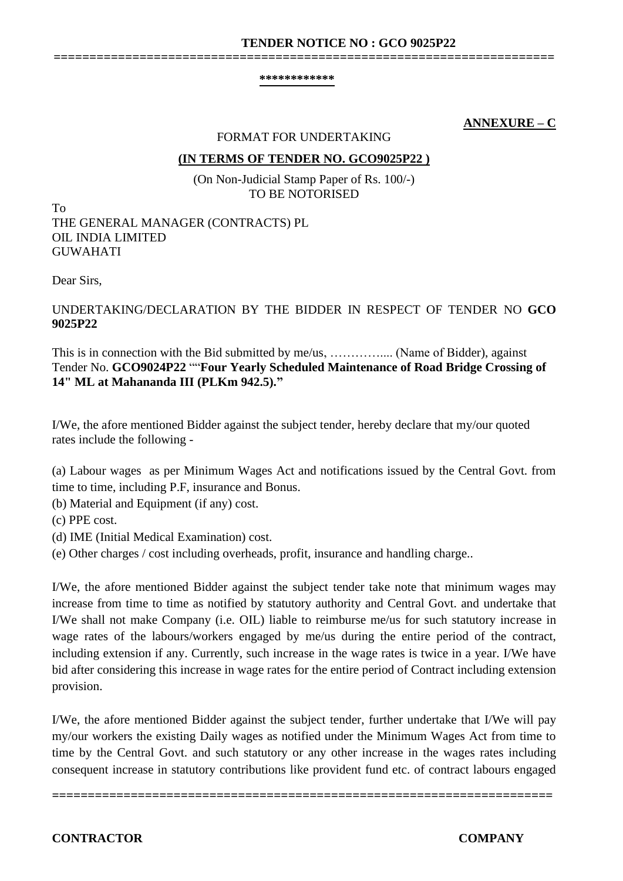**ANNEXURE – C**

FORMAT FOR UNDERTAKING

**(IN TERMS OF TENDER NO. GCO9025P22 )**

(On Non-Judicial Stamp Paper of Rs. 100/-)
TO BE NOTORISED

To
THE GENERAL MANAGER (CONTRACTS) PL
OIL INDIA LIMITED
GUWAHATI

Dear Sirs,

UNDERTAKING/DECLARATION BY THE BIDDER IN RESPECT OF TENDER NO **GCO 9025P22**

This is in connection with the Bid submitted by me/us, …………..... (Name of Bidder), against Tender No. **GCO9024P22** ""**Four Yearly Scheduled Maintenance of Road Bridge Crossing of 14" ML at Mahananda III (PLKm 942.5)."**

I/We, the afore mentioned Bidder against the subject tender, hereby declare that my/our quoted rates include the following -

(a) Labour wages as per Minimum Wages Act and notifications issued by the Central Govt. from time to time, including P.F, insurance and Bonus.
(b) Material and Equipment (if any) cost.
(c) PPE cost.
(d) IME (Initial Medical Examination) cost.
(e) Other charges / cost including overheads, profit, insurance and handling charge..

I/We, the afore mentioned Bidder against the subject tender take note that minimum wages may increase from time to time as notified by statutory authority and Central Govt. and undertake that I/We shall not make Company (i.e. OIL) liable to reimburse me/us for such statutory increase in wage rates of the labours/workers engaged by me/us during the entire period of the contract, including extension if any. Currently, such increase in the wage rates is twice in a year. I/We have bid after considering this increase in wage rates for the entire period of Contract including extension provision.

I/We, the afore mentioned Bidder against the subject tender, further undertake that I/We will pay my/our workers the existing Daily wages as notified under the Minimum Wages Act from time to time by the Central Govt. and such statutory or any other increase in the wages rates including consequent increase in statutory contributions like provident fund etc. of contract labours engaged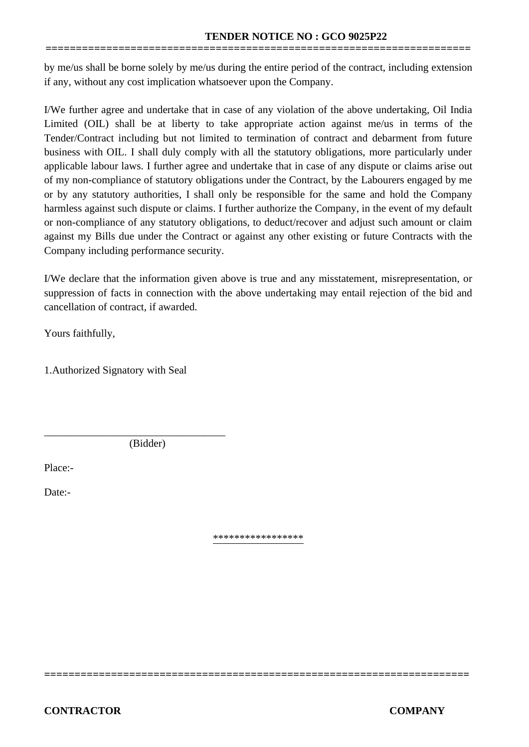by me/us shall be borne solely by me/us during the entire period of the contract, including extension if any, without any cost implication whatsoever upon the Company.

I/We further agree and undertake that in case of any violation of the above undertaking, Oil India Limited (OIL) shall be at liberty to take appropriate action against me/us in terms of the Tender/Contract including but not limited to termination of contract and debarment from future business with OIL. I shall duly comply with all the statutory obligations, more particularly under applicable labour laws. I further agree and undertake that in case of any dispute or claims arise out of my non-compliance of statutory obligations under the Contract, by the Labourers engaged by me or by any statutory authorities, I shall only be responsible for the same and hold the Company harmless against such dispute or claims. I further authorize the Company, in the event of my default or non-compliance of any statutory obligations, to deduct/recover and adjust such amount or claim against my Bills due under the Contract or against any other existing or future Contracts with the Company including performance security.

I/We declare that the information given above is true and any misstatement, misrepresentation, or suppression of facts in connection with the above undertaking may entail rejection of the bid and cancellation of contract, if awarded.

Yours faithfully,

1.Authorized Signatory with Seal

\_\_\_\_\_\_\_\_\_\_\_\_\_\_\_\_\_\_\_\_\_\_\_\_\_\_\_\_\_\_\_\_\_\_

(Bidder)

Place:-

Date:-

*****************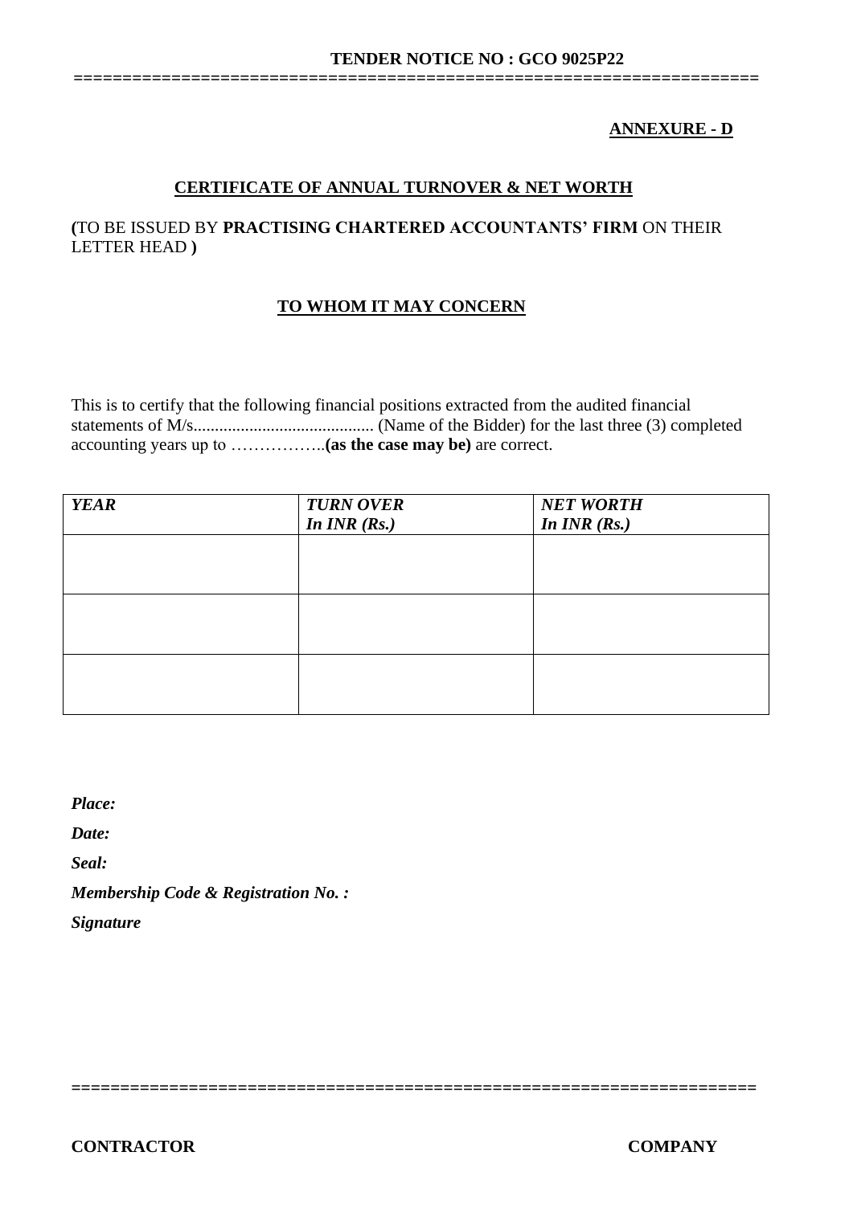**ANNEXURE - D**

## CERTIFICATE OF ANNUAL TURNOVER & NET WORTH

**(**TO BE ISSUED BY **PRACTISING CHARTERED ACCOUNTANTS' FIRM** ON THEIR LETTER HEAD **)**

### TO WHOM IT MAY CONCERN

This is to certify that the following financial positions extracted from the audited financial statements of M/s.......................................... (Name of the Bidder) for the last three (3) completed accounting years up to ……………..**(as the case may be)** are correct.

| ***YEAR*** | ***TURN OVER In INR (Rs.)*** | ***NET WORTH In INR (Rs.)*** |
|---|---|---|
| | | |
| | | |
| | | |

***Place:***

***Date:***

***Seal:***

***Membership Code & Registration No. :***

***Signature***

**CONTRACTOR** **COMPANY**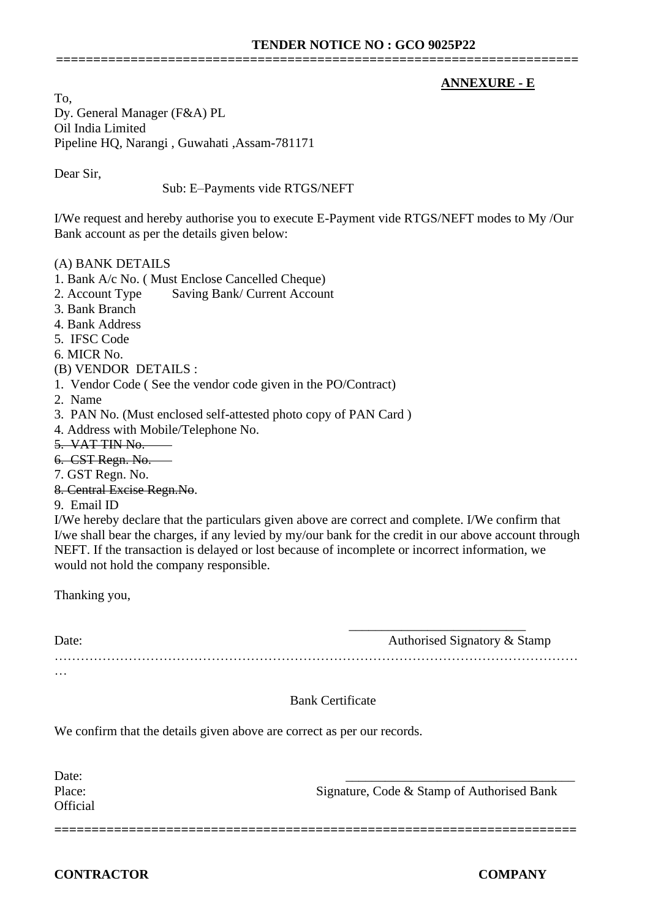**TENDER NOTICE NO : GCO 9025P22**

---

**ANNEXURE - E**

To,
Dy. General Manager (F&A) PL
Oil India Limited
Pipeline HQ, Narangi , Guwahati ,Assam-781171

Dear Sir,

Sub: E–Payments vide RTGS/NEFT

I/We request and hereby authorise you to execute E-Payment vide RTGS/NEFT modes to My /Our Bank account as per the details given below:

(A) BANK DETAILS
1. Bank A/c No. ( Must Enclose Cancelled Cheque)
2. Account Type Saving Bank/ Current Account
3. Bank Branch
4. Bank Address
5. IFSC Code
6. MICR No.

(B) VENDOR DETAILS :
1. Vendor Code ( See the vendor code given in the PO/Contract)
2. Name
3. PAN No. (Must enclosed self-attested photo copy of PAN Card )
4. Address with Mobile/Telephone No.
5. ~~VAT TIN No.~~
6. ~~CST Regn. No.~~
7. GST Regn. No.
8. ~~Central Excise Regn.No~~.
9. Email ID

I/We hereby declare that the particulars given above are correct and complete. I/We confirm that I/we shall bear the charges, if any levied by my/our bank for the credit in our above account through NEFT. If the transaction is delayed or lost because of incomplete or incorrect information, we would not hold the company responsible.

Thanking you,

Date: ___________________________
Authorised Signatory & Stamp

…………………………………………………………………………………………………………

Bank Certificate

We confirm that the details given above are correct as per our records.

Date:
Place: ___________________________________
Signature, Code & Stamp of Authorised Bank Official

---

**CONTRACTOR** **COMPANY**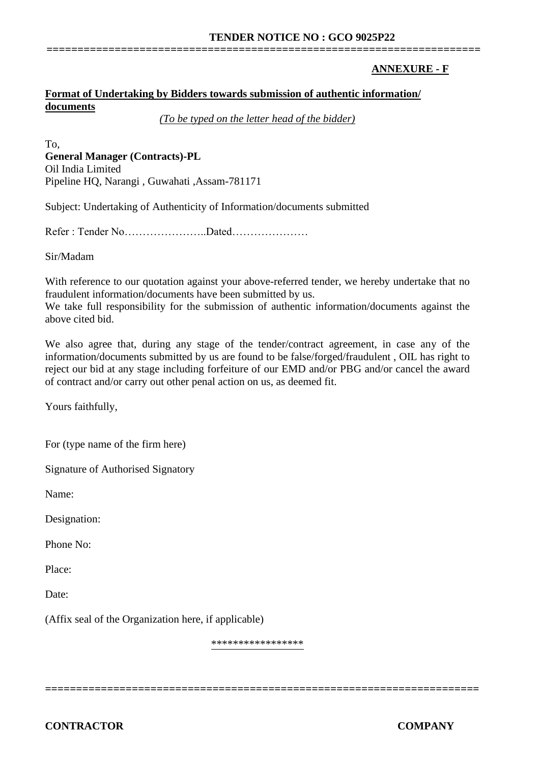**ANNEXURE - F**

**Format of Undertaking by Bidders towards submission of authentic information/ documents**

*(To be typed on the letter head of the bidder)*

To,
**General Manager (Contracts)-PL**
Oil India Limited
Pipeline HQ, Narangi , Guwahati ,Assam-781171

Subject: Undertaking of Authenticity of Information/documents submitted

Refer : Tender No…………………..Dated…………………

Sir/Madam

With reference to our quotation against your above-referred tender, we hereby undertake that no fraudulent information/documents have been submitted by us.
We take full responsibility for the submission of authentic information/documents against the above cited bid.

We also agree that, during any stage of the tender/contract agreement, in case any of the information/documents submitted by us are found to be false/forged/fraudulent , OIL has right to reject our bid at any stage including forfeiture of our EMD and/or PBG and/or cancel the award of contract and/or carry out other penal action on us, as deemed fit.

Yours faithfully,

For (type name of the firm here)

Signature of Authorised Signatory

Name:

Designation:

Phone No:

Place:

Date:

(Affix seal of the Organization here, if applicable)

\*\*\*\*\*\*\*\*\*\*\*\*\*\*\*\*\*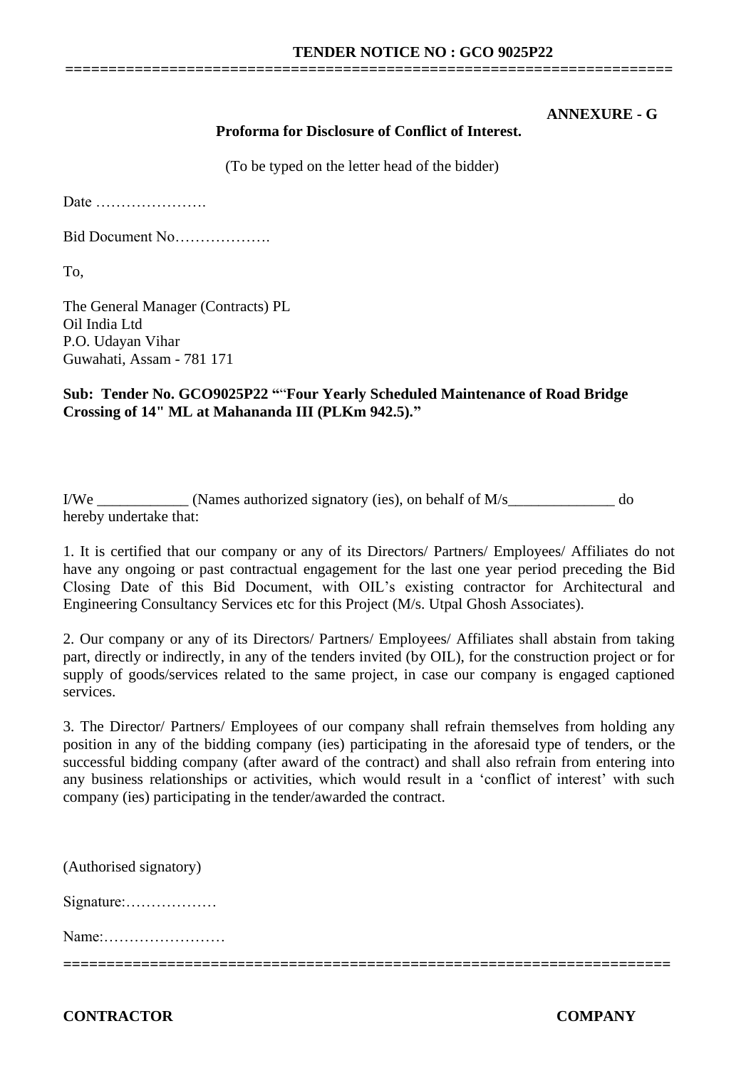**ANNEXURE - G**

**Proforma for Disclosure of Conflict of Interest.**

(To be typed on the letter head of the bidder)

Date ………………….

Bid Document No……………….

To,

The General Manager (Contracts) PL
Oil India Ltd
P.O. Udayan Vihar
Guwahati, Assam - 781 171

**Sub: Tender No. GCO9025P22 "'Four Yearly Scheduled Maintenance of Road Bridge Crossing of 14" ML at Mahananda III (PLKm 942.5)."**

I/We ____________ (Names authorized signatory (ies), on behalf of M/s______________ do hereby undertake that:

1. It is certified that our company or any of its Directors/ Partners/ Employees/ Affiliates do not have any ongoing or past contractual engagement for the last one year period preceding the Bid Closing Date of this Bid Document, with OIL's existing contractor for Architectural and Engineering Consultancy Services etc for this Project (M/s. Utpal Ghosh Associates).

2. Our company or any of its Directors/ Partners/ Employees/ Affiliates shall abstain from taking part, directly or indirectly, in any of the tenders invited (by OIL), for the construction project or for supply of goods/services related to the same project, in case our company is engaged captioned services.

3. The Director/ Partners/ Employees of our company shall refrain themselves from holding any position in any of the bidding company (ies) participating in the aforesaid type of tenders, or the successful bidding company (after award of the contract) and shall also refrain from entering into any business relationships or activities, which would result in a 'conflict of interest' with such company (ies) participating in the tender/awarded the contract.

(Authorised signatory)

Signature:………………

Name:……………………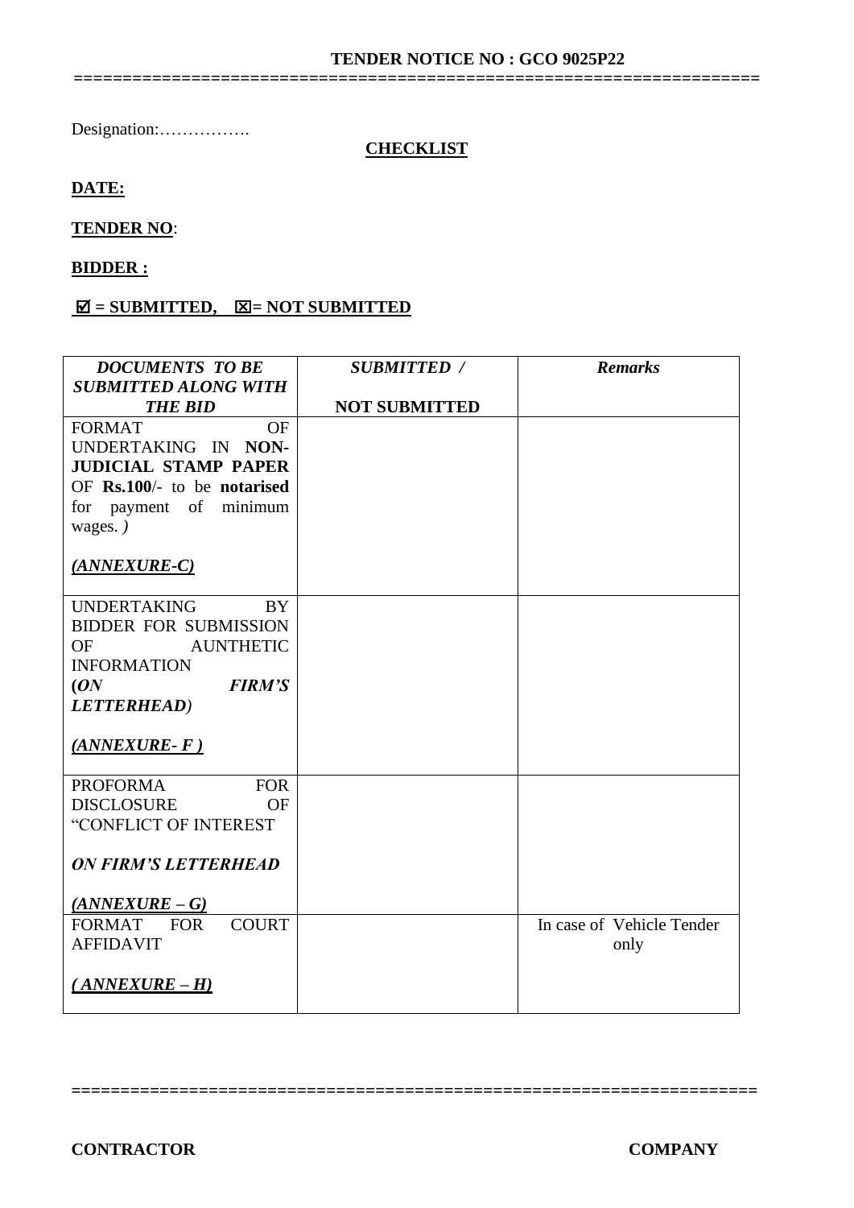**TENDER NOTICE NO : GCO 9025P22**

Designation:…………….

**CHECKLIST**

**DATE:**

**TENDER NO**:

**BIDDER :**

**☑ = SUBMITTED, ☒= NOT SUBMITTED**

| ***DOCUMENTS TO BE SUBMITTED ALONG WITH THE BID*** | ***SUBMITTED /*** **NOT SUBMITTED** | ***Remarks*** |
|---|---|---|
| FORMAT OF UNDERTAKING IN **NON-JUDICIAL STAMP PAPER** OF **Rs.100**/- to be **notarised** for payment of minimum wages. *)* ***(ANNEXURE-C)*** | | |
| UNDERTAKING BY BIDDER FOR SUBMISSION OF AUNTHETIC INFORMATION **(*ON FIRM'S LETTERHEAD*)** ***(ANNEXURE- F )*** | | |
| PROFORMA FOR DISCLOSURE OF "CONFLICT OF INTEREST ***ON FIRM'S LETTERHEAD*** ***(ANNEXURE – G)*** | | |
| FORMAT FOR COURT AFFIDAVIT ***( ANNEXURE – H)*** | | In case of Vehicle Tender only |

**CONTRACTOR** **COMPANY**